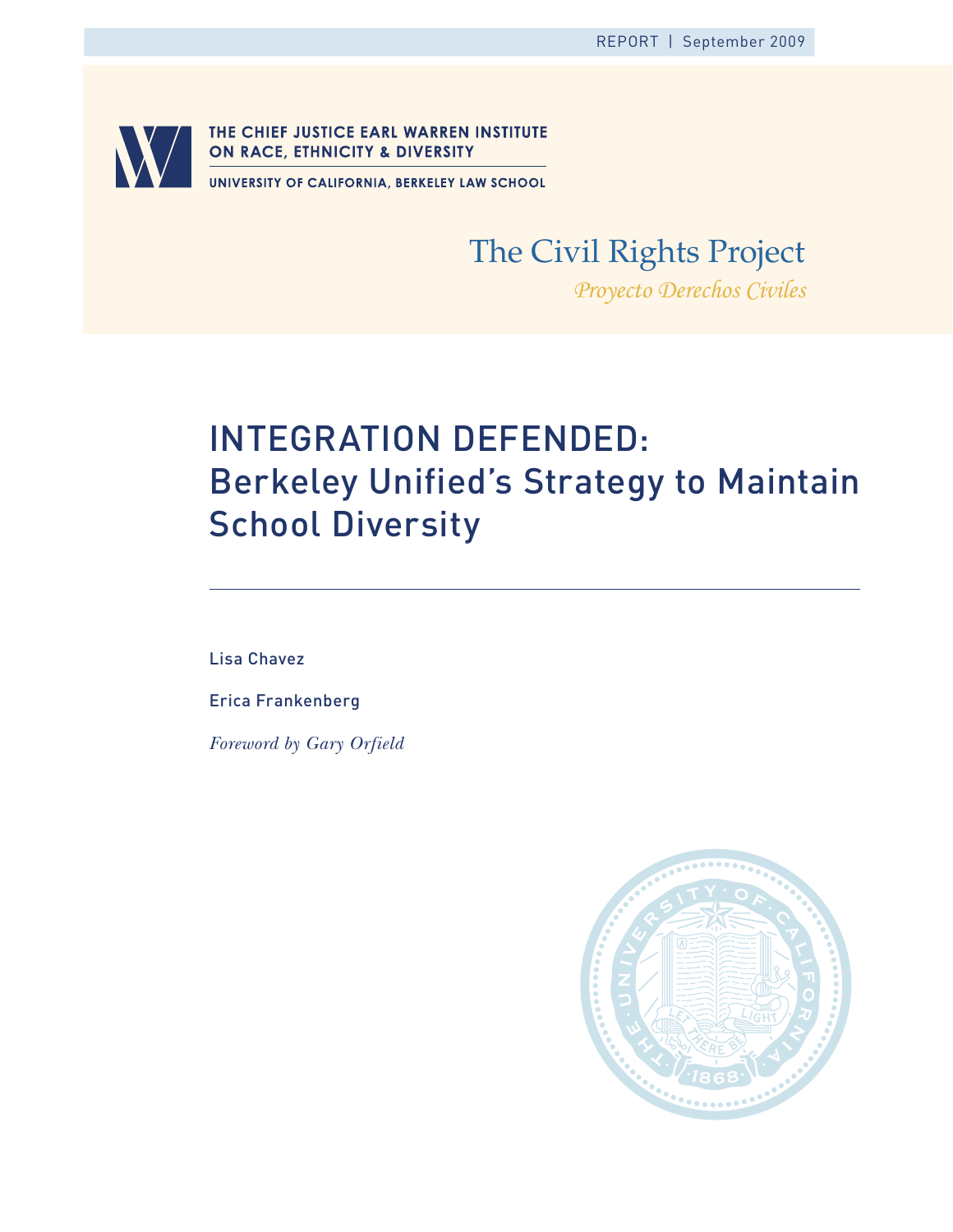REPORT | September 2009

THE CHIEF JUSTICE EARL WARREN INSTITUTE ON RACE, ETHNICITY & DIVERSITY

UNIVERSITY OF CALIFORNIA, BERKELEY LAW SCHOOL

The Civil Rights Project

*Proyecto Derechos Civiles*

# INTEGRATION DEFENDED: Berkeley Unified's Strategy to Maintain School Diversity

Lisa Chavez

Erica Frankenberg

*Foreword by Gary Orfield*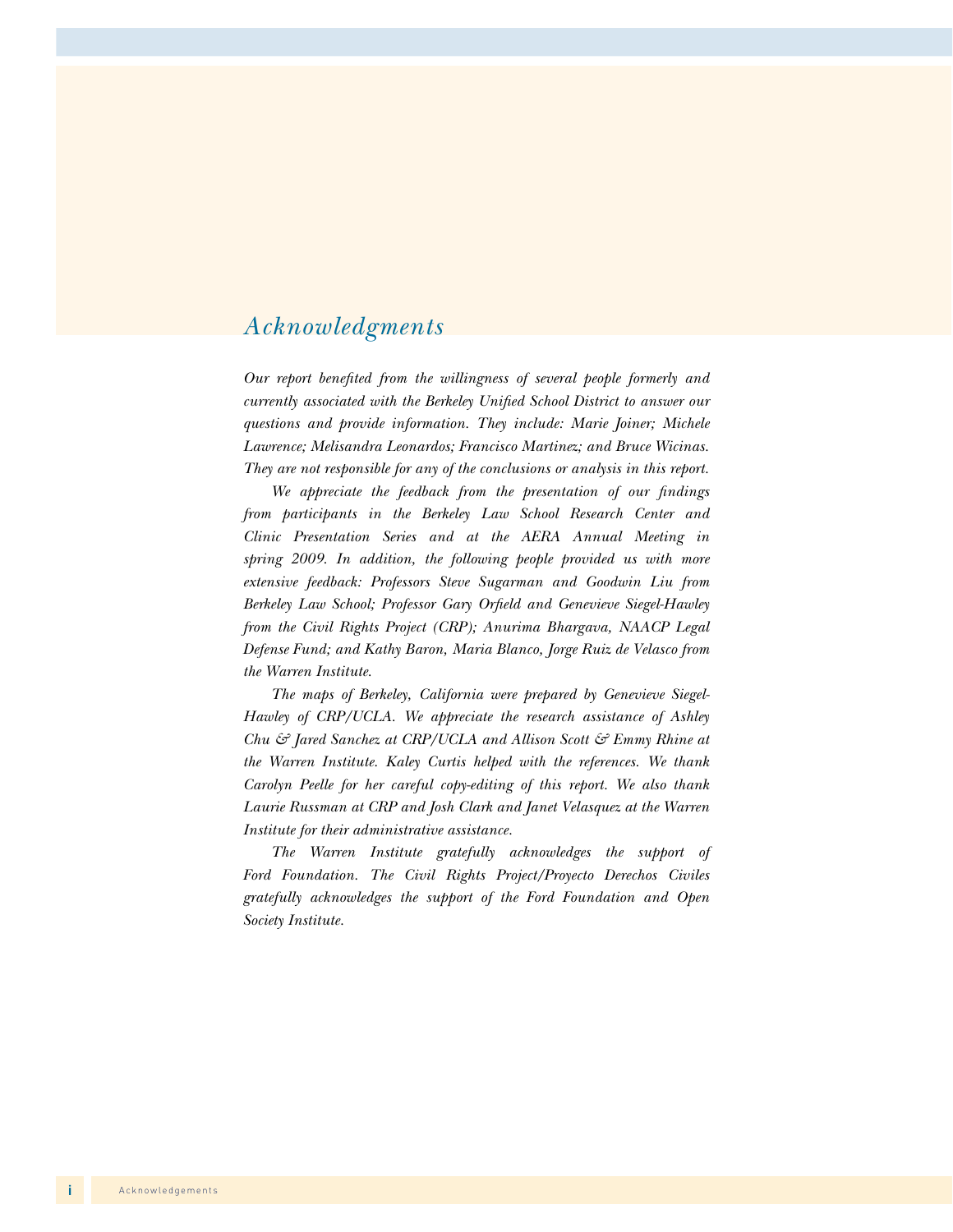## *Acknowledgments*

*Our report benefited from the willingness of several people formerly and currently associated with the Berkeley Unified School District to answer our questions and provide information. They include: Marie Joiner; Michele Lawrence; Melisandra Leonardos; Francisco Martinez; and Bruce Wicinas. They are not responsible for any of the conclusions or analysis in this report.*

*We appreciate the feedback from the presentation of our findings from participants in the Berkeley Law School Research Center and Clinic Presentation Series and at the AERA Annual Meeting in spring 2009. In addition, the following people provided us with more extensive feedback: Professors Steve Sugarman and Goodwin Liu from Berkeley Law School; Professor Gary Orfield and Genevieve Siegel-Hawley from the Civil Rights Project (CRP); Anurima Bhargava, NAACP Legal Defense Fund; and Kathy Baron, Maria Blanco, Jorge Ruiz de Velasco from the Warren Institute.*

*The maps of Berkeley, California were prepared by Genevieve Siegel-Hawley of CRP/UCLA. We appreciate the research assistance of Ashley Chu & Jared Sanchez at CRP/UCLA and Allison Scott & Emmy Rhine at the Warren Institute. Kaley Curtis helped with the references. We thank Carolyn Peelle for her careful copy-editing of this report. We also thank Laurie Russman at CRP and Josh Clark and Janet Velasquez at the Warren Institute for their administrative assistance.*

*The Warren Institute gratefully acknowledges the support of Ford Foundation. The Civil Rights Project/Proyecto Derechos Civiles gratefully acknowledges the support of the Ford Foundation and Open Society Institute.*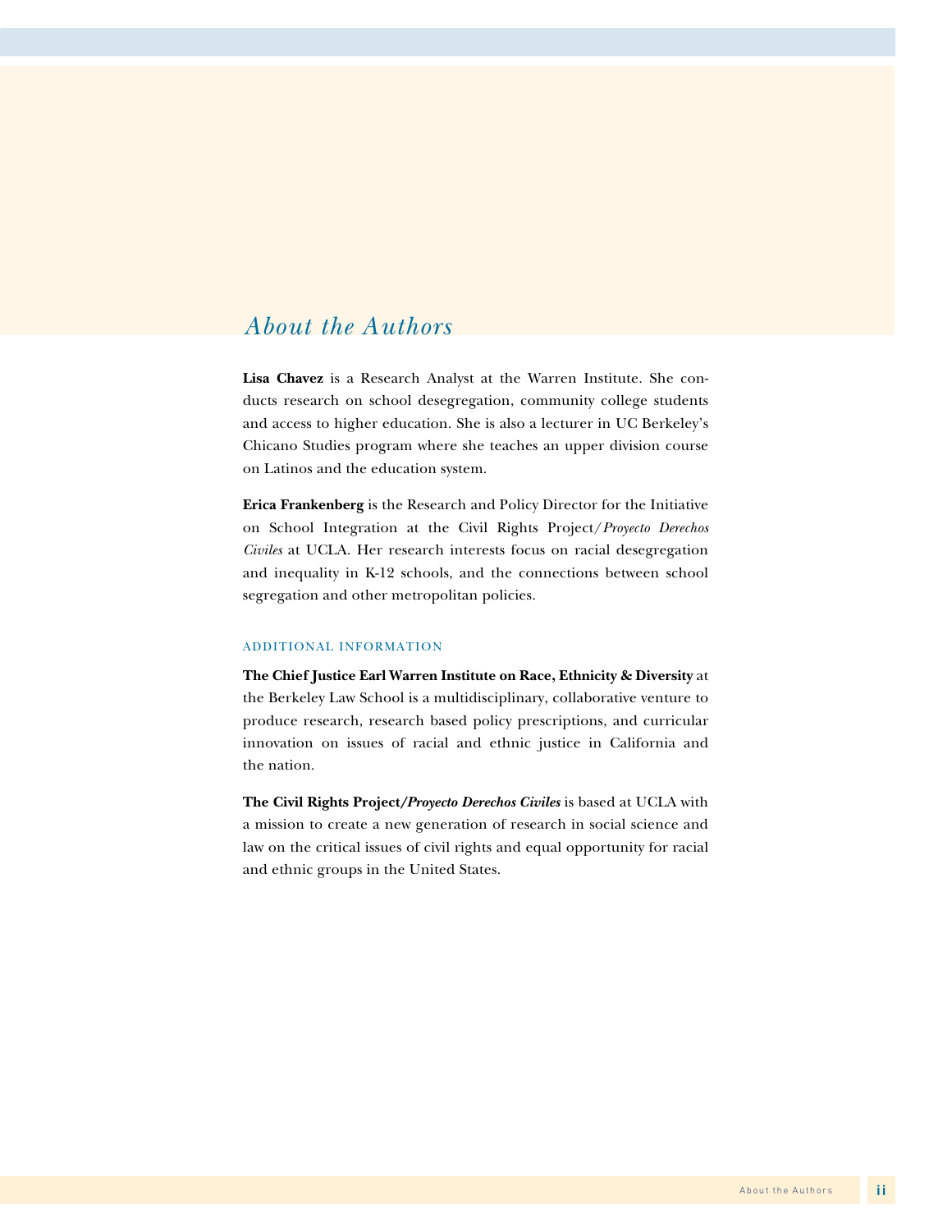# About the Authors

**Lisa Chavez** is a Research Analyst at the Warren Institute. She conducts research on school desegregation, community college students and access to higher education. She is also a lecturer in UC Berkeley's Chicano Studies program where she teaches an upper division course on Latinos and the education system.

**Erica Frankenberg** is the Research and Policy Director for the Initiative on School Integration at the Civil Rights Project/*Proyecto Derechos Civiles* at UCLA. Her research interests focus on racial desegregation and inequality in K-12 schools, and the connections between school segregation and other metropolitan policies.

## ADDITIONAL INFORMATION

**The Chief Justice Earl Warren Institute on Race, Ethnicity & Diversity** at the Berkeley Law School is a multidisciplinary, collaborative venture to produce research, research based policy prescriptions, and curricular innovation on issues of racial and ethnic justice in California and the nation.

**The Civil Rights Project/*Proyecto Derechos Civiles*** is based at UCLA with a mission to create a new generation of research in social science and law on the critical issues of civil rights and equal opportunity for racial and ethnic groups in the United States.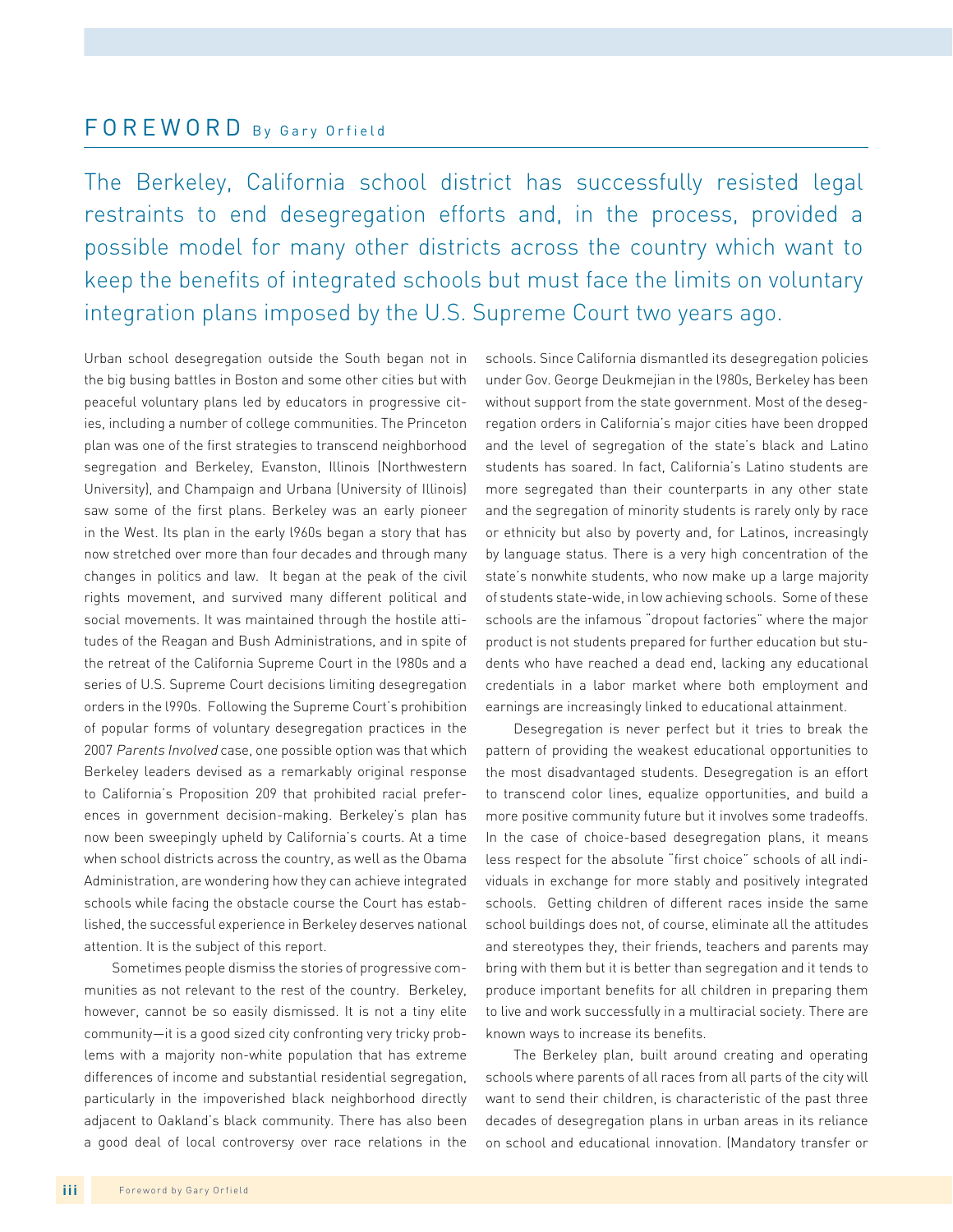## FOREWORD By Gary Orfield

The Berkeley, California school district has successfully resisted legal restraints to end desegregation efforts and, in the process, provided a possible model for many other districts across the country which want to keep the benefits of integrated schools but must face the limits on voluntary integration plans imposed by the U.S. Supreme Court two years ago.

Urban school desegregation outside the South began not in the big busing battles in Boston and some other cities but with peaceful voluntary plans led by educators in progressive cities, including a number of college communities. The Princeton plan was one of the first strategies to transcend neighborhood segregation and Berkeley, Evanston, Illinois (Northwestern University), and Champaign and Urbana (University of Illinois) saw some of the first plans. Berkeley was an early pioneer in the West. Its plan in the early 1960s began a story that has now stretched over more than four decades and through many changes in politics and law. It began at the peak of the civil rights movement, and survived many different political and social movements. It was maintained through the hostile attitudes of the Reagan and Bush Administrations, and in spite of the retreat of the California Supreme Court in the 1980s and a series of U.S. Supreme Court decisions limiting desegregation orders in the 1990s. Following the Supreme Court's prohibition of popular forms of voluntary desegregation practices in the 2007 *Parents Involved* case, one possible option was that which Berkeley leaders devised as a remarkably original response to California's Proposition 209 that prohibited racial preferences in government decision-making. Berkeley's plan has now been sweepingly upheld by California's courts. At a time when school districts across the country, as well as the Obama Administration, are wondering how they can achieve integrated schools while facing the obstacle course the Court has established, the successful experience in Berkeley deserves national attention. It is the subject of this report.

Sometimes people dismiss the stories of progressive communities as not relevant to the rest of the country. Berkeley, however, cannot be so easily dismissed. It is not a tiny elite community—it is a good sized city confronting very tricky problems with a majority non-white population that has extreme differences of income and substantial residential segregation, particularly in the impoverished black neighborhood directly adjacent to Oakland's black community. There has also been a good deal of local controversy over race relations in the schools. Since California dismantled its desegregation policies under Gov. George Deukmejian in the 1980s, Berkeley has been without support from the state government. Most of the desegregation orders in California's major cities have been dropped and the level of segregation of the state's black and Latino students has soared. In fact, California's Latino students are more segregated than their counterparts in any other state and the segregation of minority students is rarely only by race or ethnicity but also by poverty and, for Latinos, increasingly by language status. There is a very high concentration of the state's nonwhite students, who now make up a large majority of students state-wide, in low achieving schools. Some of these schools are the infamous "dropout factories" where the major product is not students prepared for further education but students who have reached a dead end, lacking any educational credentials in a labor market where both employment and earnings are increasingly linked to educational attainment.

Desegregation is never perfect but it tries to break the pattern of providing the weakest educational opportunities to the most disadvantaged students. Desegregation is an effort to transcend color lines, equalize opportunities, and build a more positive community future but it involves some tradeoffs. In the case of choice-based desegregation plans, it means less respect for the absolute "first choice" schools of all individuals in exchange for more stably and positively integrated schools. Getting children of different races inside the same school buildings does not, of course, eliminate all the attitudes and stereotypes they, their friends, teachers and parents may bring with them but it is better than segregation and it tends to produce important benefits for all children in preparing them to live and work successfully in a multiracial society. There are known ways to increase its benefits.

The Berkeley plan, built around creating and operating schools where parents of all races from all parts of the city will want to send their children, is characteristic of the past three decades of desegregation plans in urban areas in its reliance on school and educational innovation. (Mandatory transfer or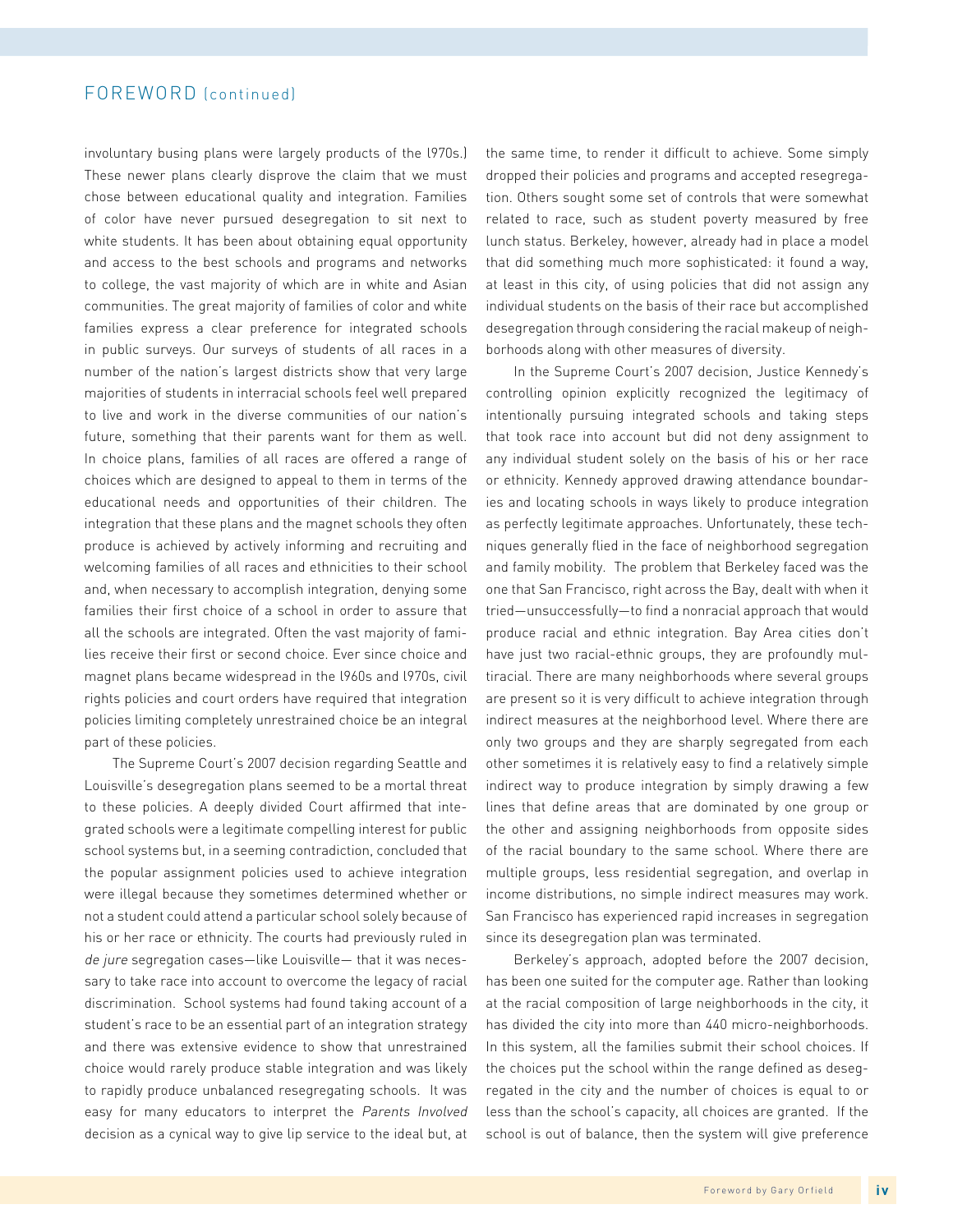## FOREWORD (continued)

involuntary busing plans were largely products of the 1970s.) These newer plans clearly disprove the claim that we must chose between educational quality and integration. Families of color have never pursued desegregation to sit next to white students. It has been about obtaining equal opportunity and access to the best schools and programs and networks to college, the vast majority of which are in white and Asian communities. The great majority of families of color and white families express a clear preference for integrated schools in public surveys. Our surveys of students of all races in a number of the nation's largest districts show that very large majorities of students in interracial schools feel well prepared to live and work in the diverse communities of our nation's future, something that their parents want for them as well. In choice plans, families of all races are offered a range of choices which are designed to appeal to them in terms of the educational needs and opportunities of their children. The integration that these plans and the magnet schools they often produce is achieved by actively informing and recruiting and welcoming families of all races and ethnicities to their school and, when necessary to accomplish integration, denying some families their first choice of a school in order to assure that all the schools are integrated. Often the vast majority of families receive their first or second choice. Ever since choice and magnet plans became widespread in the 1960s and 1970s, civil rights policies and court orders have required that integration policies limiting completely unrestrained choice be an integral part of these policies.

The Supreme Court's 2007 decision regarding Seattle and Louisville's desegregation plans seemed to be a mortal threat to these policies. A deeply divided Court affirmed that integrated schools were a legitimate compelling interest for public school systems but, in a seeming contradiction, concluded that the popular assignment policies used to achieve integration were illegal because they sometimes determined whether or not a student could attend a particular school solely because of his or her race or ethnicity. The courts had previously ruled in *de jure* segregation cases—like Louisville— that it was necessary to take race into account to overcome the legacy of racial discrimination. School systems had found taking account of a student's race to be an essential part of an integration strategy and there was extensive evidence to show that unrestrained choice would rarely produce stable integration and was likely to rapidly produce unbalanced resegregating schools. It was easy for many educators to interpret the *Parents Involved* decision as a cynical way to give lip service to the ideal but, at the same time, to render it difficult to achieve. Some simply dropped their policies and programs and accepted resegregation. Others sought some set of controls that were somewhat related to race, such as student poverty measured by free lunch status. Berkeley, however, already had in place a model that did something much more sophisticated: it found a way, at least in this city, of using policies that did not assign any individual students on the basis of their race but accomplished desegregation through considering the racial makeup of neighborhoods along with other measures of diversity.

In the Supreme Court's 2007 decision, Justice Kennedy's controlling opinion explicitly recognized the legitimacy of intentionally pursuing integrated schools and taking steps that took race into account but did not deny assignment to any individual student solely on the basis of his or her race or ethnicity. Kennedy approved drawing attendance boundaries and locating schools in ways likely to produce integration as perfectly legitimate approaches. Unfortunately, these techniques generally flied in the face of neighborhood segregation and family mobility. The problem that Berkeley faced was the one that San Francisco, right across the Bay, dealt with when it tried—unsuccessfully—to find a nonracial approach that would produce racial and ethnic integration. Bay Area cities don't have just two racial-ethnic groups, they are profoundly multiracial. There are many neighborhoods where several groups are present so it is very difficult to achieve integration through indirect measures at the neighborhood level. Where there are only two groups and they are sharply segregated from each other sometimes it is relatively easy to find a relatively simple indirect way to produce integration by simply drawing a few lines that define areas that are dominated by one group or the other and assigning neighborhoods from opposite sides of the racial boundary to the same school. Where there are multiple groups, less residential segregation, and overlap in income distributions, no simple indirect measures may work. San Francisco has experienced rapid increases in segregation since its desegregation plan was terminated.

Berkeley's approach, adopted before the 2007 decision, has been one suited for the computer age. Rather than looking at the racial composition of large neighborhoods in the city, it has divided the city into more than 440 micro-neighborhoods. In this system, all the families submit their school choices. If the choices put the school within the range defined as desegregated in the city and the number of choices is equal to or less than the school's capacity, all choices are granted. If the school is out of balance, then the system will give preference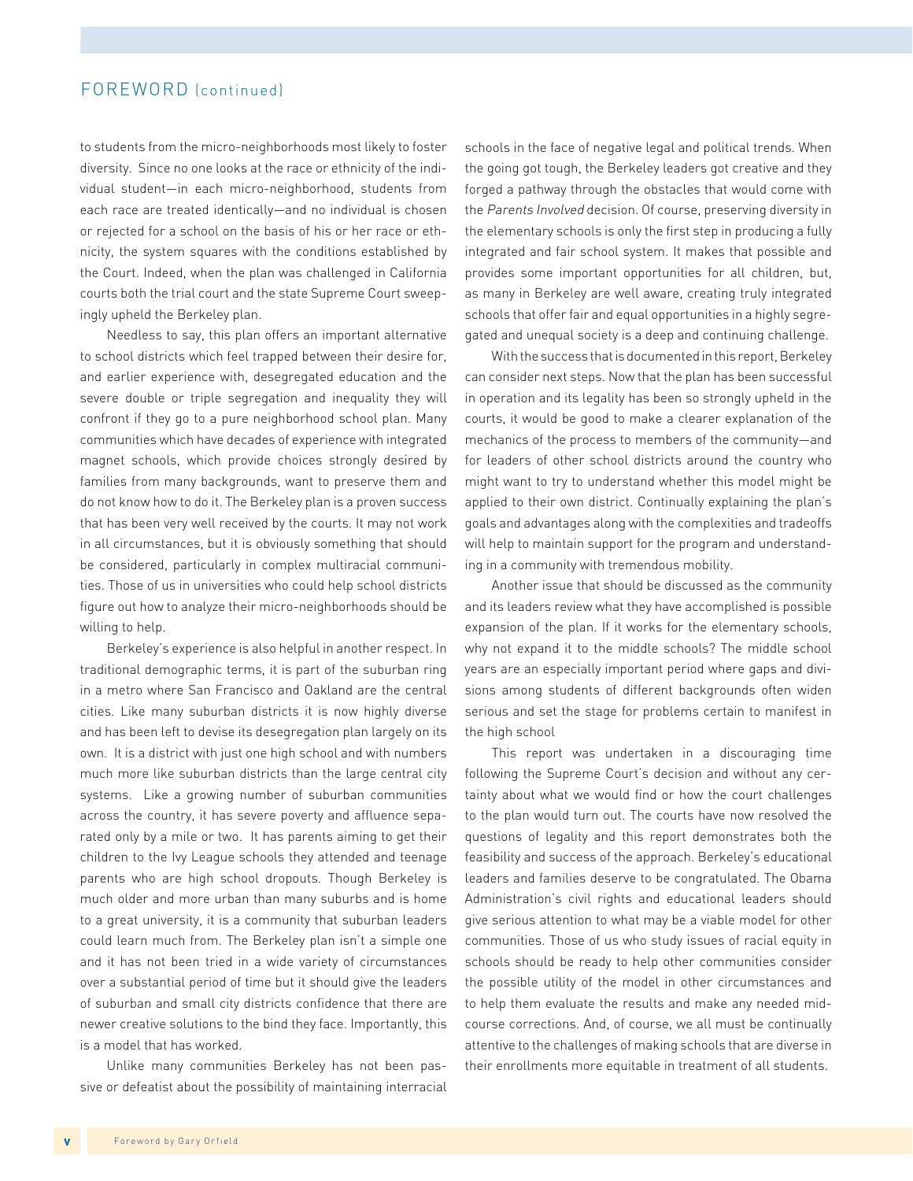## FOREWORD (continued)

to students from the micro-neighborhoods most likely to foster diversity. Since no one looks at the race or ethnicity of the individual student—in each micro-neighborhood, students from each race are treated identically—and no individual is chosen or rejected for a school on the basis of his or her race or ethnicity, the system squares with the conditions established by the Court. Indeed, when the plan was challenged in California courts both the trial court and the state Supreme Court sweepingly upheld the Berkeley plan.

Needless to say, this plan offers an important alternative to school districts which feel trapped between their desire for, and earlier experience with, desegregated education and the severe double or triple segregation and inequality they will confront if they go to a pure neighborhood school plan. Many communities which have decades of experience with integrated magnet schools, which provide choices strongly desired by families from many backgrounds, want to preserve them and do not know how to do it. The Berkeley plan is a proven success that has been very well received by the courts. It may not work in all circumstances, but it is obviously something that should be considered, particularly in complex multiracial communities. Those of us in universities who could help school districts figure out how to analyze their micro-neighborhoods should be willing to help.

Berkeley's experience is also helpful in another respect. In traditional demographic terms, it is part of the suburban ring in a metro where San Francisco and Oakland are the central cities. Like many suburban districts it is now highly diverse and has been left to devise its desegregation plan largely on its own. It is a district with just one high school and with numbers much more like suburban districts than the large central city systems. Like a growing number of suburban communities across the country, it has severe poverty and affluence separated only by a mile or two. It has parents aiming to get their children to the Ivy League schools they attended and teenage parents who are high school dropouts. Though Berkeley is much older and more urban than many suburbs and is home to a great university, it is a community that suburban leaders could learn much from. The Berkeley plan isn't a simple one and it has not been tried in a wide variety of circumstances over a substantial period of time but it should give the leaders of suburban and small city districts confidence that there are newer creative solutions to the bind they face. Importantly, this is a model that has worked.

Unlike many communities Berkeley has not been passive or defeatist about the possibility of maintaining interracial schools in the face of negative legal and political trends. When the going got tough, the Berkeley leaders got creative and they forged a pathway through the obstacles that would come with the *Parents Involved* decision. Of course, preserving diversity in the elementary schools is only the first step in producing a fully integrated and fair school system. It makes that possible and provides some important opportunities for all children, but, as many in Berkeley are well aware, creating truly integrated schools that offer fair and equal opportunities in a highly segregated and unequal society is a deep and continuing challenge.

With the success that is documented in this report, Berkeley can consider next steps. Now that the plan has been successful in operation and its legality has been so strongly upheld in the courts, it would be good to make a clearer explanation of the mechanics of the process to members of the community—and for leaders of other school districts around the country who might want to try to understand whether this model might be applied to their own district. Continually explaining the plan's goals and advantages along with the complexities and tradeoffs will help to maintain support for the program and understanding in a community with tremendous mobility.

Another issue that should be discussed as the community and its leaders review what they have accomplished is possible expansion of the plan. If it works for the elementary schools, why not expand it to the middle schools? The middle school years are an especially important period where gaps and divisions among students of different backgrounds often widen serious and set the stage for problems certain to manifest in the high school

This report was undertaken in a discouraging time following the Supreme Court's decision and without any certainty about what we would find or how the court challenges to the plan would turn out. The courts have now resolved the questions of legality and this report demonstrates both the feasibility and success of the approach. Berkeley's educational leaders and families deserve to be congratulated. The Obama Administration's civil rights and educational leaders should give serious attention to what may be a viable model for other communities. Those of us who study issues of racial equity in schools should be ready to help other communities consider the possible utility of the model in other circumstances and to help them evaluate the results and make any needed mid-course corrections. And, of course, we all must be continually attentive to the challenges of making schools that are diverse in their enrollments more equitable in treatment of all students.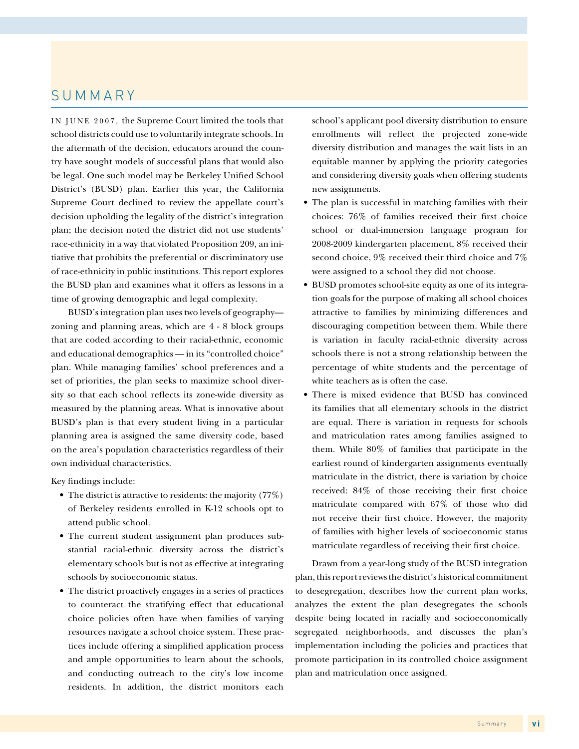# SUMMARY

IN JUNE 2007, the Supreme Court limited the tools that school districts could use to voluntarily integrate schools. In the aftermath of the decision, educators around the country have sought models of successful plans that would also be legal. One such model may be Berkeley Unified School District's (BUSD) plan. Earlier this year, the California Supreme Court declined to review the appellate court's decision upholding the legality of the district's integration plan; the decision noted the district did not use students' race-ethnicity in a way that violated Proposition 209, an initiative that prohibits the preferential or discriminatory use of race-ethnicity in public institutions. This report explores the BUSD plan and examines what it offers as lessons in a time of growing demographic and legal complexity.

BUSD's integration plan uses two levels of geography—zoning and planning areas, which are 4 - 8 block groups that are coded according to their racial-ethnic, economic and educational demographics — in its "controlled choice" plan. While managing families' school preferences and a set of priorities, the plan seeks to maximize school diversity so that each school reflects its zone-wide diversity as measured by the planning areas. What is innovative about BUSD's plan is that every student living in a particular planning area is assigned the same diversity code, based on the area's population characteristics regardless of their own individual characteristics.

Key findings include:

- The district is attractive to residents: the majority (77%) of Berkeley residents enrolled in K-12 schools opt to attend public school.
- The current student assignment plan produces substantial racial-ethnic diversity across the district's elementary schools but is not as effective at integrating schools by socioeconomic status.
- The district proactively engages in a series of practices to counteract the stratifying effect that educational choice policies often have when families of varying resources navigate a school choice system. These practices include offering a simplified application process and ample opportunities to learn about the schools, and conducting outreach to the city's low income residents. In addition, the district monitors each school's applicant pool diversity distribution to ensure enrollments will reflect the projected zone-wide diversity distribution and manages the wait lists in an equitable manner by applying the priority categories and considering diversity goals when offering students new assignments.
- The plan is successful in matching families with their choices: 76% of families received their first choice school or dual-immersion language program for 2008-2009 kindergarten placement, 8% received their second choice, 9% received their third choice and 7% were assigned to a school they did not choose.
- BUSD promotes school-site equity as one of its integration goals for the purpose of making all school choices attractive to families by minimizing differences and discouraging competition between them. While there is variation in faculty racial-ethnic diversity across schools there is not a strong relationship between the percentage of white students and the percentage of white teachers as is often the case.
- There is mixed evidence that BUSD has convinced its families that all elementary schools in the district are equal. There is variation in requests for schools and matriculation rates among families assigned to them. While 80% of families that participate in the earliest round of kindergarten assignments eventually matriculate in the district, there is variation by choice received: 84% of those receiving their first choice matriculate compared with 67% of those who did not receive their first choice. However, the majority of families with higher levels of socioeconomic status matriculate regardless of receiving their first choice.

Drawn from a year-long study of the BUSD integration plan, this report reviews the district's historical commitment to desegregation, describes how the current plan works, analyzes the extent the plan desegregates the schools despite being located in racially and socioeconomically segregated neighborhoods, and discusses the plan's implementation including the policies and practices that promote participation in its controlled choice assignment plan and matriculation once assigned.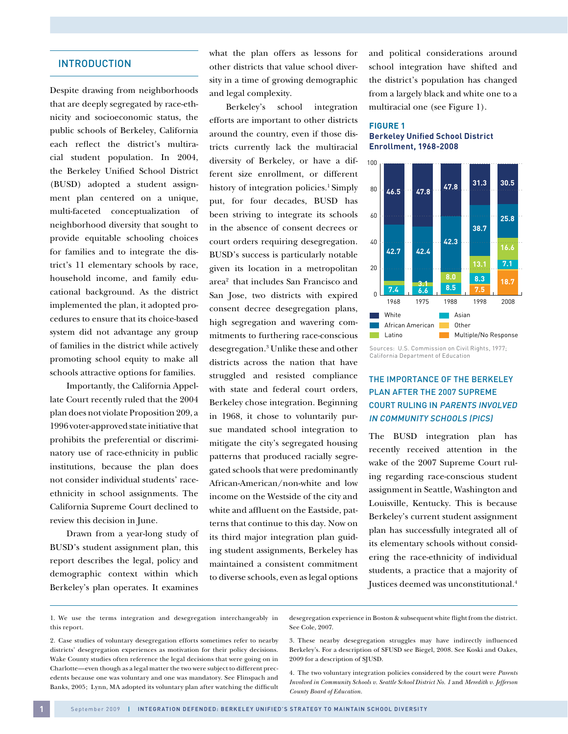## INTRODUCTION

Despite drawing from neighborhoods that are deeply segregated by race-ethnicity and socioeconomic status, the public schools of Berkeley, California each reflect the district's multiracial student population. In 2004, the Berkeley Unified School District (BUSD) adopted a student assignment plan centered on a unique, multi-faceted conceptualization of neighborhood diversity that sought to provide equitable schooling choices for families and to integrate the district's 11 elementary schools by race, household income, and family educational background. As the district implemented the plan, it adopted procedures to ensure that its choice-based system did not advantage any group of families in the district while actively promoting school equity to make all schools attractive options for families.

Importantly, the California Appellate Court recently ruled that the 2004 plan does not violate Proposition 209, a 1996 voter-approved state initiative that prohibits the preferential or discriminatory use of race-ethnicity in public institutions, because the plan does not consider individual students' race-ethnicity in school assignments. The California Supreme Court declined to review this decision in June.

Drawn from a year-long study of BUSD's student assignment plan, this report describes the legal, policy and demographic context within which Berkeley's plan operates. It examines what the plan offers as lessons for other districts that value school diversity in a time of growing demographic and legal complexity.

Berkeley's school integration efforts are important to other districts around the country, even if those districts currently lack the multiracial diversity of Berkeley, or have a different size enrollment, or different history of integration policies.[1] Simply put, for four decades, BUSD has been striving to integrate its schools in the absence of consent decrees or court orders requiring desegregation. BUSD's success is particularly notable given its location in a metropolitan area[2] that includes San Francisco and San Jose, two districts with expired consent decree desegregation plans, high segregation and wavering commitments to furthering race-conscious desegregation.[3] Unlike these and other districts across the nation that have struggled and resisted compliance with state and federal court orders, Berkeley chose integration. Beginning in 1968, it chose to voluntarily pursue mandated school integration to mitigate the city's segregated housing patterns that produced racially segregated schools that were predominantly African-American/non-white and low income on the Westside of the city and white and affluent on the Eastside, patterns that continue to this day. Now on its third major integration plan guiding student assignments, Berkeley has maintained a consistent commitment to diverse schools, even as legal options and political considerations around school integration have shifted and the district's population has changed from a largely black and white one to a multiracial one (see Figure 1).

**FIGURE 1**
**Berkeley Unified School District Enrollment, 1968-2008**

| | 1968 | 1975 | 1988 | 1998 | 2008 |
|---|---|---|---|---|---|
| White | 46.5 | 47.8 | 47.8 | 31.3 | 30.5 |
| African American | 42.7 | 42.4 | 42.3 | 38.7 | 25.8 |
| Latino | | 3.1 | 8.0 | 13.1 | 16.6 |
| Asian | 7.4 | 6.6 | 8.5 | 8.3 | 7.1 |
| Other | | | | | |
| Multiple/No Response | | | | 7.5 | 18.7 |

Sources: U.S. Commission on Civil Rights, 1977; California Department of Education

## THE IMPORTANCE OF THE BERKELEY PLAN AFTER THE 2007 SUPREME COURT RULING IN *PARENTS INVOLVED IN COMMUNITY SCHOOLS (PICS)*

The BUSD integration plan has recently received attention in the wake of the 2007 Supreme Court ruling regarding race-conscious student assignment in Seattle, Washington and Louisville, Kentucky. This is because Berkeley's current student assignment plan has successfully integrated all of its elementary schools without considering the race-ethnicity of individual students, a practice that a majority of Justices deemed was unconstitutional.[4]

---

1. We use the terms integration and desegregation interchangeably in this report.

2. Case studies of voluntary desegregation efforts sometimes refer to nearby districts' desegregation experiences as motivation for their policy decisions. Wake County studies often reference the legal decisions that were going on in Charlotte—even though as a legal matter the two were subject to different precedents because one was voluntary and one was mandatory. See Flinspach and Banks, 2005; Lynn, MA adopted its voluntary plan after watching the difficult desegregation experience in Boston & subsequent white flight from the district. See Cole, 2007.

3. These nearby desegregation struggles may have indirectly influenced Berkeley's. For a description of SFUSD see Biegel, 2008. See Koski and Oakes, 2009 for a description of SJUSD.

4. The two voluntary integration policies considered by the court were *Parents Involved in Community Schools v. Seattle School District No. 1* and *Meredith v. Jefferson County Board of Education*.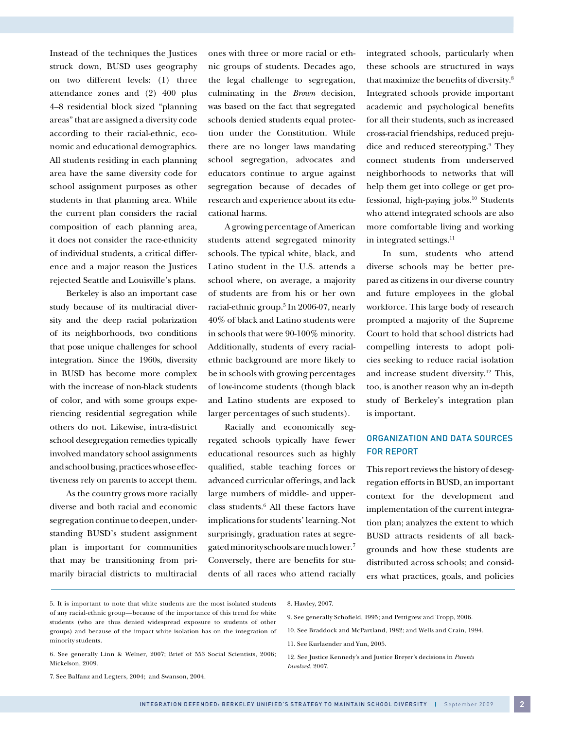Instead of the techniques the Justices struck down, BUSD uses geography on two different levels: (1) three attendance zones and (2) 400 plus 4–8 residential block sized "planning areas" that are assigned a diversity code according to their racial-ethnic, economic and educational demographics. All students residing in each planning area have the same diversity code for school assignment purposes as other students in that planning area. While the current plan considers the racial composition of each planning area, it does not consider the race-ethnicity of individual students, a critical difference and a major reason the Justices rejected Seattle and Louisville's plans.

Berkeley is also an important case study because of its multiracial diversity and the deep racial polarization of its neighborhoods, two conditions that pose unique challenges for school integration. Since the 1960s, diversity in BUSD has become more complex with the increase of non-black students of color, and with some groups experiencing residential segregation while others do not. Likewise, intra-district school desegregation remedies typically involved mandatory school assignments and school busing, practices whose effectiveness rely on parents to accept them.

As the country grows more racially diverse and both racial and economic segregation continue to deepen, understanding BUSD's student assignment plan is important for communities that may be transitioning from primarily biracial districts to multiracial ones with three or more racial or ethnic groups of students. Decades ago, the legal challenge to segregation, culminating in the *Brown* decision, was based on the fact that segregated schools denied students equal protection under the Constitution. While there are no longer laws mandating school segregation, advocates and educators continue to argue against segregation because of decades of research and experience about its educational harms.

A growing percentage of American students attend segregated minority schools. The typical white, black, and Latino student in the U.S. attends a school where, on average, a majority of students are from his or her own racial-ethnic group.[5] In 2006-07, nearly 40% of black and Latino students were in schools that were 90-100% minority. Additionally, students of every racial-ethnic background are more likely to be in schools with growing percentages of low-income students (though black and Latino students are exposed to larger percentages of such students).

Racially and economically segregated schools typically have fewer educational resources such as highly qualified, stable teaching forces or advanced curricular offerings, and lack large numbers of middle- and upper-class students.[6] All these factors have implications for students' learning. Not surprisingly, graduation rates at segregated minority schools are much lower.[7] Conversely, there are benefits for students of all races who attend racially integrated schools, particularly when these schools are structured in ways that maximize the benefits of diversity.[8] Integrated schools provide important academic and psychological benefits for all their students, such as increased cross-racial friendships, reduced prejudice and reduced stereotyping.[9] They connect students from underserved neighborhoods to networks that will help them get into college or get professional, high-paying jobs.[10] Students who attend integrated schools are also more comfortable living and working in integrated settings.[11]

In sum, students who attend diverse schools may be better prepared as citizens in our diverse country and future employees in the global workforce. This large body of research prompted a majority of the Supreme Court to hold that school districts had compelling interests to adopt policies seeking to reduce racial isolation and increase student diversity.[12] This, too, is another reason why an in-depth study of Berkeley's integration plan is important.

## ORGANIZATION AND DATA SOURCES FOR REPORT

This report reviews the history of desegregation efforts in BUSD, an important context for the development and implementation of the current integration plan; analyzes the extent to which BUSD attracts residents of all backgrounds and how these students are distributed across schools; and considers what practices, goals, and policies

---

5. It is important to note that white students are the most isolated students of any racial-ethnic group—because of the importance of this trend for white students (who are thus denied widespread exposure to students of other groups) and because of the impact white isolation has on the integration of minority students.

6. See generally Linn & Welner, 2007; Brief of 553 Social Scientists, 2006; Mickelson, 2009.

7. See Balfanz and Legters, 2004; and Swanson, 2004.

8. Hawley, 2007.

9. See generally Schofield, 1995; and Pettigrew and Tropp, 2006.

10. See Braddock and McPartland, 1982; and Wells and Crain, 1994.

11. See Kurlaender and Yun, 2005.

12. See Justice Kennedy's and Justice Breyer's decisions in *Parents Involved*, 2007.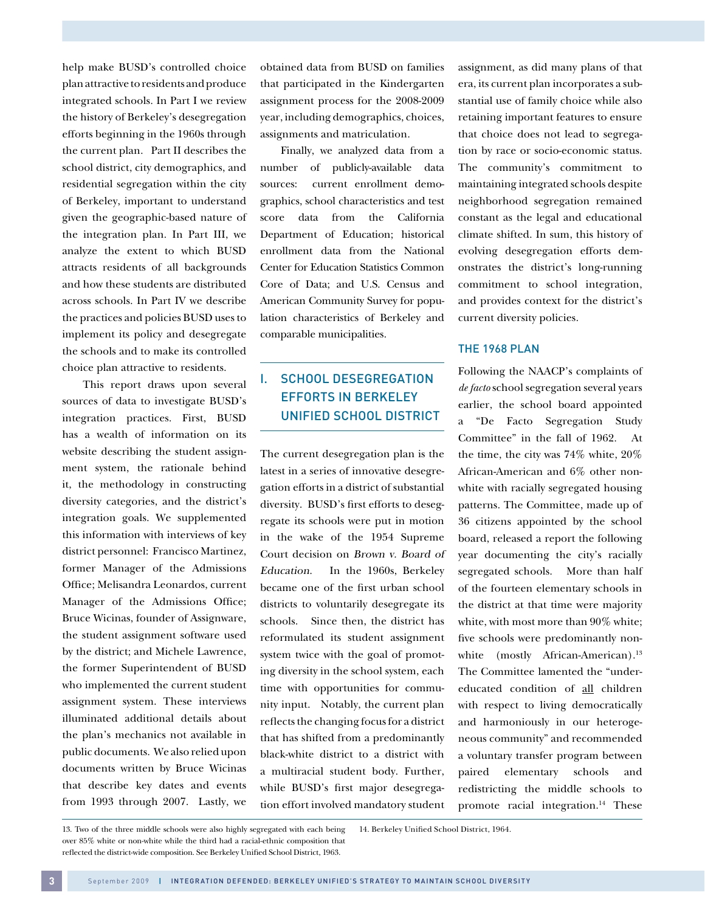help make BUSD's controlled choice plan attractive to residents and produce integrated schools. In Part I we review the history of Berkeley's desegregation efforts beginning in the 1960s through the current plan. Part II describes the school district, city demographics, and residential segregation within the city of Berkeley, important to understand given the geographic-based nature of the integration plan. In Part III, we analyze the extent to which BUSD attracts residents of all backgrounds and how these students are distributed across schools. In Part IV we describe the practices and policies BUSD uses to implement its policy and desegregate the schools and to make its controlled choice plan attractive to residents.

This report draws upon several sources of data to investigate BUSD's integration practices. First, BUSD has a wealth of information on its website describing the student assignment system, the rationale behind it, the methodology in constructing diversity categories, and the district's integration goals. We supplemented this information with interviews of key district personnel: Francisco Martinez, former Manager of the Admissions Office; Melisandra Leonardos, current Manager of the Admissions Office; Bruce Wicinas, founder of Assignware, the student assignment software used by the district; and Michele Lawrence, the former Superintendent of BUSD who implemented the current student assignment system. These interviews illuminated additional details about the plan's mechanics not available in public documents. We also relied upon documents written by Bruce Wicinas that describe key dates and events from 1993 through 2007. Lastly, we obtained data from BUSD on families that participated in the Kindergarten assignment process for the 2008-2009 year, including demographics, choices, assignments and matriculation.

Finally, we analyzed data from a number of publicly-available data sources: current enrollment demographics, school characteristics and test score data from the California Department of Education; historical enrollment data from the National Center for Education Statistics Common Core of Data; and U.S. Census and American Community Survey for population characteristics of Berkeley and comparable municipalities.

## I. SCHOOL DESEGREGATION EFFORTS IN BERKELEY UNIFIED SCHOOL DISTRICT

The current desegregation plan is the latest in a series of innovative desegregation efforts in a district of substantial diversity. BUSD's first efforts to desegregate its schools were put in motion in the wake of the 1954 Supreme Court decision on *Brown v. Board of Education.* In the 1960s, Berkeley became one of the first urban school districts to voluntarily desegregate its schools. Since then, the district has reformulated its student assignment system twice with the goal of promoting diversity in the school system, each time with opportunities for community input. Notably, the current plan reflects the changing focus for a district that has shifted from a predominantly black-white district to a district with a multiracial student body. Further, while BUSD's first major desegregation effort involved mandatory student assignment, as did many plans of that era, its current plan incorporates a substantial use of family choice while also retaining important features to ensure that choice does not lead to segregation by race or socio-economic status. The community's commitment to maintaining integrated schools despite neighborhood segregation remained constant as the legal and educational climate shifted. In sum, this history of evolving desegregation efforts demonstrates the district's long-running commitment to school integration, and provides context for the district's current diversity policies.

### THE 1968 PLAN

Following the NAACP's complaints of *de facto* school segregation several years earlier, the school board appointed a "De Facto Segregation Study Committee" in the fall of 1962. At the time, the city was 74% white, 20% African-American and 6% other non-white with racially segregated housing patterns. The Committee, made up of 36 citizens appointed by the school board, released a report the following year documenting the city's racially segregated schools. More than half of the fourteen elementary schools in the district at that time were majority white, with most more than 90% white; five schools were predominantly non-white (mostly African-American).[13] The Committee lamented the "under-educated condition of <u>all</u> children with respect to living democratically and harmoniously in our heterogeneous community" and recommended a voluntary transfer program between paired elementary schools and redistricting the middle schools to promote racial integration.[14] These

13. Two of the three middle schools were also highly segregated with each being over 85% white or non-white while the third had a racial-ethnic composition that reflected the district-wide composition. See Berkeley Unified School District, 1963.

14. Berkeley Unified School District, 1964.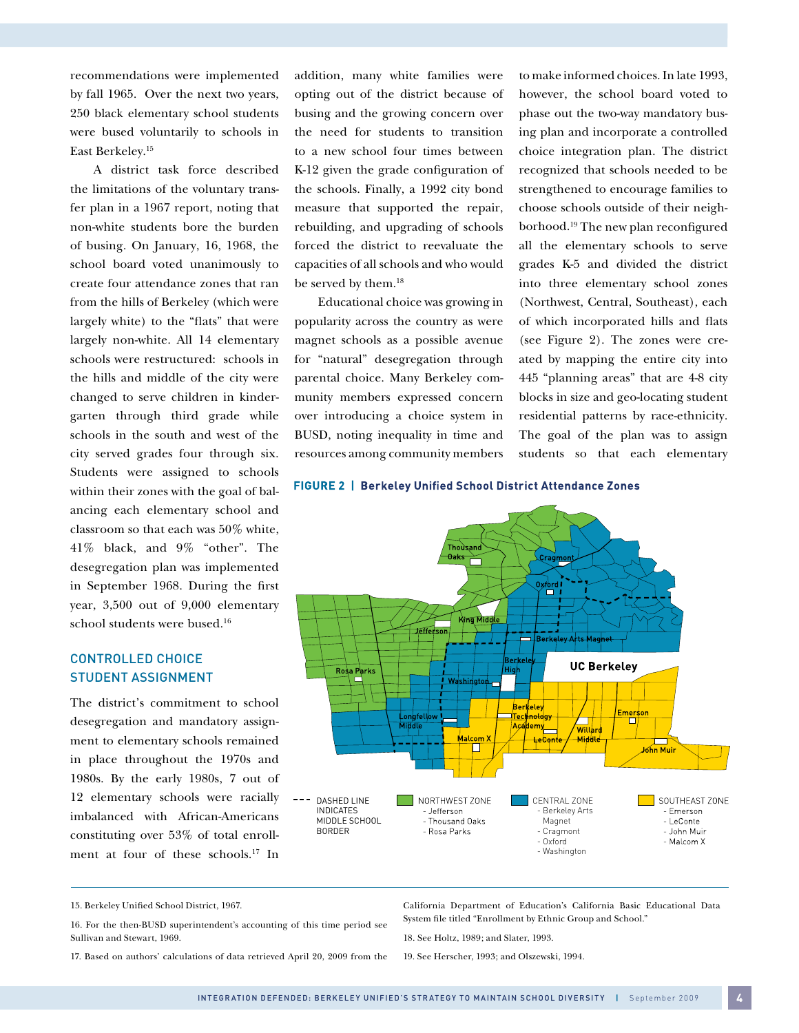recommendations were implemented by fall 1965. Over the next two years, 250 black elementary school students were bused voluntarily to schools in East Berkeley.[15]

A district task force described the limitations of the voluntary transfer plan in a 1967 report, noting that non-white students bore the burden of busing. On January, 16, 1968, the school board voted unanimously to create four attendance zones that ran from the hills of Berkeley (which were largely white) to the "flats" that were largely non-white. All 14 elementary schools were restructured: schools in the hills and middle of the city were changed to serve children in kindergarten through third grade while schools in the south and west of the city served grades four through six. Students were assigned to schools within their zones with the goal of balancing each elementary school and classroom so that each was 50% white, 41% black, and 9% "other". The desegregation plan was implemented in September 1968. During the first year, 3,500 out of 9,000 elementary school students were bused.[16]

## CONTROLLED CHOICE STUDENT ASSIGNMENT

The district's commitment to school desegregation and mandatory assignment to elementary schools remained in place throughout the 1970s and 1980s. By the early 1980s, 7 out of 12 elementary schools were racially imbalanced with African-Americans constituting over 53% of total enrollment at four of these schools.[17] In addition, many white families were opting out of the district because of busing and the growing concern over the need for students to transition to a new school four times between K-12 given the grade configuration of the schools. Finally, a 1992 city bond measure that supported the repair, rebuilding, and upgrading of schools forced the district to reevaluate the capacities of all schools and who would be served by them.[18]

Educational choice was growing in popularity across the country as were magnet schools as a possible avenue for "natural" desegregation through parental choice. Many Berkeley community members expressed concern over introducing a choice system in BUSD, noting inequality in time and resources among community members to make informed choices. In late 1993, however, the school board voted to phase out the two-way mandatory busing plan and incorporate a controlled choice integration plan. The district recognized that schools needed to be strengthened to encourage families to choose schools outside of their neighborhood.[19] The new plan reconfigured all the elementary schools to serve grades K-5 and divided the district into three elementary school zones (Northwest, Central, Southeast), each of which incorporated hills and flats (see Figure 2). The zones were created by mapping the entire city into 445 "planning areas" that are 4-8 city blocks in size and geo-locating student residential patterns by race-ethnicity. The goal of the plan was to assign students so that each elementary

**FIGURE 2 | Berkeley Unified School District Attendance Zones**

DASHED LINE INDICATES MIDDLE SCHOOL BORDER

NORTHWEST ZONE
- Jefferson
- Thousand Oaks
- Rosa Parks

CENTRAL ZONE
- Berkeley Arts Magnet
- Cragmont
- Oxford
- Washington

SOUTHEAST ZONE
- Emerson
- LeConte
- John Muir
- Malcom X

15. Berkeley Unified School District, 1967.

16. For the then-BUSD superintendent's accounting of this time period see Sullivan and Stewart, 1969.

17. Based on authors' calculations of data retrieved April 20, 2009 from the California Department of Education's California Basic Educational Data System file titled "Enrollment by Ethnic Group and School."

18. See Holtz, 1989; and Slater, 1993.

19. See Herscher, 1993; and Olszewski, 1994.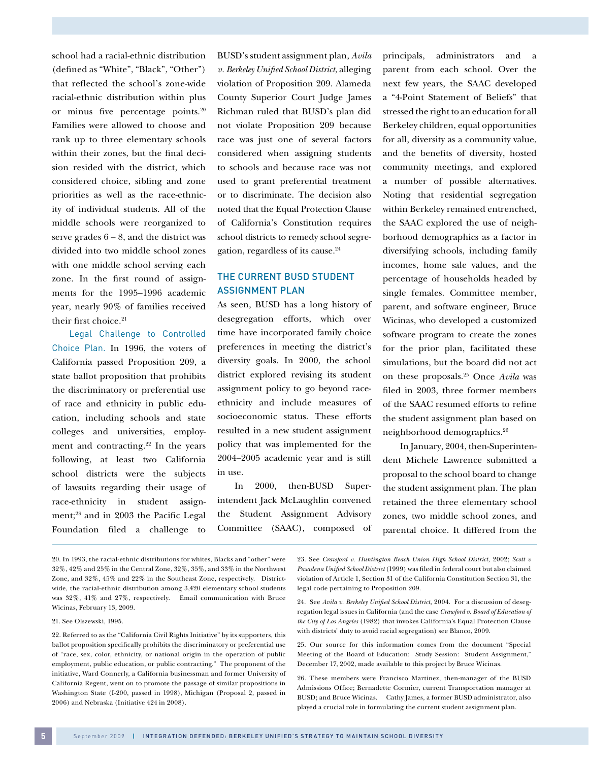school had a racial-ethnic distribution (defined as "White", "Black", "Other") that reflected the school's zone-wide racial-ethnic distribution within plus or minus five percentage points.[20] Families were allowed to choose and rank up to three elementary schools within their zones, but the final decision resided with the district, which considered choice, sibling and zone priorities as well as the race-ethnicity of individual students. All of the middle schools were reorganized to serve grades 6 – 8, and the district was divided into two middle school zones with one middle school serving each zone. In the first round of assignments for the 1995–1996 academic year, nearly 90% of families received their first choice.[21]

Legal Challenge to Controlled Choice Plan. In 1996, the voters of California passed Proposition 209, a state ballot proposition that prohibits the discriminatory or preferential use of race and ethnicity in public education, including schools and state colleges and universities, employment and contracting.[22] In the years following, at least two California school districts were the subjects of lawsuits regarding their usage of race-ethnicity in student assignment;[23] and in 2003 the Pacific Legal Foundation filed a challenge to BUSD's student assignment plan, *Avila v. Berkeley Unified School District*, alleging violation of Proposition 209. Alameda County Superior Court Judge James Richman ruled that BUSD's plan did not violate Proposition 209 because race was just one of several factors considered when assigning students to schools and because race was not used to grant preferential treatment or to discriminate. The decision also noted that the Equal Protection Clause of California's Constitution requires school districts to remedy school segregation, regardless of its cause.[24]

## THE CURRENT BUSD STUDENT ASSIGNMENT PLAN

As seen, BUSD has a long history of desegregation efforts, which over time have incorporated family choice preferences in meeting the district's diversity goals. In 2000, the school district explored revising its student assignment policy to go beyond race-ethnicity and include measures of socioeconomic status. These efforts resulted in a new student assignment policy that was implemented for the 2004–2005 academic year and is still in use.

In 2000, then-BUSD Superintendent Jack McLaughlin convened the Student Assignment Advisory Committee (SAAC), composed of principals, administrators and a parent from each school. Over the next few years, the SAAC developed a "4-Point Statement of Beliefs" that stressed the right to an education for all Berkeley children, equal opportunities for all, diversity as a community value, and the benefits of diversity, hosted community meetings, and explored a number of possible alternatives. Noting that residential segregation within Berkeley remained entrenched, the SAAC explored the use of neighborhood demographics as a factor in diversifying schools, including family incomes, home sale values, and the percentage of households headed by single females. Committee member, parent, and software engineer, Bruce Wicinas, who developed a customized software program to create the zones for the prior plan, facilitated these simulations, but the board did not act on these proposals.[25] Once *Avila* was filed in 2003, three former members of the SAAC resumed efforts to refine the student assignment plan based on neighborhood demographics.[26]

In January, 2004, then-Superintendent Michele Lawrence submitted a proposal to the school board to change the student assignment plan. The plan retained the three elementary school zones, two middle school zones, and parental choice. It differed from the

---

20. In 1993, the racial-ethnic distributions for whites, Blacks and "other" were 32%, 42% and 25% in the Central Zone, 32%, 35%, and 33% in the Northwest Zone, and 32%, 45% and 22% in the Southeast Zone, respectively. District-wide, the racial-ethnic distribution among 3,420 elementary school students was 32%, 41% and 27%, respectively. Email communication with Bruce Wicinas, February 13, 2009.

21. See Olszewski, 1995.

22. Referred to as the "California Civil Rights Initiative" by its supporters, this ballot proposition specifically prohibits the discriminatory or preferential use of "race, sex, color, ethnicity, or national origin in the operation of public employment, public education, or public contracting." The proponent of the initiative, Ward Connerly, a California businessman and former University of California Regent, went on to promote the passage of similar propositions in Washington State (I-200, passed in 1998), Michigan (Proposal 2, passed in 2006) and Nebraska (Initiative 424 in 2008).

23. See *Crawford v. Huntington Beach Union High School District,* 2002; *Scott v Pasadena Unified School District* (1999) was filed in federal court but also claimed violation of Article 1, Section 31 of the California Constitution Section 31, the legal code pertaining to Proposition 209.

24. See *Avila v. Berkeley Unified School District,* 2004. For a discussion of desegregation legal issues in California (and the case *Crawford v. Board of Education of the City of Los Angeles* (1982) that invokes California's Equal Protection Clause with districts' duty to avoid racial segregation) see Blanco, 2009.

25. Our source for this information comes from the document "Special Meeting of the Board of Education: Study Session: Student Assignment," December 17, 2002, made available to this project by Bruce Wicinas.

26. These members were Francisco Martinez, then-manager of the BUSD Admissions Office; Bernadette Cormier, current Transportation manager at BUSD; and Bruce Wicinas. Cathy James, a former BUSD administrator, also played a crucial role in formulating the current student assignment plan.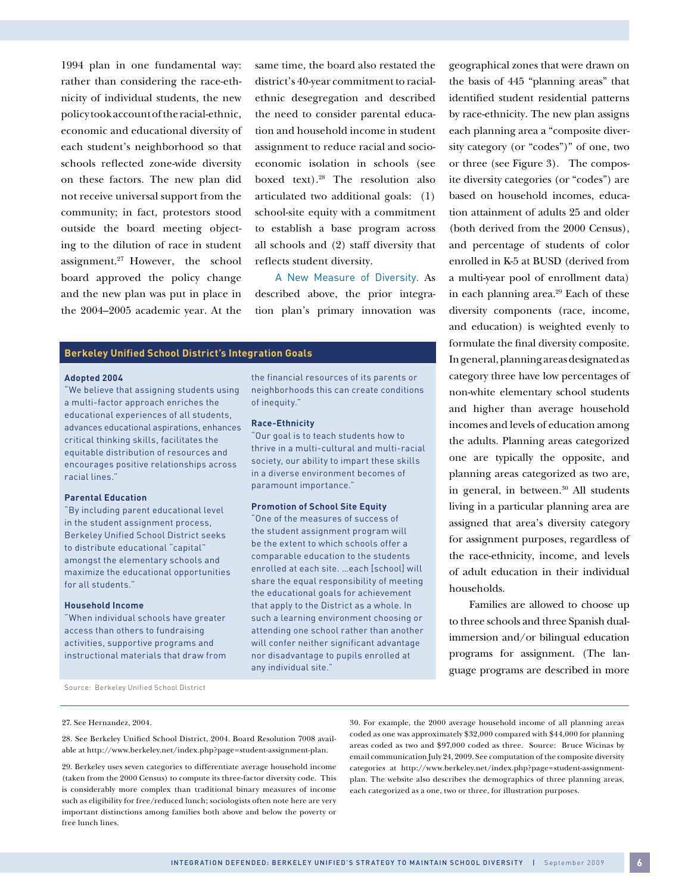1994 plan in one fundamental way: rather than considering the race-ethnicity of individual students, the new policy took account of the racial-ethnic, economic and educational diversity of each student's neighborhood so that schools reflected zone-wide diversity on these factors. The new plan did not receive universal support from the community; in fact, protestors stood outside the board meeting objecting to the dilution of race in student assignment.[27] However, the school board approved the policy change and the new plan was put in place in the 2004–2005 academic year. At the same time, the board also restated the district's 40-year commitment to racial-ethnic desegregation and described the need to consider parental education and household income in student assignment to reduce racial and socio-economic isolation in schools (see boxed text).[28] The resolution also articulated two additional goals: (1) school-site equity with a commitment to establish a base program across all schools and (2) staff diversity that reflects student diversity.

A New Measure of Diversity. As described above, the prior integration plan's primary innovation was geographical zones that were drawn on the basis of 445 "planning areas" that identified student residential patterns by race-ethnicity. The new plan assigns each planning area a "composite diversity category (or "codes")" of one, two or three (see Figure 3). The composite diversity categories (or "codes") are based on household incomes, education attainment of adults 25 and older (both derived from the 2000 Census), and percentage of students of color enrolled in K-5 at BUSD (derived from a multi-year pool of enrollment data) in each planning area.[29] Each of these diversity components (race, income, and education) is weighted evenly to formulate the final diversity composite. In general, planning areas designated as category three have low percentages of non-white elementary school students and higher than average household incomes and levels of education among the adults. Planning areas categorized one are typically the opposite, and planning areas categorized as two are, in general, in between.[30] All students living in a particular planning area are assigned that area's diversity category for assignment purposes, regardless of the race-ethnicity, income, and levels of adult education in their individual households.

Families are allowed to choose up to three schools and three Spanish dual-immersion and/or bilingual education programs for assignment. (The language programs are described in more

---

**Berkeley Unified School District's Integration Goals**

**Adopted 2004**
"We believe that assigning students using a multi-factor approach enriches the educational experiences of all students, advances educational aspirations, enhances critical thinking skills, facilitates the equitable distribution of resources and encourages positive relationships across racial lines."

**Parental Education**
"By including parent educational level in the student assignment process, Berkeley Unified School District seeks to distribute educational "capital" amongst the elementary schools and maximize the educational opportunities for all students."

**Household Income**
"When individual schools have greater access than others to fundraising activities, supportive programs and instructional materials that draw from the financial resources of its parents or neighborhoods this can create conditions of inequity."

**Race-Ethnicity**
"Our goal is to teach students how to thrive in a multi-cultural and multi-racial society, our ability to impart these skills in a diverse environment becomes of paramount importance."

**Promotion of School Site Equity**
"One of the measures of success of the student assignment program will be the extent to which schools offer a comparable education to the students enrolled at each site. …each [school] will share the equal responsibility of meeting the educational goals for achievement that apply to the District as a whole. In such a learning environment choosing or attending one school rather than another will confer neither significant advantage nor disadvantage to pupils enrolled at any individual site."

Source: Berkeley Unified School District

---

27. See Hernandez, 2004.

28. See Berkeley Unified School District, 2004. Board Resolution 7008 available at http://www.berkeley.net/index.php?page=student-assignment-plan.

29. Berkeley uses seven categories to differentiate average household income (taken from the 2000 Census) to compute its three-factor diversity code. This is considerably more complex than traditional binary measures of income such as eligibility for free/reduced lunch; sociologists often note here are very important distinctions among families both above and below the poverty or free lunch lines.

30. For example, the 2000 average household income of all planning areas coded as one was approximately $32,000 compared with $44,000 for planning areas coded as two and $97,000 coded as three. Source: Bruce Wicinas by email communication July 24, 2009. See computation of the composite diversity categories at http://www.berkeley.net/index.php?page=student-assignment-plan. The website also describes the demographics of three planning areas, each categorized as a one, two or three, for illustration purposes.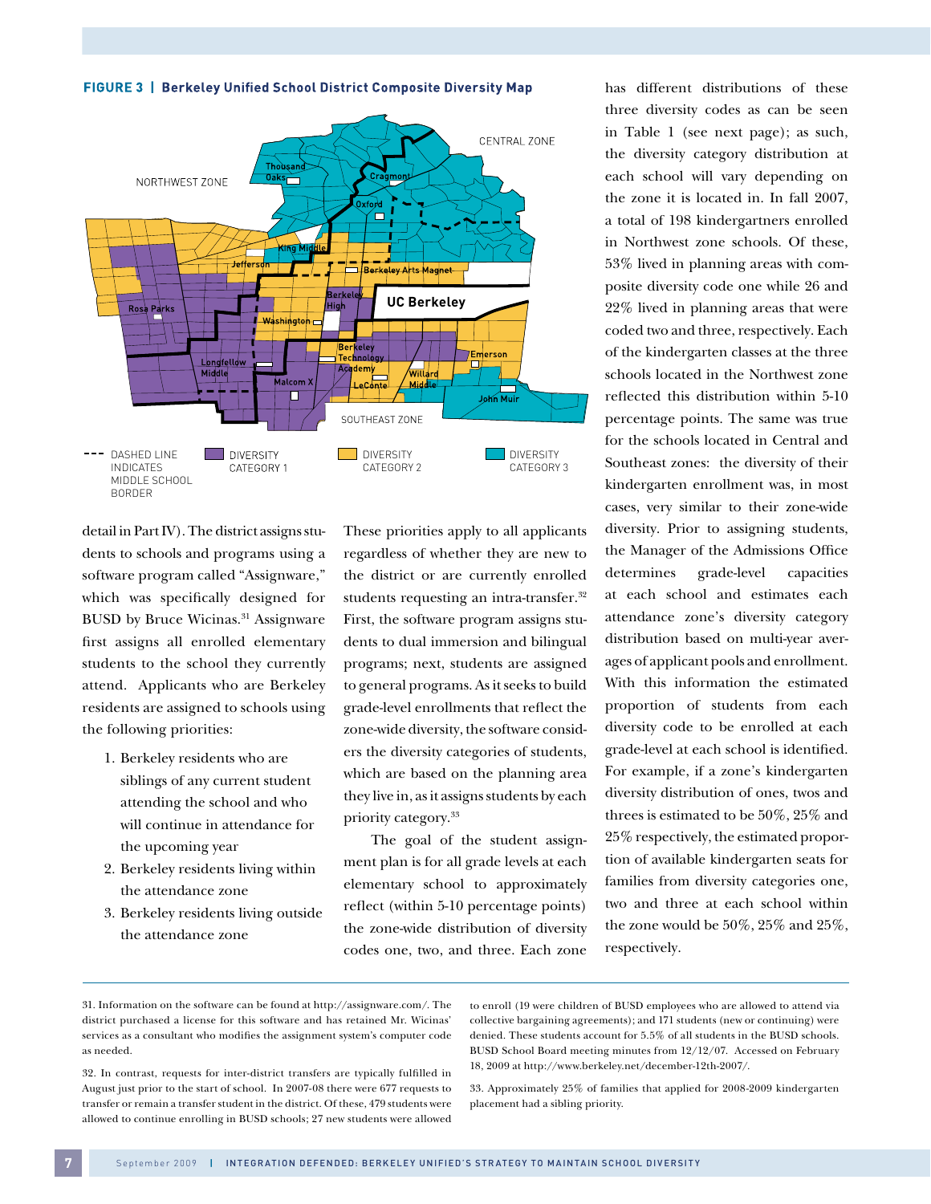**FIGURE 3 | Berkeley Unified School District Composite Diversity Map**

has different distributions of these three diversity codes as can be seen in Table 1 (see next page); as such, the diversity category distribution at each school will vary depending on the zone it is located in. In fall 2007, a total of 198 kindergartners enrolled in Northwest zone schools. Of these, 53% lived in planning areas with composite diversity code one while 26 and 22% lived in planning areas that were coded two and three, respectively. Each of the kindergarten classes at the three schools located in the Northwest zone reflected this distribution within 5-10 percentage points. The same was true for the schools located in Central and Southeast zones: the diversity of their kindergarten enrollment was, in most cases, very similar to their zone-wide diversity. Prior to assigning students, the Manager of the Admissions Office determines grade-level capacities at each school and estimates each attendance zone's diversity category distribution based on multi-year averages of applicant pools and enrollment. With this information the estimated proportion of students from each diversity code to be enrolled at each grade-level at each school is identified. For example, if a zone's kindergarten diversity distribution of ones, twos and threes is estimated to be 50%, 25% and 25% respectively, the estimated proportion of available kindergarten seats for families from diversity categories one, two and three at each school within the zone would be 50%, 25% and 25%, respectively.

detail in Part IV). The district assigns students to schools and programs using a software program called "Assignware," which was specifically designed for BUSD by Bruce Wicinas.[31] Assignware first assigns all enrolled elementary students to the school they currently attend. Applicants who are Berkeley residents are assigned to schools using the following priorities:

1. Berkeley residents who are siblings of any current student attending the school and who will continue in attendance for the upcoming year
2. Berkeley residents living within the attendance zone
3. Berkeley residents living outside the attendance zone

These priorities apply to all applicants regardless of whether they are new to the district or are currently enrolled students requesting an intra-transfer.[32] First, the software program assigns students to dual immersion and bilingual programs; next, students are assigned to general programs. As it seeks to build grade-level enrollments that reflect the zone-wide diversity, the software considers the diversity categories of students, which are based on the planning area they live in, as it assigns students by each priority category.[33]

The goal of the student assignment plan is for all grade levels at each elementary school to approximately reflect (within 5-10 percentage points) the zone-wide distribution of diversity codes one, two, and three. Each zone

---

31. Information on the software can be found at http://assignware.com/. The district purchased a license for this software and has retained Mr. Wicinas' services as a consultant who modifies the assignment system's computer code as needed.

32. In contrast, requests for inter-district transfers are typically fulfilled in August just prior to the start of school. In 2007-08 there were 677 requests to transfer or remain a transfer student in the district. Of these, 479 students were allowed to continue enrolling in BUSD schools; 27 new students were allowed to enroll (19 were children of BUSD employees who are allowed to attend via collective bargaining agreements); and 171 students (new or continuing) were denied. These students account for 5.5% of all students in the BUSD schools. BUSD School Board meeting minutes from 12/12/07. Accessed on February 18, 2009 at http://www.berkeley.net/december-12th-2007/.

33. Approximately 25% of families that applied for 2008-2009 kindergarten placement had a sibling priority.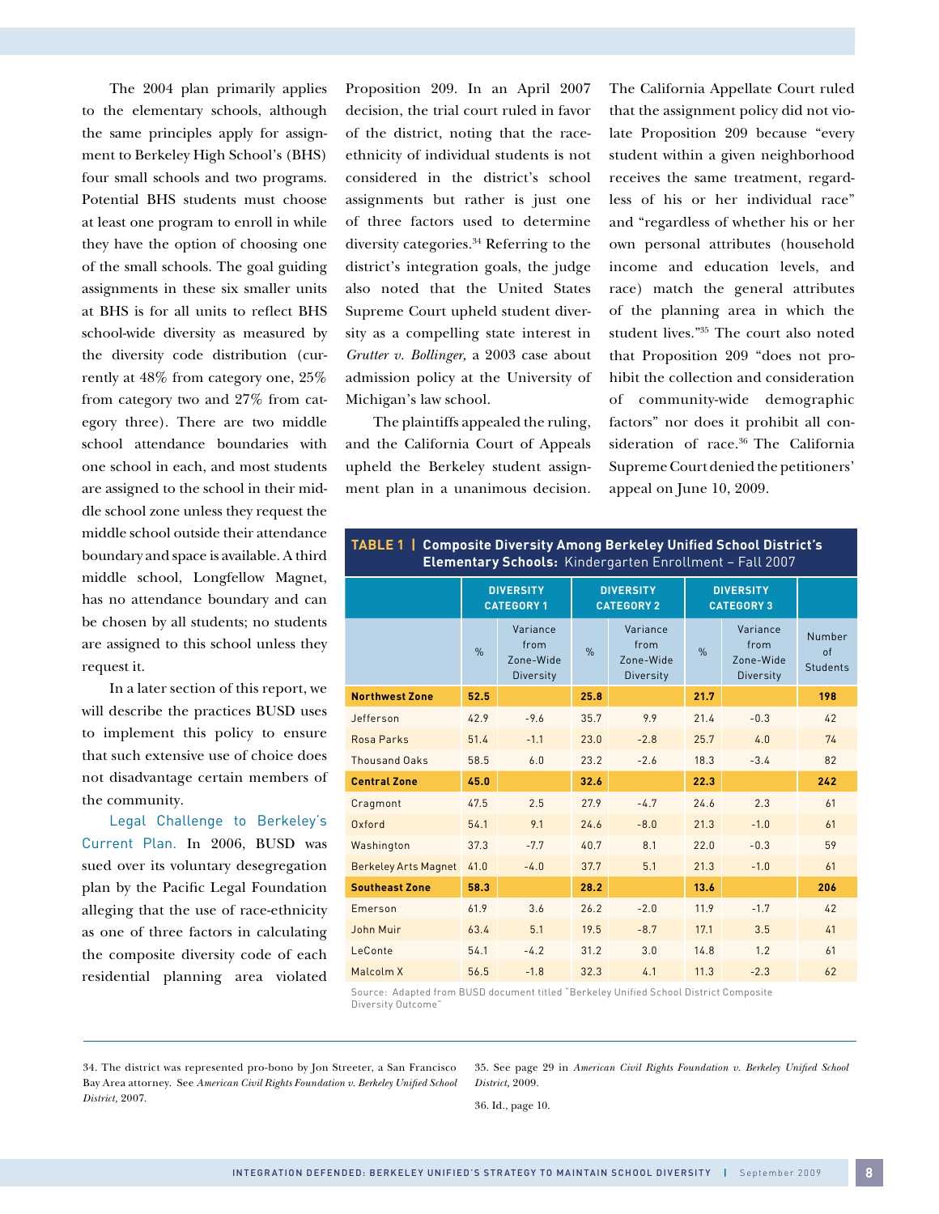The 2004 plan primarily applies to the elementary schools, although the same principles apply for assignment to Berkeley High School's (BHS) four small schools and two programs. Potential BHS students must choose at least one program to enroll in while they have the option of choosing one of the small schools. The goal guiding assignments in these six smaller units at BHS is for all units to reflect BHS school-wide diversity as measured by the diversity code distribution (currently at 48% from category one, 25% from category two and 27% from category three). There are two middle school attendance boundaries with one school in each, and most students are assigned to the school in their middle school zone unless they request the middle school outside their attendance boundary and space is available. A third middle school, Longfellow Magnet, has no attendance boundary and can be chosen by all students; no students are assigned to this school unless they request it.

In a later section of this report, we will describe the practices BUSD uses to implement this policy to ensure that such extensive use of choice does not disadvantage certain members of the community.

Legal Challenge to Berkeley's Current Plan. In 2006, BUSD was sued over its voluntary desegregation plan by the Pacific Legal Foundation alleging that the use of race-ethnicity as one of three factors in calculating the composite diversity code of each residential planning area violated Proposition 209. In an April 2007 decision, the trial court ruled in favor of the district, noting that the race-ethnicity of individual students is not considered in the district's school assignments but rather is just one of three factors used to determine diversity categories.[34] Referring to the district's integration goals, the judge also noted that the United States Supreme Court upheld student diversity as a compelling state interest in *Grutter v. Bollinger,* a 2003 case about admission policy at the University of Michigan's law school.

The plaintiffs appealed the ruling, and the California Court of Appeals upheld the Berkeley student assignment plan in a unanimous decision. The California Appellate Court ruled that the assignment policy did not violate Proposition 209 because "every student within a given neighborhood receives the same treatment, regardless of his or her individual race" and "regardless of whether his or her own personal attributes (household income and education levels, and race) match the general attributes of the planning area in which the student lives."[35] The court also noted that Proposition 209 "does not prohibit the collection and consideration of community-wide demographic factors" nor does it prohibit all consideration of race.[36] The California Supreme Court denied the petitioners' appeal on June 10, 2009.

**TABLE 1 | Composite Diversity Among Berkeley Unified School District's Elementary Schools:** Kindergarten Enrollment – Fall 2007

| | DIVERSITY CATEGORY 1 | | DIVERSITY CATEGORY 2 | | DIVERSITY CATEGORY 3 | | |
|---|---|---|---|---|---|---|---|
| | % | Variance from Zone-Wide Diversity | % | Variance from Zone-Wide Diversity | % | Variance from Zone-Wide Diversity | Number of Students |
| **Northwest Zone** | **52.5** | | **25.8** | | **21.7** | | **198** |
| Jefferson | 42.9 | -9.6 | 35.7 | 9.9 | 21.4 | -0.3 | 42 |
| Rosa Parks | 51.4 | -1.1 | 23.0 | -2.8 | 25.7 | 4.0 | 74 |
| Thousand Oaks | 58.5 | 6.0 | 23.2 | -2.6 | 18.3 | -3.4 | 82 |
| **Central Zone** | **45.0** | | **32.6** | | **22.3** | | **242** |
| Cragmont | 47.5 | 2.5 | 27.9 | -4.7 | 24.6 | 2.3 | 61 |
| Oxford | 54.1 | 9.1 | 24.6 | -8.0 | 21.3 | -1.0 | 61 |
| Washington | 37.3 | -7.7 | 40.7 | 8.1 | 22.0 | -0.3 | 59 |
| Berkeley Arts Magnet | 41.0 | -4.0 | 37.7 | 5.1 | 21.3 | -1.0 | 61 |
| **Southeast Zone** | **58.3** | | **28.2** | | **13.6** | | **206** |
| Emerson | 61.9 | 3.6 | 26.2 | -2.0 | 11.9 | -1.7 | 42 |
| John Muir | 63.4 | 5.1 | 19.5 | -8.7 | 17.1 | 3.5 | 41 |
| LeConte | 54.1 | -4.2 | 31.2 | 3.0 | 14.8 | 1.2 | 61 |
| Malcolm X | 56.5 | -1.8 | 32.3 | 4.1 | 11.3 | -2.3 | 62 |

Source: Adapted from BUSD document titled "Berkeley Unified School District Composite Diversity Outcome"

34. The district was represented pro-bono by Jon Streeter, a San Francisco Bay Area attorney. See *American Civil Rights Foundation v. Berkeley Unified School District,* 2007.

35. See page 29 in *American Civil Rights Foundation v. Berkeley Unified School District,* 2009.

36. Id., page 10.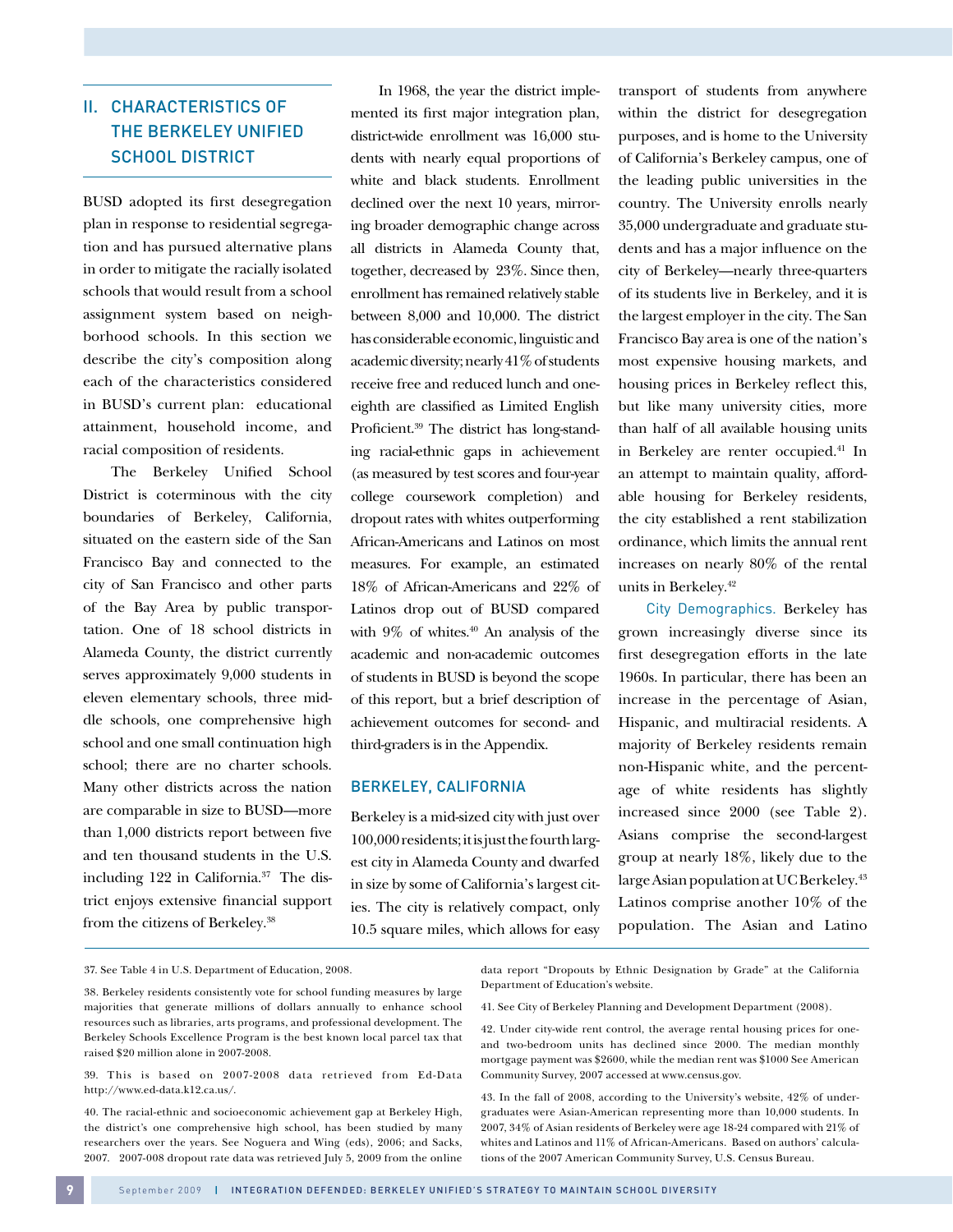## II. CHARACTERISTICS OF THE BERKELEY UNIFIED SCHOOL DISTRICT

BUSD adopted its first desegregation plan in response to residential segregation and has pursued alternative plans in order to mitigate the racially isolated schools that would result from a school assignment system based on neighborhood schools. In this section we describe the city's composition along each of the characteristics considered in BUSD's current plan: educational attainment, household income, and racial composition of residents.

The Berkeley Unified School District is coterminous with the city boundaries of Berkeley, California, situated on the eastern side of the San Francisco Bay and connected to the city of San Francisco and other parts of the Bay Area by public transportation. One of 18 school districts in Alameda County, the district currently serves approximately 9,000 students in eleven elementary schools, three middle schools, one comprehensive high school and one small continuation high school; there are no charter schools. Many other districts across the nation are comparable in size to BUSD—more than 1,000 districts report between five and ten thousand students in the U.S. including 122 in California.[37] The district enjoys extensive financial support from the citizens of Berkeley.[38]

In 1968, the year the district implemented its first major integration plan, district-wide enrollment was 16,000 students with nearly equal proportions of white and black students. Enrollment declined over the next 10 years, mirroring broader demographic change across all districts in Alameda County that, together, decreased by 23%. Since then, enrollment has remained relatively stable between 8,000 and 10,000. The district has considerable economic, linguistic and academic diversity; nearly 41% of students receive free and reduced lunch and one-eighth are classified as Limited English Proficient.[39] The district has long-standing racial-ethnic gaps in achievement (as measured by test scores and four-year college coursework completion) and dropout rates with whites outperforming African-Americans and Latinos on most measures. For example, an estimated 18% of African-Americans and 22% of Latinos drop out of BUSD compared with 9% of whites.[40] An analysis of the academic and non-academic outcomes of students in BUSD is beyond the scope of this report, but a brief description of achievement outcomes for second- and third-graders is in the Appendix.

### BERKELEY, CALIFORNIA

Berkeley is a mid-sized city with just over 100,000 residents; it is just the fourth largest city in Alameda County and dwarfed in size by some of California's largest cities. The city is relatively compact, only 10.5 square miles, which allows for easy transport of students from anywhere within the district for desegregation purposes, and is home to the University of California's Berkeley campus, one of the leading public universities in the country. The University enrolls nearly 35,000 undergraduate and graduate students and has a major influence on the city of Berkeley—nearly three-quarters of its students live in Berkeley, and it is the largest employer in the city. The San Francisco Bay area is one of the nation's most expensive housing markets, and housing prices in Berkeley reflect this, but like many university cities, more than half of all available housing units in Berkeley are renter occupied.[41] In an attempt to maintain quality, affordable housing for Berkeley residents, the city established a rent stabilization ordinance, which limits the annual rent increases on nearly 80% of the rental units in Berkeley.[42]

**City Demographics.** Berkeley has grown increasingly diverse since its first desegregation efforts in the late 1960s. In particular, there has been an increase in the percentage of Asian, Hispanic, and multiracial residents. A majority of Berkeley residents remain non-Hispanic white, and the percentage of white residents has slightly increased since 2000 (see Table 2). Asians comprise the second-largest group at nearly 18%, likely due to the large Asian population at UC Berkeley.[43] Latinos comprise another 10% of the population. The Asian and Latino

---

37. See Table 4 in U.S. Department of Education, 2008.

38. Berkeley residents consistently vote for school funding measures by large majorities that generate millions of dollars annually to enhance school resources such as libraries, arts programs, and professional development. The Berkeley Schools Excellence Program is the best known local parcel tax that raised $20 million alone in 2007-2008.

39. This is based on 2007-2008 data retrieved from Ed-Data http://www.ed-data.k12.ca.us/.

40. The racial-ethnic and socioeconomic achievement gap at Berkeley High, the district's one comprehensive high school, has been studied by many researchers over the years. See Noguera and Wing (eds), 2006; and Sacks, 2007. 2007-008 dropout rate data was retrieved July 5, 2009 from the online data report "Dropouts by Ethnic Designation by Grade" at the California Department of Education's website.

41. See City of Berkeley Planning and Development Department (2008).

42. Under city-wide rent control, the average rental housing prices for one- and two-bedroom units has declined since 2000. The median monthly mortgage payment was $2600, while the median rent was $1000 See American Community Survey, 2007 accessed at www.census.gov.

43. In the fall of 2008, according to the University's website, 42% of undergraduates were Asian-American representing more than 10,000 students. In 2007, 34% of Asian residents of Berkeley were age 18-24 compared with 21% of whites and Latinos and 11% of African-Americans. Based on authors' calculations of the 2007 American Community Survey, U.S. Census Bureau.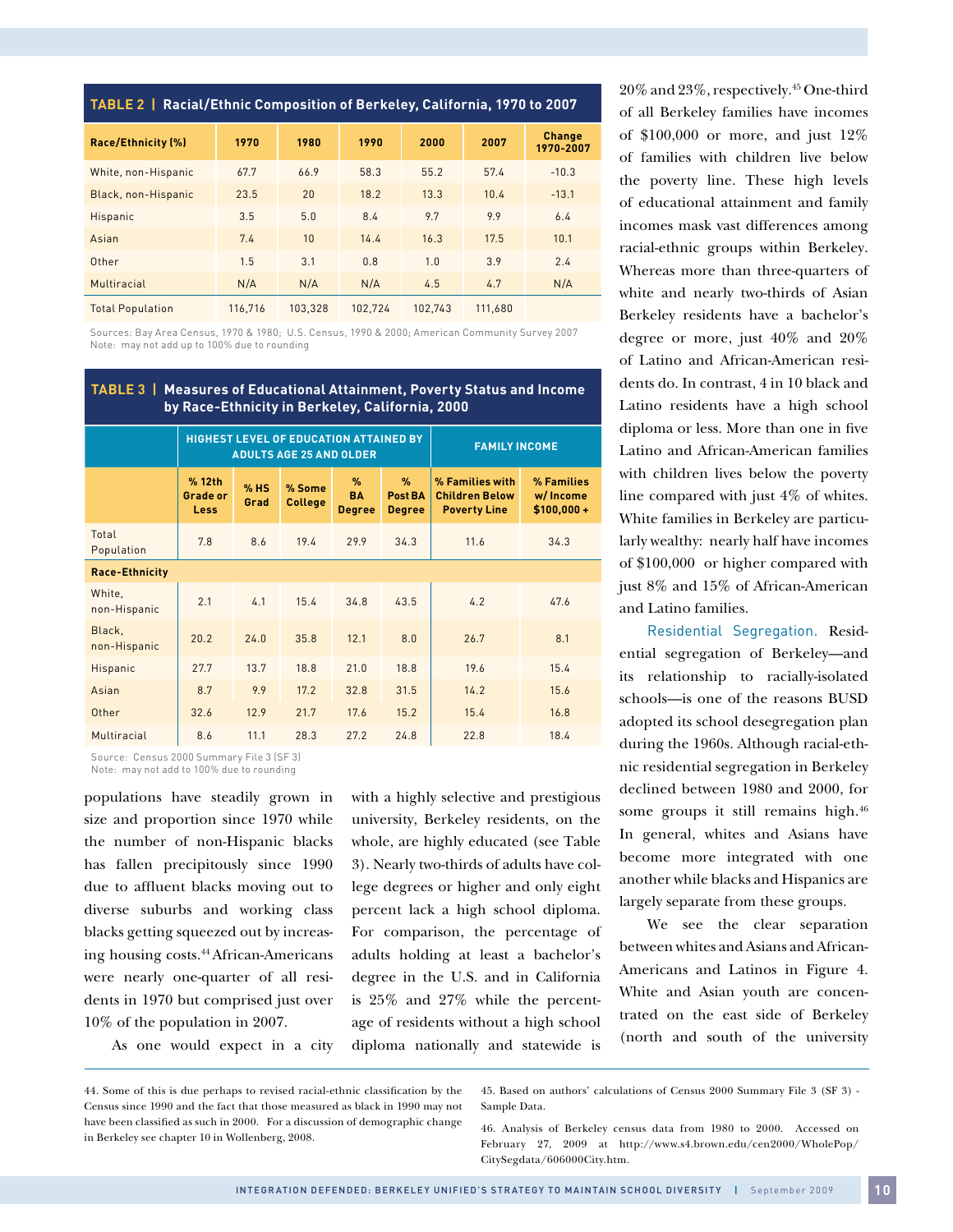**TABLE 2 | Racial/Ethnic Composition of Berkeley, California, 1970 to 2007**

| Race/Ethnicity (%) | 1970 | 1980 | 1990 | 2000 | 2007 | Change 1970-2007 |
|---|---|---|---|---|---|---|
| White, non-Hispanic | 67.7 | 66.9 | 58.3 | 55.2 | 57.4 | -10.3 |
| Black, non-Hispanic | 23.5 | 20 | 18.2 | 13.3 | 10.4 | -13.1 |
| Hispanic | 3.5 | 5.0 | 8.4 | 9.7 | 9.9 | 6.4 |
| Asian | 7.4 | 10 | 14.4 | 16.3 | 17.5 | 10.1 |
| Other | 1.5 | 3.1 | 0.8 | 1.0 | 3.9 | 2.4 |
| Multiracial | N/A | N/A | N/A | 4.5 | 4.7 | N/A |
| Total Population | 116,716 | 103,328 | 102,724 | 102,743 | 111,680 | |

Sources: Bay Area Census, 1970 & 1980; U.S. Census, 1990 & 2000; American Community Survey 2007
Note: may not add up to 100% due to rounding

**TABLE 3 | Measures of Educational Attainment, Poverty Status and Income by Race-Ethnicity in Berkeley, California, 2000**

| | HIGHEST LEVEL OF EDUCATION ATTAINED BY ADULTS AGE 25 AND OLDER | | | | | FAMILY INCOME | |
|---|---|---|---|---|---|---|---|
| | % 12th Grade or Less | % HS Grad | % Some College | % BA Degree | % Post BA Degree | % Families with Children Below Poverty Line | % Families w/ Income $100,000 + |
| Total Population | 7.8 | 8.6 | 19.4 | 29.9 | 34.3 | 11.6 | 34.3 |
| **Race-Ethnicity** | | | | | | | |
| White, non-Hispanic | 2.1 | 4.1 | 15.4 | 34.8 | 43.5 | 4.2 | 47.6 |
| Black, non-Hispanic | 20.2 | 24.0 | 35.8 | 12.1 | 8.0 | 26.7 | 8.1 |
| Hispanic | 27.7 | 13.7 | 18.8 | 21.0 | 18.8 | 19.6 | 15.4 |
| Asian | 8.7 | 9.9 | 17.2 | 32.8 | 31.5 | 14.2 | 15.6 |
| Other | 32.6 | 12.9 | 21.7 | 17.6 | 15.2 | 15.4 | 16.8 |
| Multiracial | 8.6 | 11.1 | 28.3 | 27.2 | 24.8 | 22.8 | 18.4 |

Source: Census 2000 Summary File 3 (SF 3)
Note: may not add to 100% due to rounding

populations have steadily grown in size and proportion since 1970 while the number of non-Hispanic blacks has fallen precipitously since 1990 due to affluent blacks moving out to diverse suburbs and working class blacks getting squeezed out by increasing housing costs.[44] African-Americans were nearly one-quarter of all residents in 1970 but comprised just over 10% of the population in 2007.

As one would expect in a city with a highly selective and prestigious university, Berkeley residents, on the whole, are highly educated (see Table 3). Nearly two-thirds of adults have college degrees or higher and only eight percent lack a high school diploma. For comparison, the percentage of adults holding at least a bachelor's degree in the U.S. and in California is 25% and 27% while the percentage of residents without a high school diploma nationally and statewide is 20% and 23%, respectively.[45] One-third of all Berkeley families have incomes of $100,000 or more, and just 12% of families with children live below the poverty line. These high levels of educational attainment and family incomes mask vast differences among racial-ethnic groups within Berkeley. Whereas more than three-quarters of white and nearly two-thirds of Asian Berkeley residents have a bachelor's degree or more, just 40% and 20% of Latino and African-American residents do. In contrast, 4 in 10 black and Latino residents have a high school diploma or less. More than one in five Latino and African-American families with children lives below the poverty line compared with just 4% of whites. White families in Berkeley are particularly wealthy: nearly half have incomes of $100,000 or higher compared with just 8% and 15% of African-American and Latino families.

Residential Segregation. Residential segregation of Berkeley—and its relationship to racially-isolated schools—is one of the reasons BUSD adopted its school desegregation plan during the 1960s. Although racial-ethnic residential segregation in Berkeley declined between 1980 and 2000, for some groups it still remains high.[46] In general, whites and Asians have become more integrated with one another while blacks and Hispanics are largely separate from these groups.

We see the clear separation between whites and Asians and African-Americans and Latinos in Figure 4. White and Asian youth are concentrated on the east side of Berkeley (north and south of the university

---

44. Some of this is due perhaps to revised racial-ethnic classification by the Census since 1990 and the fact that those measured as black in 1990 may not have been classified as such in 2000. For a discussion of demographic change in Berkeley see chapter 10 in Wollenberg, 2008.

45. Based on authors' calculations of Census 2000 Summary File 3 (SF 3) - Sample Data.

46. Analysis of Berkeley census data from 1980 to 2000. Accessed on February 27, 2009 at http://www.s4.brown.edu/cen2000/WholePop/CitySegdata/606000City.htm.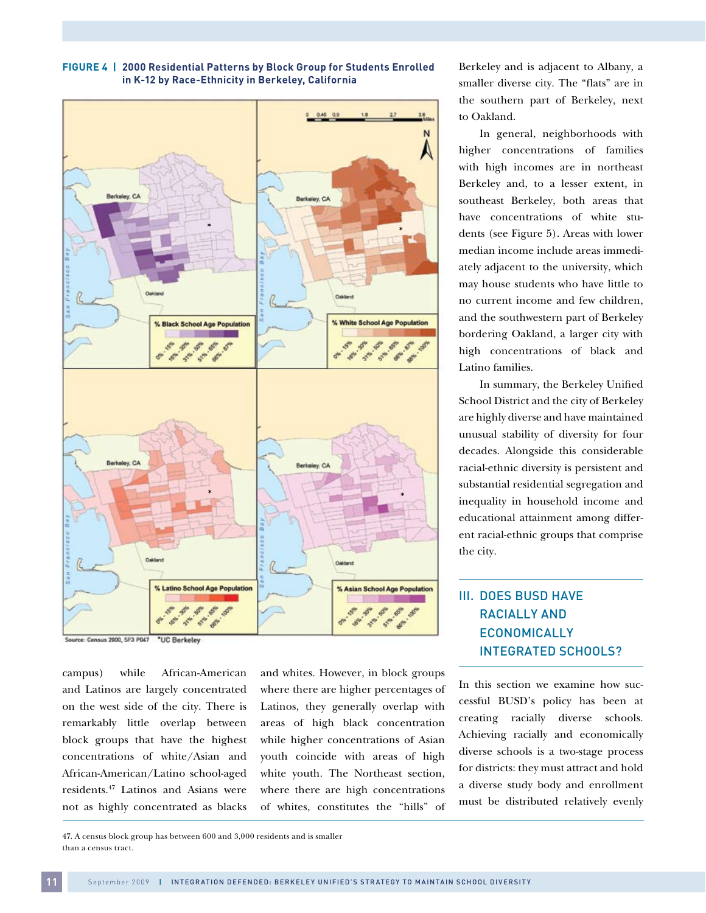**FIGURE 4 | 2000 Residential Patterns by Block Group for Students Enrolled in K-12 by Race-Ethnicity in Berkeley, California**

Source: Census 2000, SF3 P047 *UC Berkeley

campus) while African-American and Latinos are largely concentrated on the west side of the city. There is remarkably little overlap between block groups that have the highest concentrations of white/Asian and African-American/Latino school-aged residents.[47] Latinos and Asians were not as highly concentrated as blacks and whites. However, in block groups where there are higher percentages of Latinos, they generally overlap with areas of high black concentration while higher concentrations of Asian youth coincide with areas of high white youth. The Northeast section, where there are high concentrations of whites, constitutes the "hills" of Berkeley and is adjacent to Albany, a smaller diverse city. The "flats" are in the southern part of Berkeley, next to Oakland.

In general, neighborhoods with higher concentrations of families with high incomes are in northeast Berkeley and, to a lesser extent, in southeast Berkeley, both areas that have concentrations of white students (see Figure 5). Areas with lower median income include areas immediately adjacent to the university, which may house students who have little to no current income and few children, and the southwestern part of Berkeley bordering Oakland, a larger city with high concentrations of black and Latino families.

In summary, the Berkeley Unified School District and the city of Berkeley are highly diverse and have maintained unusual stability of diversity for four decades. Alongside this considerable racial-ethnic diversity is persistent and substantial residential segregation and inequality in household income and educational attainment among different racial-ethnic groups that comprise the city.

## III. DOES BUSD HAVE RACIALLY AND ECONOMICALLY INTEGRATED SCHOOLS?

In this section we examine how successful BUSD's policy has been at creating racially diverse schools. Achieving racially and economically diverse schools is a two-stage process for districts: they must attract and hold a diverse study body and enrollment must be distributed relatively evenly

47. A census block group has between 600 and 3,000 residents and is smaller than a census tract.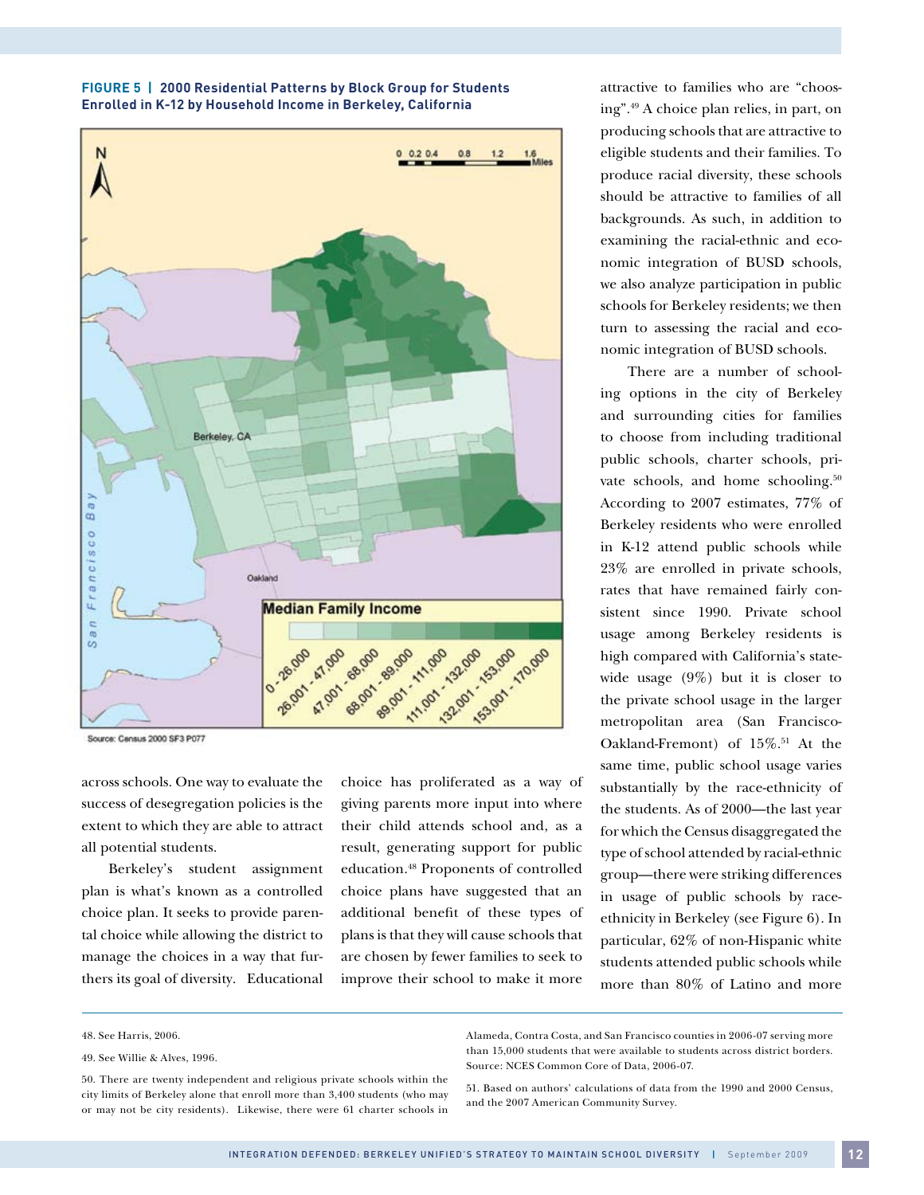**FIGURE 5 | 2000 Residential Patterns by Block Group for Students Enrolled in K-12 by Household Income in Berkeley, California**

Source: Census 2000 SF3 P077

across schools. One way to evaluate the success of desegregation policies is the extent to which they are able to attract all potential students.

Berkeley's student assignment plan is what's known as a controlled choice plan. It seeks to provide parental choice while allowing the district to manage the choices in a way that furthers its goal of diversity. Educational choice has proliferated as a way of giving parents more input into where their child attends school and, as a result, generating support for public education.[48] Proponents of controlled choice plans have suggested that an additional benefit of these types of plans is that they will cause schools that are chosen by fewer families to seek to improve their school to make it more attractive to families who are "choosing".[49] A choice plan relies, in part, on producing schools that are attractive to eligible students and their families. To produce racial diversity, these schools should be attractive to families of all backgrounds. As such, in addition to examining the racial-ethnic and economic integration of BUSD schools, we also analyze participation in public schools for Berkeley residents; we then turn to assessing the racial and economic integration of BUSD schools.

There are a number of schooling options in the city of Berkeley and surrounding cities for families to choose from including traditional public schools, charter schools, private schools, and home schooling.[50] According to 2007 estimates, 77% of Berkeley residents who were enrolled in K-12 attend public schools while 23% are enrolled in private schools, rates that have remained fairly consistent since 1990. Private school usage among Berkeley residents is high compared with California's statewide usage (9%) but it is closer to the private school usage in the larger metropolitan area (San Francisco-Oakland-Fremont) of 15%.[51] At the same time, public school usage varies substantially by the race-ethnicity of the students. As of 2000—the last year for which the Census disaggregated the type of school attended by racial-ethnic group—there were striking differences in usage of public schools by race-ethnicity in Berkeley (see Figure 6). In particular, 62% of non-Hispanic white students attended public schools while more than 80% of Latino and more

48. See Harris, 2006.

49. See Willie & Alves, 1996.

50. There are twenty independent and religious private schools within the city limits of Berkeley alone that enroll more than 3,400 students (who may or may not be city residents). Likewise, there were 61 charter schools in Alameda, Contra Costa, and San Francisco counties in 2006-07 serving more than 15,000 students that were available to students across district borders. Source: NCES Common Core of Data, 2006-07.

51. Based on authors' calculations of data from the 1990 and 2000 Census, and the 2007 American Community Survey.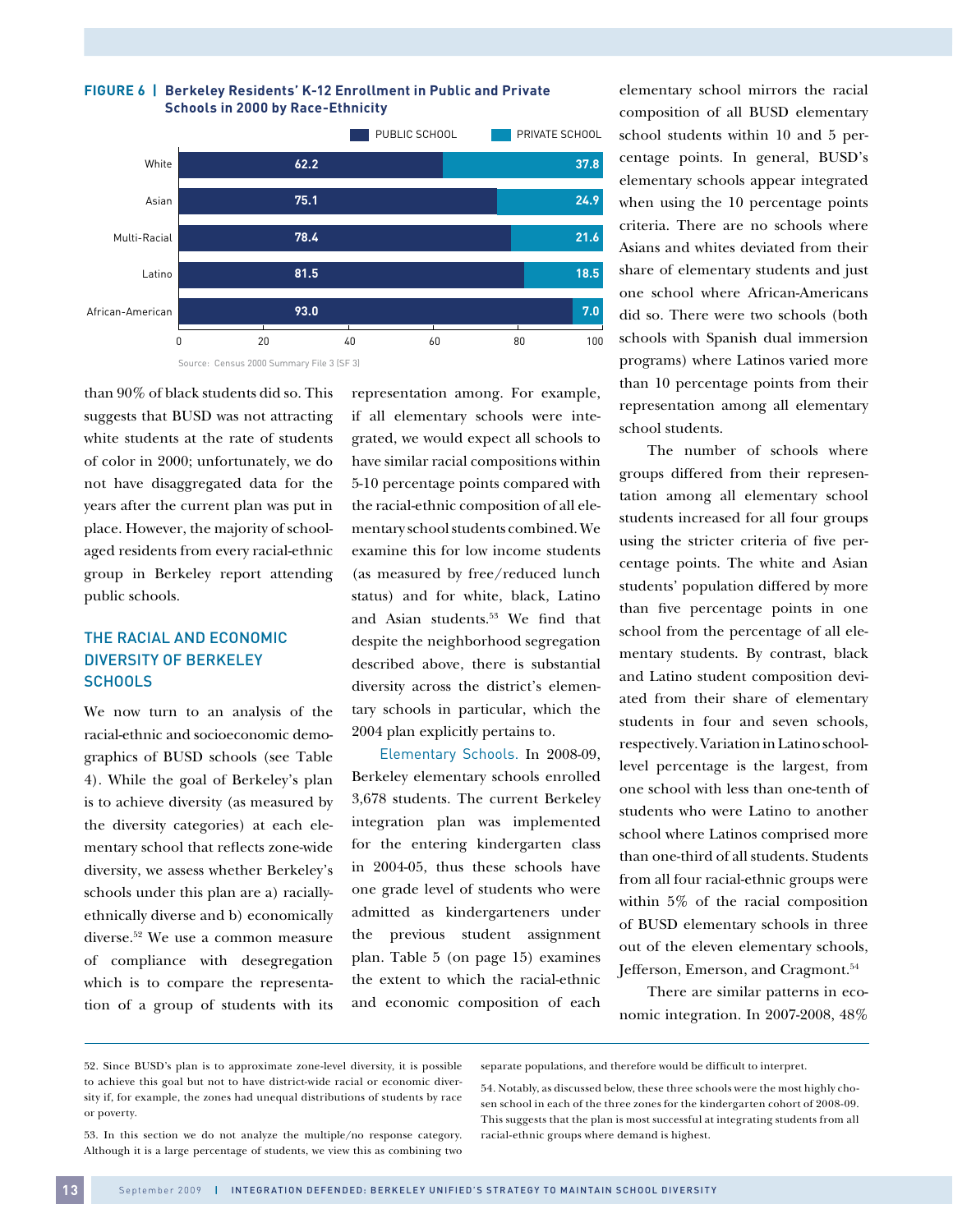**FIGURE 6 | Berkeley Residents' K-12 Enrollment in Public and Private Schools in 2000 by Race-Ethnicity**

| | PUBLIC SCHOOL | PRIVATE SCHOOL |
|---|---|---|
| White | 62.2 | 37.8 |
| Asian | 75.1 | 24.9 |
| Multi-Racial | 78.4 | 21.6 |
| Latino | 81.5 | 18.5 |
| African-American | 93.0 | 7.0 |

Source: Census 2000 Summary File 3 (SF 3)

than 90% of black students did so. This suggests that BUSD was not attracting white students at the rate of students of color in 2000; unfortunately, we do not have disaggregated data for the years after the current plan was put in place. However, the majority of school-aged residents from every racial-ethnic group in Berkeley report attending public schools.

## THE RACIAL AND ECONOMIC DIVERSITY OF BERKELEY SCHOOLS

We now turn to an analysis of the racial-ethnic and socioeconomic demographics of BUSD schools (see Table 4). While the goal of Berkeley's plan is to achieve diversity (as measured by the diversity categories) at each elementary school that reflects zone-wide diversity, we assess whether Berkeley's schools under this plan are a) racially-ethnically diverse and b) economically diverse.[52] We use a common measure of compliance with desegregation which is to compare the representation of a group of students with its representation among. For example, if all elementary schools were integrated, we would expect all schools to have similar racial compositions within 5-10 percentage points compared with the racial-ethnic composition of all elementary school students combined. We examine this for low income students (as measured by free/reduced lunch status) and for white, black, Latino and Asian students.[53] We find that despite the neighborhood segregation described above, there is substantial diversity across the district's elementary schools in particular, which the 2004 plan explicitly pertains to.

Elementary Schools. In 2008-09, Berkeley elementary schools enrolled 3,678 students. The current Berkeley integration plan was implemented for the entering kindergarten class in 2004-05, thus these schools have one grade level of students who were admitted as kindergarteners under the previous student assignment plan. Table 5 (on page 15) examines the extent to which the racial-ethnic and economic composition of each elementary school mirrors the racial composition of all BUSD elementary school students within 10 and 5 percentage points. In general, BUSD's elementary schools appear integrated when using the 10 percentage points criteria. There are no schools where Asians and whites deviated from their share of elementary students and just one school where African-Americans did so. There were two schools (both schools with Spanish dual immersion programs) where Latinos varied more than 10 percentage points from their representation among all elementary school students.

The number of schools where groups differed from their representation among all elementary school students increased for all four groups using the stricter criteria of five percentage points. The white and Asian students' population differed by more than five percentage points in one school from the percentage of all elementary students. By contrast, black and Latino student composition deviated from their share of elementary students in four and seven schools, respectively. Variation in Latino school-level percentage is the largest, from one school with less than one-tenth of students who were Latino to another school where Latinos comprised more than one-third of all students. Students from all four racial-ethnic groups were within 5% of the racial composition of BUSD elementary schools in three out of the eleven elementary schools, Jefferson, Emerson, and Cragmont.[54]

There are similar patterns in economic integration. In 2007-2008, 48%

---

52. Since BUSD's plan is to approximate zone-level diversity, it is possible to achieve this goal but not to have district-wide racial or economic diversity if, for example, the zones had unequal distributions of students by race or poverty.

53. In this section we do not analyze the multiple/no response category. Although it is a large percentage of students, we view this as combining two separate populations, and therefore would be difficult to interpret.

54. Notably, as discussed below, these three schools were the most highly chosen school in each of the three zones for the kindergarten cohort of 2008-09. This suggests that the plan is most successful at integrating students from all racial-ethnic groups where demand is highest.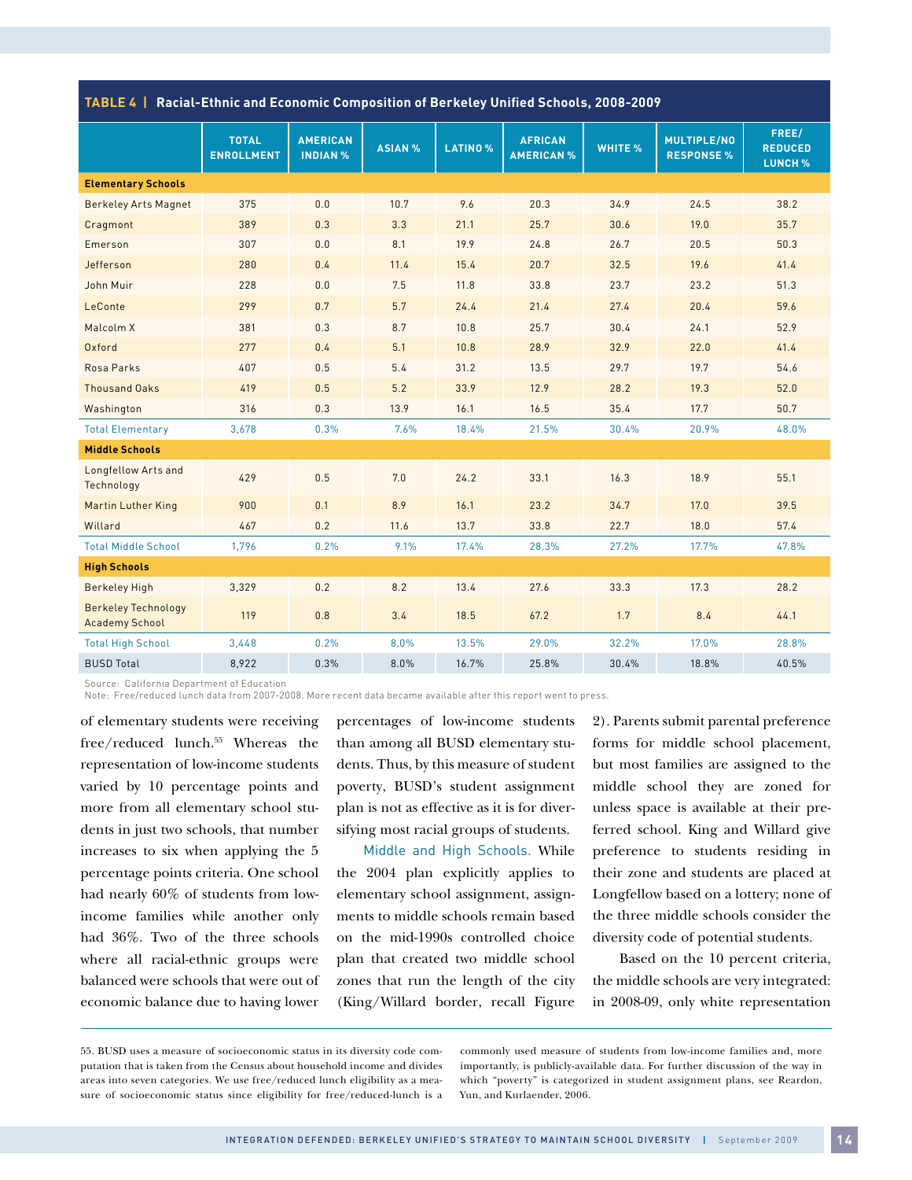**TABLE 4 | Racial-Ethnic and Economic Composition of Berkeley Unified Schools, 2008-2009**

| | TOTAL ENROLLMENT | AMERICAN INDIAN % | ASIAN % | LATINO % | AFRICAN AMERICAN % | WHITE % | MULTIPLE/NO RESPONSE % | FREE/ REDUCED LUNCH % |
|---|---|---|---|---|---|---|---|---|
| **Elementary Schools** | | | | | | | | |
| Berkeley Arts Magnet | 375 | 0.0 | 10.7 | 9.6 | 20.3 | 34.9 | 24.5 | 38.2 |
| Cragmont | 389 | 0.3 | 3.3 | 21.1 | 25.7 | 30.6 | 19.0 | 35.7 |
| Emerson | 307 | 0.0 | 8.1 | 19.9 | 24.8 | 26.7 | 20.5 | 50.3 |
| Jefferson | 280 | 0.4 | 11.4 | 15.4 | 20.7 | 32.5 | 19.6 | 41.4 |
| John Muir | 228 | 0.0 | 7.5 | 11.8 | 33.8 | 23.7 | 23.2 | 51.3 |
| LeConte | 299 | 0.7 | 5.7 | 24.4 | 21.4 | 27.4 | 20.4 | 59.6 |
| Malcolm X | 381 | 0.3 | 8.7 | 10.8 | 25.7 | 30.4 | 24.1 | 52.9 |
| Oxford | 277 | 0.4 | 5.1 | 10.8 | 28.9 | 32.9 | 22.0 | 41.4 |
| Rosa Parks | 407 | 0.5 | 5.4 | 31.2 | 13.5 | 29.7 | 19.7 | 54.6 |
| Thousand Oaks | 419 | 0.5 | 5.2 | 33.9 | 12.9 | 28.2 | 19.3 | 52.0 |
| Washington | 316 | 0.3 | 13.9 | 16.1 | 16.5 | 35.4 | 17.7 | 50.7 |
| Total Elementary | 3,678 | 0.3% | 7.6% | 18.4% | 21.5% | 30.4% | 20.9% | 48.0% |
| **Middle Schools** | | | | | | | | |
| Longfellow Arts and Technology | 429 | 0.5 | 7.0 | 24.2 | 33.1 | 16.3 | 18.9 | 55.1 |
| Martin Luther King | 900 | 0.1 | 8.9 | 16.1 | 23.2 | 34.7 | 17.0 | 39.5 |
| Willard | 467 | 0.2 | 11.6 | 13.7 | 33.8 | 22.7 | 18.0 | 57.4 |
| Total Middle School | 1,796 | 0.2% | 9.1% | 17.4% | 28.3% | 27.2% | 17.7% | 47.8% |
| **High Schools** | | | | | | | | |
| Berkeley High | 3,329 | 0.2 | 8.2 | 13.4 | 27.6 | 33.3 | 17.3 | 28.2 |
| Berkeley Technology Academy School | 119 | 0.8 | 3.4 | 18.5 | 67.2 | 1.7 | 8.4 | 44.1 |
| Total High School | 3,448 | 0.2% | 8.0% | 13.5% | 29.0% | 32.2% | 17.0% | 28.8% |
| BUSD Total | 8,922 | 0.3% | 8.0% | 16.7% | 25.8% | 30.4% | 18.8% | 40.5% |

Source: California Department of Education
Note: Free/reduced lunch data from 2007-2008. More recent data became available after this report went to press.

of elementary students were receiving free/reduced lunch.[55] Whereas the representation of low-income students varied by 10 percentage points and more from all elementary school students in just two schools, that number increases to six when applying the 5 percentage points criteria. One school had nearly 60% of students from low-income families while another only had 36%. Two of the three schools where all racial-ethnic groups were balanced were schools that were out of economic balance due to having lower percentages of low-income students than among all BUSD elementary students. Thus, by this measure of student poverty, BUSD's student assignment plan is not as effective as it is for diversifying most racial groups of students.

Middle and High Schools. While the 2004 plan explicitly applies to elementary school assignment, assignments to middle schools remain based on the mid-1990s controlled choice plan that created two middle school zones that run the length of the city (King/Willard border, recall Figure 2). Parents submit parental preference forms for middle school placement, but most families are assigned to the middle school they are zoned for unless space is available at their preferred school. King and Willard give preference to students residing in their zone and students are placed at Longfellow based on a lottery; none of the three middle schools consider the diversity code of potential students.

Based on the 10 percent criteria, the middle schools are very integrated: in 2008-09, only white representation

55. BUSD uses a measure of socioeconomic status in its diversity code computation that is taken from the Census about household income and divides areas into seven categories. We use free/reduced lunch eligibility as a measure of socioeconomic status since eligibility for free/reduced-lunch is a commonly used measure of students from low-income families and, more importantly, is publicly-available data. For further discussion of the way in which "poverty" is categorized in student assignment plans, see Reardon, Yun, and Kurlaender, 2006.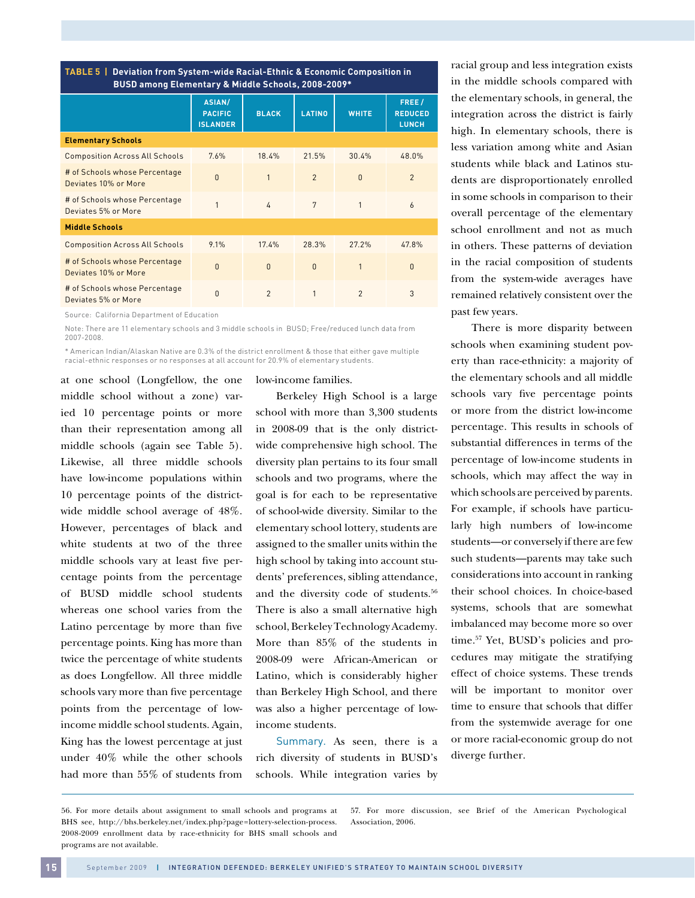**TABLE 5 | Deviation from System-wide Racial-Ethnic & Economic Composition in BUSD among Elementary & Middle Schools, 2008-2009***

| | ASIAN/ PACIFIC ISLANDER | BLACK | LATINO | WHITE | FREE / REDUCED LUNCH |
|---|---|---|---|---|---|
| **Elementary Schools** | | | | | |
| Composition Across All Schools | 7.6% | 18.4% | 21.5% | 30.4% | 48.0% |
| # of Schools whose Percentage Deviates 10% or More | 0 | 1 | 2 | 0 | 2 |
| # of Schools whose Percentage Deviates 5% or More | 1 | 4 | 7 | 1 | 6 |
| **Middle Schools** | | | | | |
| Composition Across All Schools | 9.1% | 17.4% | 28.3% | 27.2% | 47.8% |
| # of Schools whose Percentage Deviates 10% or More | 0 | 0 | 0 | 1 | 0 |
| # of Schools whose Percentage Deviates 5% or More | 0 | 2 | 1 | 2 | 3 |

Source: California Department of Education

Note: There are 11 elementary schools and 3 middle schools in BUSD; Free/reduced lunch data from 2007-2008.

\* American Indian/Alaskan Native are 0.3% of the district enrollment & those that either gave multiple racial-ethnic responses or no responses at all account for 20.9% of elementary students.

at one school (Longfellow, the one middle school without a zone) varied 10 percentage points or more than their representation among all middle schools (again see Table 5). Likewise, all three middle schools have low-income populations within 10 percentage points of the district-wide middle school average of 48%. However, percentages of black and white students at two of the three middle schools vary at least five percentage points from the percentage of BUSD middle school students whereas one school varies from the Latino percentage by more than five percentage points. King has more than twice the percentage of white students as does Longfellow. All three middle schools vary more than five percentage points from the percentage of low-income middle school students. Again, King has the lowest percentage at just under 40% while the other schools had more than 55% of students from low-income families.

Berkeley High School is a large school with more than 3,300 students in 2008-09 that is the only district-wide comprehensive high school. The diversity plan pertains to its four small schools and two programs, where the goal is for each to be representative of school-wide diversity. Similar to the elementary school lottery, students are assigned to the smaller units within the high school by taking into account students' preferences, sibling attendance, and the diversity code of students.[56] There is also a small alternative high school, Berkeley Technology Academy. More than 85% of the students in 2008-09 were African-American or Latino, which is considerably higher than Berkeley High School, and there was also a higher percentage of low-income students.

Summary. As seen, there is a rich diversity of students in BUSD's schools. While integration varies by racial group and less integration exists in the middle schools compared with the elementary schools, in general, the integration across the district is fairly high. In elementary schools, there is less variation among white and Asian students while black and Latinos students are disproportionately enrolled in some schools in comparison to their overall percentage of the elementary school enrollment and not as much in others. These patterns of deviation in the racial composition of students from the system-wide averages have remained relatively consistent over the past few years.

There is more disparity between schools when examining student poverty than race-ethnicity: a majority of the elementary schools and all middle schools vary five percentage points or more from the district low-income percentage. This results in schools of substantial differences in terms of the percentage of low-income students in schools, which may affect the way in which schools are perceived by parents. For example, if schools have particularly high numbers of low-income students—or conversely if there are few such students—parents may take such considerations into account in ranking their school choices. In choice-based systems, schools that are somewhat imbalanced may become more so over time.[57] Yet, BUSD's policies and procedures may mitigate the stratifying effect of choice systems. These trends will be important to monitor over time to ensure that schools that differ from the systemwide average for one or more racial-economic group do not diverge further.

56. For more details about assignment to small schools and programs at BHS see, http://bhs.berkeley.net/index.php?page=lottery-selection-process. 2008-2009 enrollment data by race-ethnicity for BHS small schools and programs are not available.

57. For more discussion, see Brief of the American Psychological Association, 2006.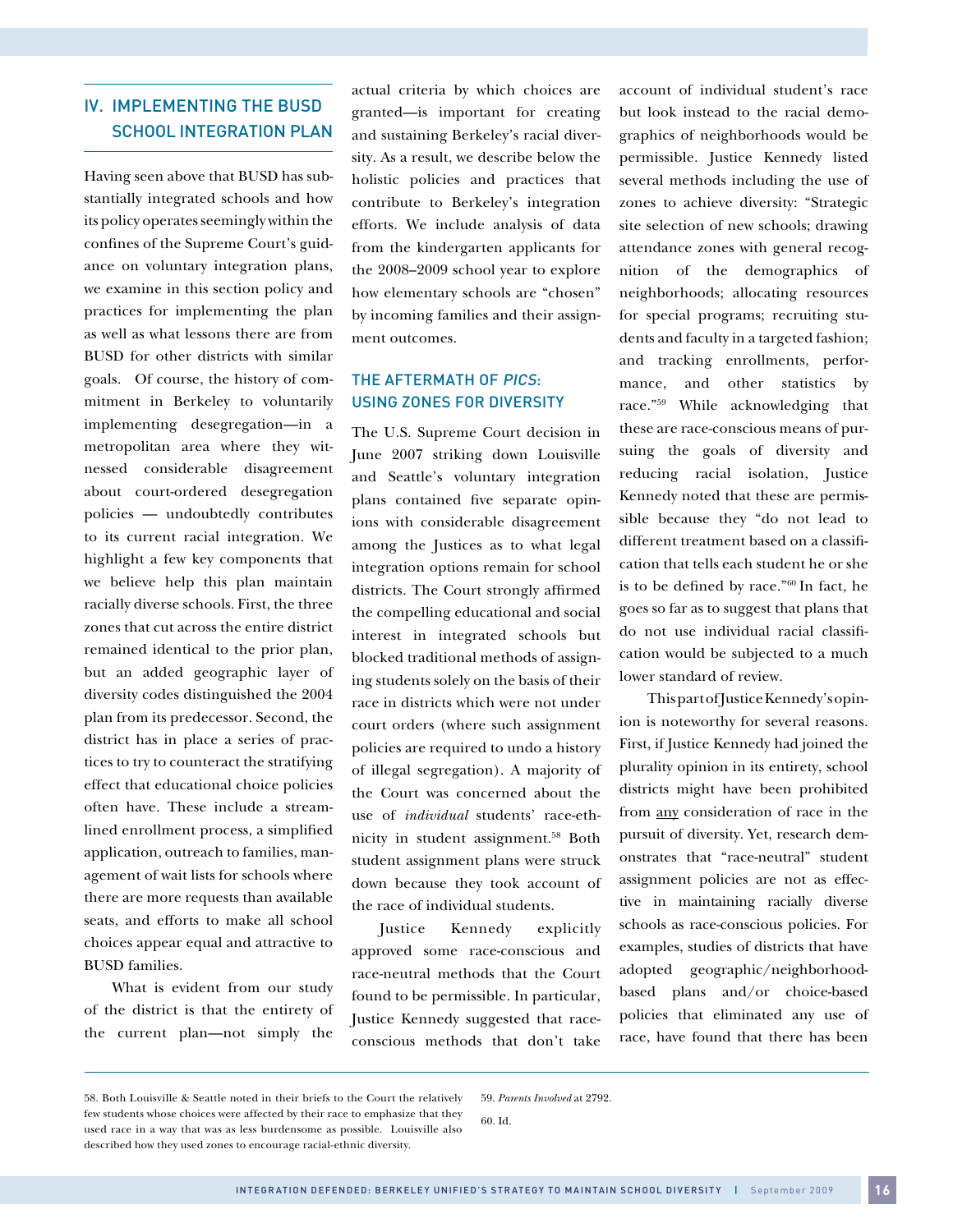## IV. IMPLEMENTING THE BUSD SCHOOL INTEGRATION PLAN

Having seen above that BUSD has substantially integrated schools and how its policy operates seemingly within the confines of the Supreme Court's guidance on voluntary integration plans, we examine in this section policy and practices for implementing the plan as well as what lessons there are from BUSD for other districts with similar goals. Of course, the history of commitment in Berkeley to voluntarily implementing desegregation—in a metropolitan area where they witnessed considerable disagreement about court-ordered desegregation policies — undoubtedly contributes to its current racial integration. We highlight a few key components that we believe help this plan maintain racially diverse schools. First, the three zones that cut across the entire district remained identical to the prior plan, but an added geographic layer of diversity codes distinguished the 2004 plan from its predecessor. Second, the district has in place a series of practices to try to counteract the stratifying effect that educational choice policies often have. These include a streamlined enrollment process, a simplified application, outreach to families, management of wait lists for schools where there are more requests than available seats, and efforts to make all school choices appear equal and attractive to BUSD families.

What is evident from our study of the district is that the entirety of the current plan—not simply the actual criteria by which choices are granted—is important for creating and sustaining Berkeley's racial diversity. As a result, we describe below the holistic policies and practices that contribute to Berkeley's integration efforts. We include analysis of data from the kindergarten applicants for the 2008–2009 school year to explore how elementary schools are "chosen" by incoming families and their assignment outcomes.

### THE AFTERMATH OF *PICS*: USING ZONES FOR DIVERSITY

The U.S. Supreme Court decision in June 2007 striking down Louisville and Seattle's voluntary integration plans contained five separate opinions with considerable disagreement among the Justices as to what legal integration options remain for school districts. The Court strongly affirmed the compelling educational and social interest in integrated schools but blocked traditional methods of assigning students solely on the basis of their race in districts which were not under court orders (where such assignment policies are required to undo a history of illegal segregation). A majority of the Court was concerned about the use of *individual* students' race-ethnicity in student assignment.[58] Both student assignment plans were struck down because they took account of the race of individual students.

Justice Kennedy explicitly approved some race-conscious and race-neutral methods that the Court found to be permissible. In particular, Justice Kennedy suggested that race-conscious methods that don't take account of individual student's race but look instead to the racial demographics of neighborhoods would be permissible. Justice Kennedy listed several methods including the use of zones to achieve diversity: "Strategic site selection of new schools; drawing attendance zones with general recognition of the demographics of neighborhoods; allocating resources for special programs; recruiting students and faculty in a targeted fashion; and tracking enrollments, performance, and other statistics by race."[59] While acknowledging that these are race-conscious means of pursuing the goals of diversity and reducing racial isolation, Justice Kennedy noted that these are permissible because they "do not lead to different treatment based on a classification that tells each student he or she is to be defined by race."[60] In fact, he goes so far as to suggest that plans that do not use individual racial classification would be subjected to a much lower standard of review.

This part of Justice Kennedy's opinion is noteworthy for several reasons. First, if Justice Kennedy had joined the plurality opinion in its entirety, school districts might have been prohibited from <u>any</u> consideration of race in the pursuit of diversity. Yet, research demonstrates that "race-neutral" student assignment policies are not as effective in maintaining racially diverse schools as race-conscious policies. For examples, studies of districts that have adopted geographic/neighborhood-based plans and/or choice-based policies that eliminated any use of race, have found that there has been

---

58. Both Louisville & Seattle noted in their briefs to the Court the relatively few students whose choices were affected by their race to emphasize that they used race in a way that was as less burdensome as possible. Louisville also described how they used zones to encourage racial-ethnic diversity.

59. *Parents Involved* at 2792.

60. Id.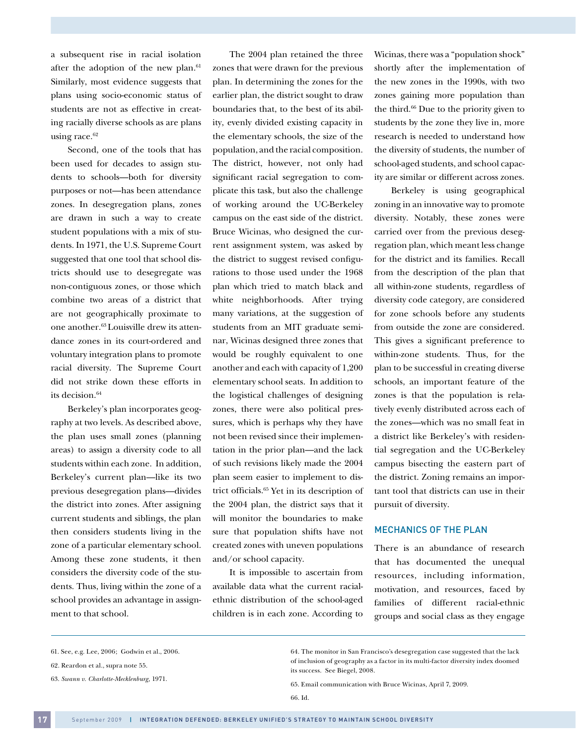a subsequent rise in racial isolation after the adoption of the new plan.[61] Similarly, most evidence suggests that plans using socio-economic status of students are not as effective in creating racially diverse schools as are plans using race.[62]

Second, one of the tools that has been used for decades to assign students to schools—both for diversity purposes or not—has been attendance zones. In desegregation plans, zones are drawn in such a way to create student populations with a mix of students. In 1971, the U.S. Supreme Court suggested that one tool that school districts should use to desegregate was non-contiguous zones, or those which combine two areas of a district that are not geographically proximate to one another.[63] Louisville drew its attendance zones in its court-ordered and voluntary integration plans to promote racial diversity. The Supreme Court did not strike down these efforts in its decision.[64]

Berkeley's plan incorporates geography at two levels. As described above, the plan uses small zones (planning areas) to assign a diversity code to all students within each zone. In addition, Berkeley's current plan—like its two previous desegregation plans—divides the district into zones. After assigning current students and siblings, the plan then considers students living in the zone of a particular elementary school. Among these zone students, it then considers the diversity code of the students. Thus, living within the zone of a school provides an advantage in assignment to that school.

The 2004 plan retained the three zones that were drawn for the previous plan. In determining the zones for the earlier plan, the district sought to draw boundaries that, to the best of its ability, evenly divided existing capacity in the elementary schools, the size of the population, and the racial composition. The district, however, not only had significant racial segregation to complicate this task, but also the challenge of working around the UC-Berkeley campus on the east side of the district. Bruce Wicinas, who designed the current assignment system, was asked by the district to suggest revised configurations to those used under the 1968 plan which tried to match black and white neighborhoods. After trying many variations, at the suggestion of students from an MIT graduate seminar, Wicinas designed three zones that would be roughly equivalent to one another and each with capacity of 1,200 elementary school seats. In addition to the logistical challenges of designing zones, there were also political pressures, which is perhaps why they have not been revised since their implementation in the prior plan—and the lack of such revisions likely made the 2004 plan seem easier to implement to district officials.[65] Yet in its description of the 2004 plan, the district says that it will monitor the boundaries to make sure that population shifts have not created zones with uneven populations and/or school capacity.

It is impossible to ascertain from available data what the current racial-ethnic distribution of the school-aged children is in each zone. According to Wicinas, there was a "population shock" shortly after the implementation of the new zones in the 1990s, with two zones gaining more population than the third.[66] Due to the priority given to students by the zone they live in, more research is needed to understand how the diversity of students, the number of school-aged students, and school capacity are similar or different across zones.

Berkeley is using geographical zoning in an innovative way to promote diversity. Notably, these zones were carried over from the previous desegregation plan, which meant less change for the district and its families. Recall from the description of the plan that all within-zone students, regardless of diversity code category, are considered for zone schools before any students from outside the zone are considered. This gives a significant preference to within-zone students. Thus, for the plan to be successful in creating diverse schools, an important feature of the zones is that the population is relatively evenly distributed across each of the zones—which was no small feat in a district like Berkeley's with residential segregation and the UC-Berkeley campus bisecting the eastern part of the district. Zoning remains an important tool that districts can use in their pursuit of diversity.

## MECHANICS OF THE PLAN

There is an abundance of research that has documented the unequal resources, including information, motivation, and resources, faced by families of different racial-ethnic groups and social class as they engage

---

61. See, e.g. Lee, 2006; Godwin et al., 2006.

62. Reardon et al., supra note 55.

63. *Swann v. Charlotte-Mecklenburg*, 1971.

64. The monitor in San Francisco's desegregation case suggested that the lack of inclusion of geography as a factor in its multi-factor diversity index doomed its success. See Biegel, 2008.

65. Email communication with Bruce Wicinas, April 7, 2009.

66. Id.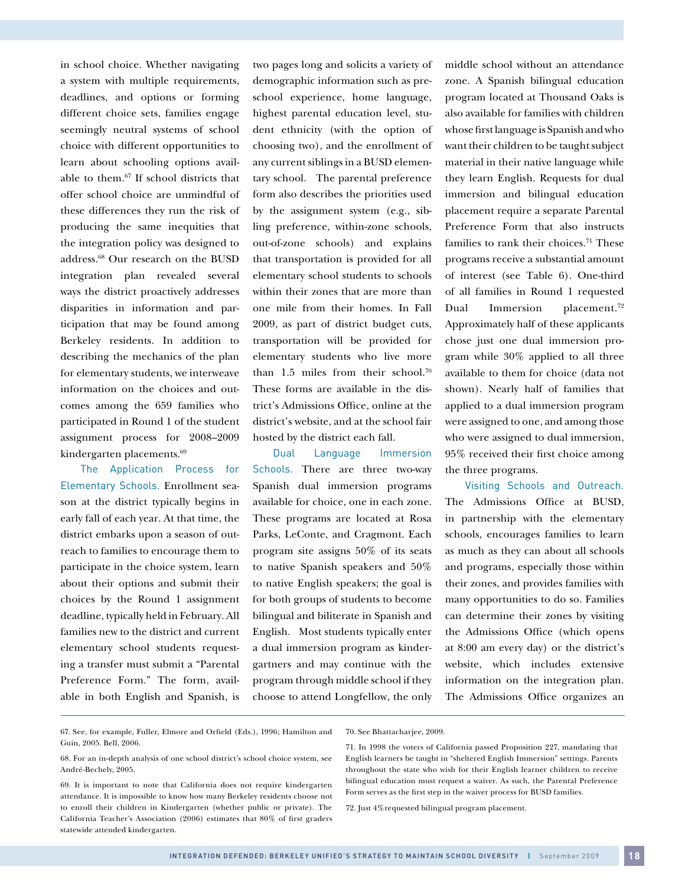in school choice. Whether navigating a system with multiple requirements, deadlines, and options or forming different choice sets, families engage seemingly neutral systems of school choice with different opportunities to learn about schooling options available to them.[67] If school districts that offer school choice are unmindful of these differences they run the risk of producing the same inequities that the integration policy was designed to address.[68] Our research on the BUSD integration plan revealed several ways the district proactively addresses disparities in information and participation that may be found among Berkeley residents. In addition to describing the mechanics of the plan for elementary students, we interweave information on the choices and outcomes among the 659 families who participated in Round 1 of the student assignment process for 2008–2009 kindergarten placements.[69]

The Application Process for Elementary Schools. Enrollment season at the district typically begins in early fall of each year. At that time, the district embarks upon a season of outreach to families to encourage them to participate in the choice system, learn about their options and submit their choices by the Round 1 assignment deadline, typically held in February. All families new to the district and current elementary school students requesting a transfer must submit a "Parental Preference Form." The form, available in both English and Spanish, is two pages long and solicits a variety of demographic information such as preschool experience, home language, highest parental education level, student ethnicity (with the option of choosing two), and the enrollment of any current siblings in a BUSD elementary school. The parental preference form also describes the priorities used by the assignment system (e.g., sibling preference, within-zone schools, out-of-zone schools) and explains that transportation is provided for all elementary school students to schools within their zones that are more than one mile from their homes. In Fall 2009, as part of district budget cuts, transportation will be provided for elementary students who live more than 1.5 miles from their school.[70] These forms are available in the district's Admissions Office, online at the district's website, and at the school fair hosted by the district each fall.

Dual Language Immersion Schools. There are three two-way Spanish dual immersion programs available for choice, one in each zone. These programs are located at Rosa Parks, LeConte, and Cragmont. Each program site assigns 50% of its seats to native Spanish speakers and 50% to native English speakers; the goal is for both groups of students to become bilingual and biliterate in Spanish and English. Most students typically enter a dual immersion program as kindergartners and may continue with the program through middle school if they choose to attend Longfellow, the only middle school without an attendance zone. A Spanish bilingual education program located at Thousand Oaks is also available for families with children whose first language is Spanish and who want their children to be taught subject material in their native language while they learn English. Requests for dual immersion and bilingual education placement require a separate Parental Preference Form that also instructs families to rank their choices.[71] These programs receive a substantial amount of interest (see Table 6). One-third of all families in Round 1 requested Dual Immersion placement.[72] Approximately half of these applicants chose just one dual immersion program while 30% applied to all three available to them for choice (data not shown). Nearly half of families that applied to a dual immersion program were assigned to one, and among those who were assigned to dual immersion, 95% received their first choice among the three programs.

Visiting Schools and Outreach. The Admissions Office at BUSD, in partnership with the elementary schools, encourages families to learn as much as they can about all schools and programs, especially those within their zones, and provides families with many opportunities to do so. Families can determine their zones by visiting the Admissions Office (which opens at 8:00 am every day) or the district's website, which includes extensive information on the integration plan. The Admissions Office organizes an

---

67. See, for example, Fuller, Elmore and Orfield (Eds.), 1996; Hamilton and Guin, 2005. Bell, 2006.

68. For an in-depth analysis of one school district's school choice system, see André-Bechely, 2005.

69. It is important to note that California does not require kindergarten attendance. It is impossible to know how many Berkeley residents choose not to enroll their children in Kindergarten (whether public or private). The California Teacher's Association (2006) estimates that 80% of first graders statewide attended kindergarten.

70. See Bhattacharjee, 2009.

71. In 1998 the voters of California passed Proposition 227, mandating that English learners be taught in "sheltered English Immersion" settings. Parents throughout the state who wish for their English learner children to receive bilingual education must request a waiver. As such, the Parental Preference Form serves as the first step in the waiver process for BUSD families.

72. Just 4%requested bilingual program placement.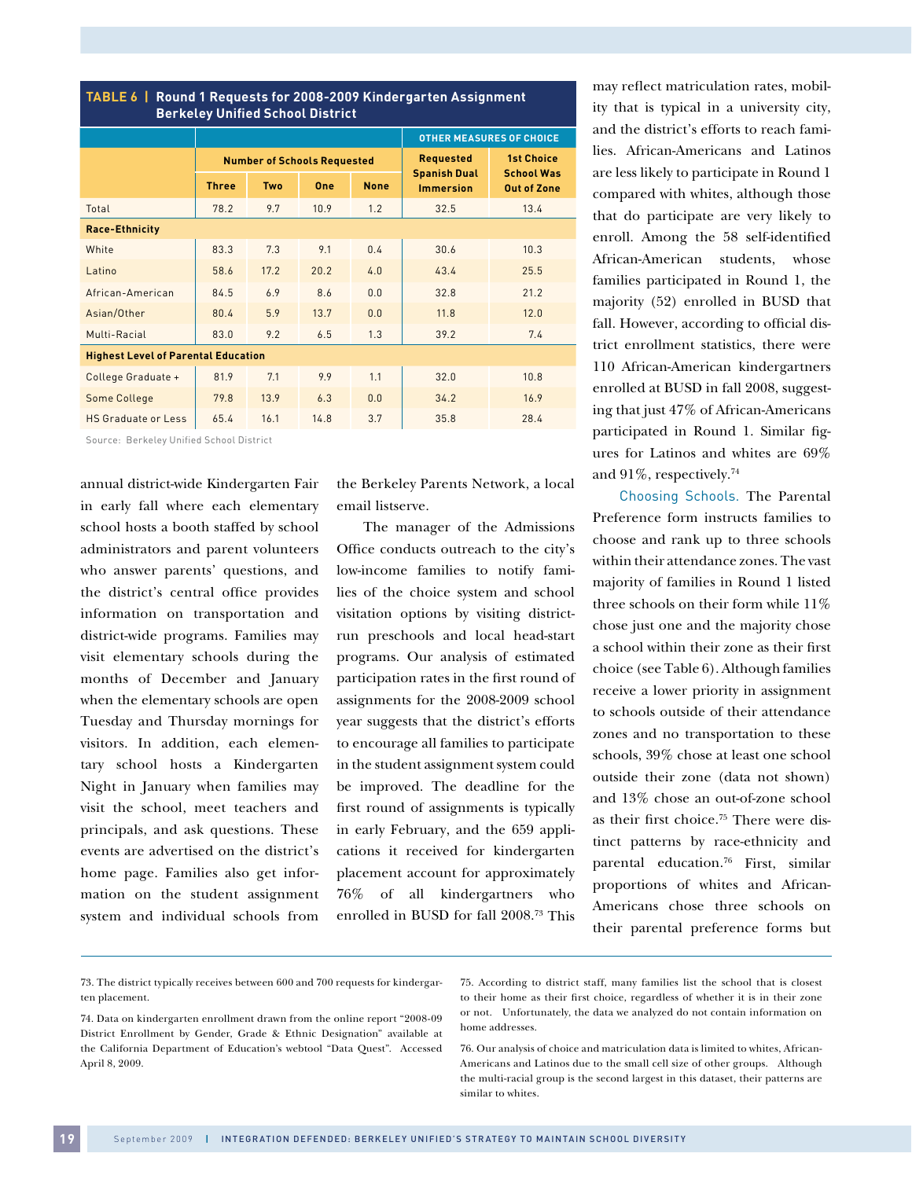**TABLE 6 | Round 1 Requests for 2008-2009 Kindergarten Assignment Berkeley Unified School District**

| | Number of Schools Requested | | | | OTHER MEASURES OF CHOICE | |
|---|---|---|---|---|---|---|
| | Three | Two | One | None | Requested Spanish Dual Immersion | 1st Choice School Was Out of Zone |
| Total | 78.2 | 9.7 | 10.9 | 1.2 | 32.5 | 13.4 |
| **Race-Ethnicity** | | | | | | |
| White | 83.3 | 7.3 | 9.1 | 0.4 | 30.6 | 10.3 |
| Latino | 58.6 | 17.2 | 20.2 | 4.0 | 43.4 | 25.5 |
| African-American | 84.5 | 6.9 | 8.6 | 0.0 | 32.8 | 21.2 |
| Asian/Other | 80.4 | 5.9 | 13.7 | 0.0 | 11.8 | 12.0 |
| Multi-Racial | 83.0 | 9.2 | 6.5 | 1.3 | 39.2 | 7.4 |
| **Highest Level of Parental Education** | | | | | | |
| College Graduate + | 81.9 | 7.1 | 9.9 | 1.1 | 32.0 | 10.8 |
| Some College | 79.8 | 13.9 | 6.3 | 0.0 | 34.2 | 16.9 |
| HS Graduate or Less | 65.4 | 16.1 | 14.8 | 3.7 | 35.8 | 28.4 |

Source: Berkeley Unified School District

annual district-wide Kindergarten Fair in early fall where each elementary school hosts a booth staffed by school administrators and parent volunteers who answer parents' questions, and the district's central office provides information on transportation and district-wide programs. Families may visit elementary schools during the months of December and January when the elementary schools are open Tuesday and Thursday mornings for visitors. In addition, each elementary school hosts a Kindergarten Night in January when families may visit the school, meet teachers and principals, and ask questions. These events are advertised on the district's home page. Families also get information on the student assignment system and individual schools from the Berkeley Parents Network, a local email listserve.

The manager of the Admissions Office conducts outreach to the city's low-income families to notify families of the choice system and school visitation options by visiting district-run preschools and local head-start programs. Our analysis of estimated participation rates in the first round of assignments for the 2008-2009 school year suggests that the district's efforts to encourage all families to participate in the student assignment system could be improved. The deadline for the first round of assignments is typically in early February, and the 659 applications it received for kindergarten placement account for approximately 76% of all kindergartners who enrolled in BUSD for fall 2008.[73] This may reflect matriculation rates, mobility that is typical in a university city, and the district's efforts to reach families. African-Americans and Latinos are less likely to participate in Round 1 compared with whites, although those that do participate are very likely to enroll. Among the 58 self-identified African-American students, whose families participated in Round 1, the majority (52) enrolled in BUSD that fall. However, according to official district enrollment statistics, there were 110 African-American kindergartners enrolled at BUSD in fall 2008, suggesting that just 47% of African-Americans participated in Round 1. Similar figures for Latinos and whites are 69% and 91%, respectively.[74]

Choosing Schools. The Parental Preference form instructs families to choose and rank up to three schools within their attendance zones. The vast majority of families in Round 1 listed three schools on their form while 11% chose just one and the majority chose a school within their zone as their first choice (see Table 6). Although families receive a lower priority in assignment to schools outside of their attendance zones and no transportation to these schools, 39% chose at least one school outside their zone (data not shown) and 13% chose an out-of-zone school as their first choice.[75] There were distinct patterns by race-ethnicity and parental education.[76] First, similar proportions of whites and African-Americans chose three schools on their parental preference forms but

73. The district typically receives between 600 and 700 requests for kindergarten placement.

74. Data on kindergarten enrollment drawn from the online report "2008-09 District Enrollment by Gender, Grade & Ethnic Designation" available at the California Department of Education's webtool "Data Quest". Accessed April 8, 2009.

75. According to district staff, many families list the school that is closest to their home as their first choice, regardless of whether it is in their zone or not. Unfortunately, the data we analyzed do not contain information on home addresses.

76. Our analysis of choice and matriculation data is limited to whites, African-Americans and Latinos due to the small cell size of other groups. Although the multi-racial group is the second largest in this dataset, their patterns are similar to whites.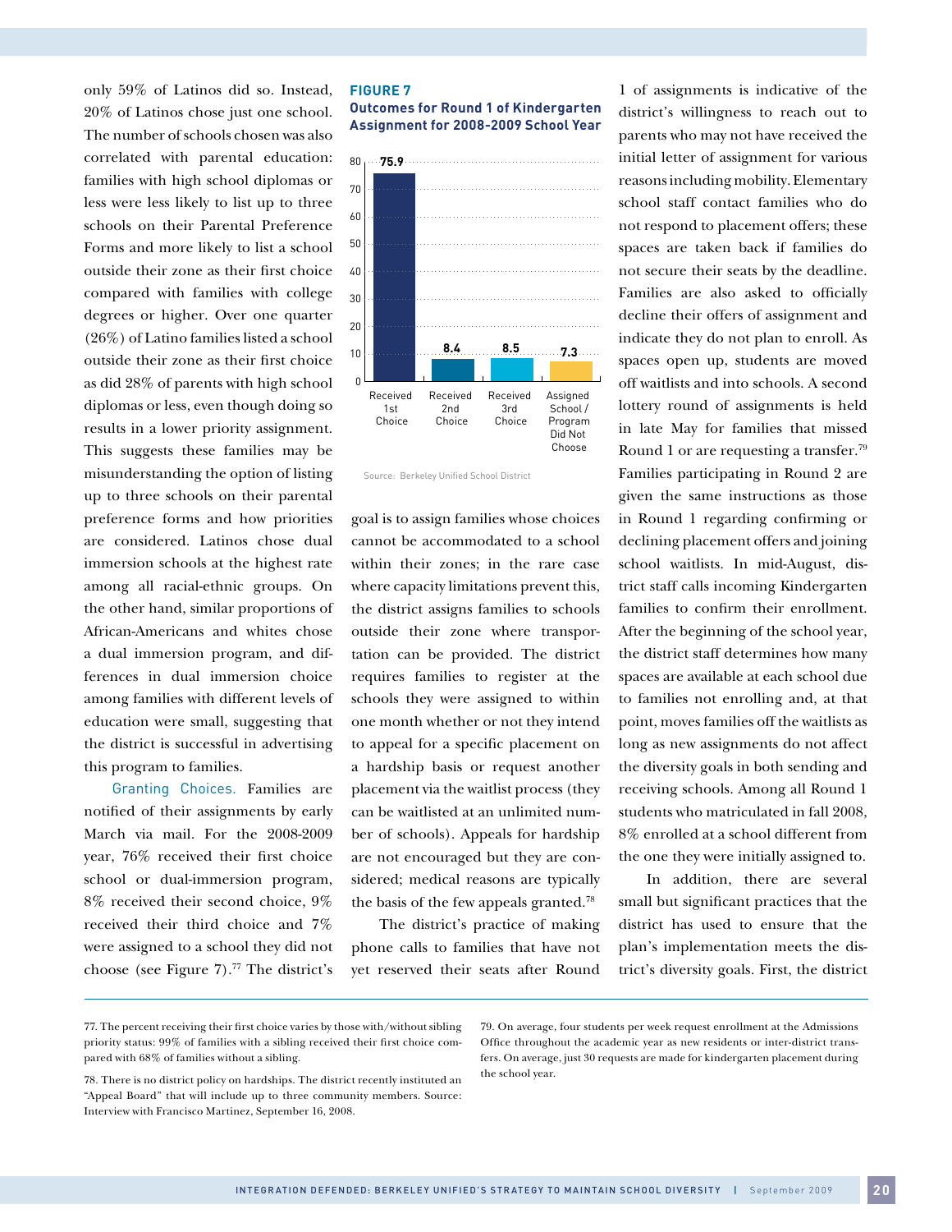only 59% of Latinos did so. Instead, 20% of Latinos chose just one school. The number of schools chosen was also correlated with parental education: families with high school diplomas or less were less likely to list up to three schools on their Parental Preference Forms and more likely to list a school outside their zone as their first choice compared with families with college degrees or higher. Over one quarter (26%) of Latino families listed a school outside their zone as their first choice as did 28% of parents with high school diplomas or less, even though doing so results in a lower priority assignment. This suggests these families may be misunderstanding the option of listing up to three schools on their parental preference forms and how priorities are considered. Latinos chose dual immersion schools at the highest rate among all racial-ethnic groups. On the other hand, similar proportions of African-Americans and whites chose a dual immersion program, and differences in dual immersion choice among families with different levels of education were small, suggesting that the district is successful in advertising this program to families.

**FIGURE 7**

**Outcomes for Round 1 of Kindergarten Assignment for 2008-2009 School Year**

| Outcome | Percent |
|---|---|
| Received 1st Choice | 75.9 |
| Received 2nd Choice | 8.4 |
| Received 3rd Choice | 8.5 |
| Assigned School / Program Did Not Choose | 7.3 |

Source: Berkeley Unified School District

Granting Choices. Families are notified of their assignments by early March via mail. For the 2008-2009 year, 76% received their first choice school or dual-immersion program, 8% received their second choice, 9% received their third choice and 7% were assigned to a school they did not choose (see Figure 7).[77] The district's goal is to assign families whose choices cannot be accommodated to a school within their zones; in the rare case where capacity limitations prevent this, the district assigns families to schools outside their zone where transportation can be provided. The district requires families to register at the schools they were assigned to within one month whether or not they intend to appeal for a specific placement on a hardship basis or request another placement via the waitlist process (they can be waitlisted at an unlimited number of schools). Appeals for hardship are not encouraged but they are considered; medical reasons are typically the basis of the few appeals granted.[78]

The district's practice of making phone calls to families that have not yet reserved their seats after Round 1 of assignments is indicative of the district's willingness to reach out to parents who may not have received the initial letter of assignment for various reasons including mobility. Elementary school staff contact families who do not respond to placement offers; these spaces are taken back if families do not secure their seats by the deadline. Families are also asked to officially decline their offers of assignment and indicate they do not plan to enroll. As spaces open up, students are moved off waitlists and into schools. A second lottery round of assignments is held in late May for families that missed Round 1 or are requesting a transfer.[79] Families participating in Round 2 are given the same instructions as those in Round 1 regarding confirming or declining placement offers and joining school waitlists. In mid-August, district staff calls incoming Kindergarten families to confirm their enrollment. After the beginning of the school year, the district staff determines how many spaces are available at each school due to families not enrolling and, at that point, moves families off the waitlists as long as new assignments do not affect the diversity goals in both sending and receiving schools. Among all Round 1 students who matriculated in fall 2008, 8% enrolled at a school different from the one they were initially assigned to.

In addition, there are several small but significant practices that the district has used to ensure that the plan's implementation meets the district's diversity goals. First, the district

---

77. The percent receiving their first choice varies by those with/without sibling priority status: 99% of families with a sibling received their first choice compared with 68% of families without a sibling.

78. There is no district policy on hardships. The district recently instituted an "Appeal Board" that will include up to three community members. Source: Interview with Francisco Martinez, September 16, 2008.

79. On average, four students per week request enrollment at the Admissions Office throughout the academic year as new residents or inter-district transfers. On average, just 30 requests are made for kindergarten placement during the school year.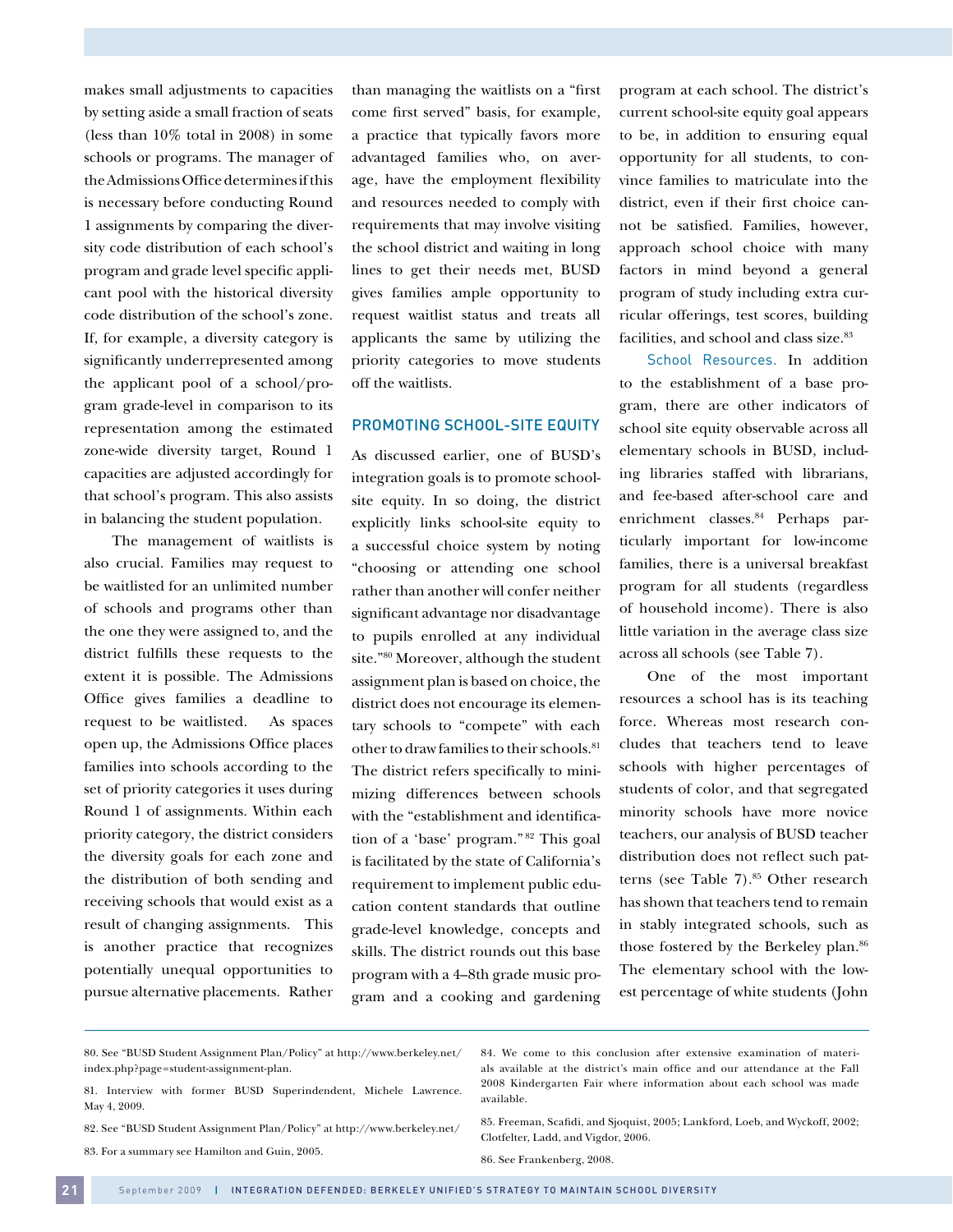makes small adjustments to capacities by setting aside a small fraction of seats (less than 10% total in 2008) in some schools or programs. The manager of the Admissions Office determines if this is necessary before conducting Round 1 assignments by comparing the diversity code distribution of each school's program and grade level specific applicant pool with the historical diversity code distribution of the school's zone. If, for example, a diversity category is significantly underrepresented among the applicant pool of a school/program grade-level in comparison to its representation among the estimated zone-wide diversity target, Round 1 capacities are adjusted accordingly for that school's program. This also assists in balancing the student population.

The management of waitlists is also crucial. Families may request to be waitlisted for an unlimited number of schools and programs other than the one they were assigned to, and the district fulfills these requests to the extent it is possible. The Admissions Office gives families a deadline to request to be waitlisted. As spaces open up, the Admissions Office places families into schools according to the set of priority categories it uses during Round 1 of assignments. Within each priority category, the district considers the diversity goals for each zone and the distribution of both sending and receiving schools that would exist as a result of changing assignments. This is another practice that recognizes potentially unequal opportunities to pursue alternative placements. Rather than managing the waitlists on a "first come first served" basis, for example, a practice that typically favors more advantaged families who, on average, have the employment flexibility and resources needed to comply with requirements that may involve visiting the school district and waiting in long lines to get their needs met, BUSD gives families ample opportunity to request waitlist status and treats all applicants the same by utilizing the priority categories to move students off the waitlists.

## PROMOTING SCHOOL-SITE EQUITY

As discussed earlier, one of BUSD's integration goals is to promote school-site equity. In so doing, the district explicitly links school-site equity to a successful choice system by noting "choosing or attending one school rather than another will confer neither significant advantage nor disadvantage to pupils enrolled at any individual site."[80] Moreover, although the student assignment plan is based on choice, the district does not encourage its elementary schools to "compete" with each other to draw families to their schools.[81] The district refers specifically to minimizing differences between schools with the "establishment and identification of a 'base' program."[82] This goal is facilitated by the state of California's requirement to implement public education content standards that outline grade-level knowledge, concepts and skills. The district rounds out this base program with a 4–8th grade music program and a cooking and gardening program at each school. The district's current school-site equity goal appears to be, in addition to ensuring equal opportunity for all students, to convince families to matriculate into the district, even if their first choice cannot be satisfied. Families, however, approach school choice with many factors in mind beyond a general program of study including extra curricular offerings, test scores, building facilities, and school and class size.[83]

School Resources. In addition to the establishment of a base program, there are other indicators of school site equity observable across all elementary schools in BUSD, including libraries staffed with librarians, and fee-based after-school care and enrichment classes.[84] Perhaps particularly important for low-income families, there is a universal breakfast program for all students (regardless of household income). There is also little variation in the average class size across all schools (see Table 7).

One of the most important resources a school has is its teaching force. Whereas most research concludes that teachers tend to leave schools with higher percentages of students of color, and that segregated minority schools have more novice teachers, our analysis of BUSD teacher distribution does not reflect such patterns (see Table 7).[85] Other research has shown that teachers tend to remain in stably integrated schools, such as those fostered by the Berkeley plan.[86] The elementary school with the lowest percentage of white students (John

---

80. See "BUSD Student Assignment Plan/Policy" at http://www.berkeley.net/index.php?page=student-assignment-plan.

81. Interview with former BUSD Superindendent, Michele Lawrence. May 4, 2009.

82. See "BUSD Student Assignment Plan/Policy" at http://www.berkeley.net/

83. For a summary see Hamilton and Guin, 2005.

84. We come to this conclusion after extensive examination of materials available at the district's main office and our attendance at the Fall 2008 Kindergarten Fair where information about each school was made available.

85. Freeman, Scafidi, and Sjoquist, 2005; Lankford, Loeb, and Wyckoff, 2002; Clotfelter, Ladd, and Vigdor, 2006.

86. See Frankenberg, 2008.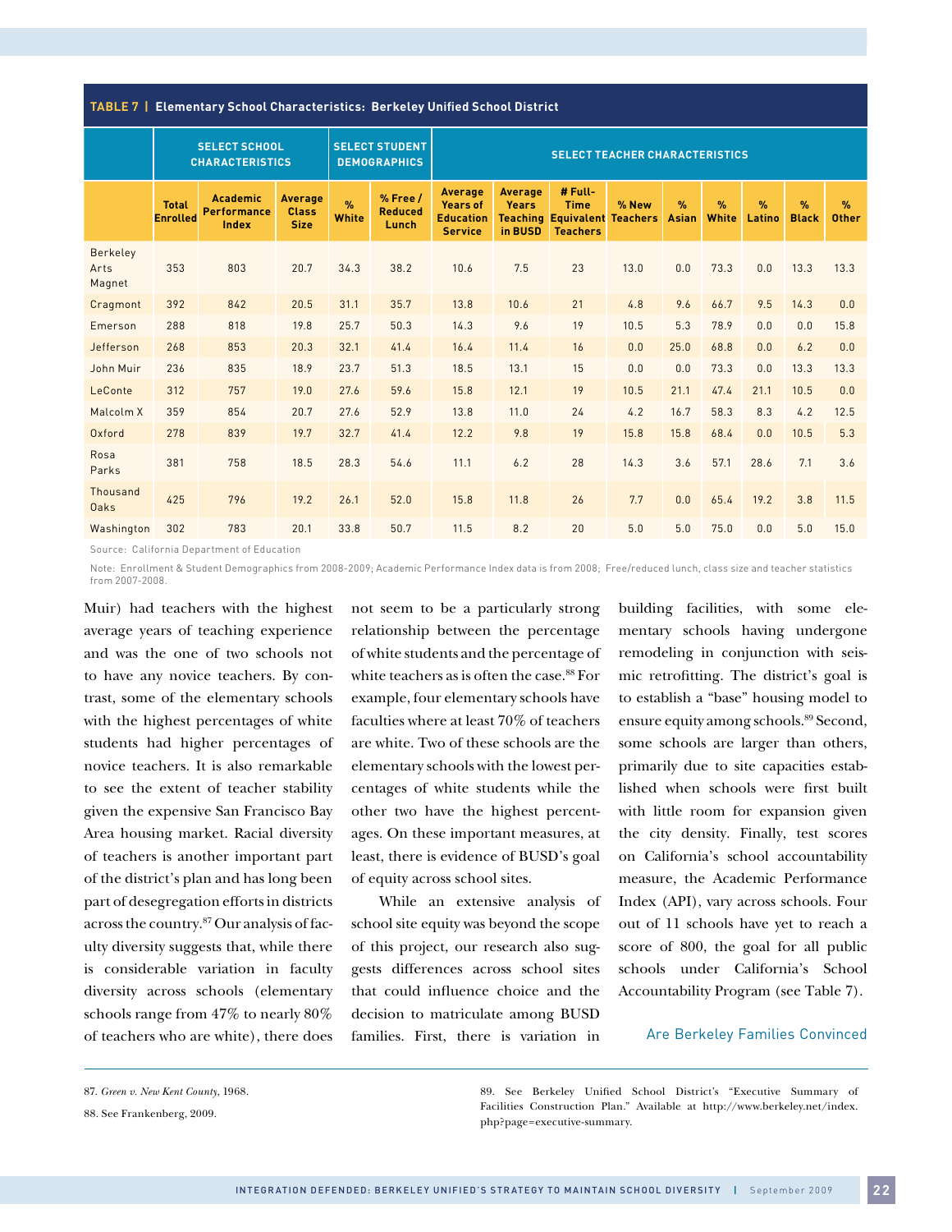**TABLE 7 | Elementary School Characteristics: Berkeley Unified School District**

| | SELECT SCHOOL CHARACTERISTICS | | | SELECT STUDENT DEMOGRAPHICS | | SELECT TEACHER CHARACTERISTICS | | | | | | | | |
|---|---|---|---|---|---|---|---|---|---|---|---|---|---|---|
| | Total Enrolled | Academic Performance Index | Average Class Size | % White | % Free / Reduced Lunch | Average Years of Education Service | Average Years Teaching in BUSD | # Full-Time Equivalent Teachers | % New Teachers | % Asian | % White | % Latino | % Black | % Other |
| Berkeley Arts Magnet | 353 | 803 | 20.7 | 34.3 | 38.2 | 10.6 | 7.5 | 23 | 13.0 | 0.0 | 73.3 | 0.0 | 13.3 | 13.3 |
| Cragmont | 392 | 842 | 20.5 | 31.1 | 35.7 | 13.8 | 10.6 | 21 | 4.8 | 9.6 | 66.7 | 9.5 | 14.3 | 0.0 |
| Emerson | 288 | 818 | 19.8 | 25.7 | 50.3 | 14.3 | 9.6 | 19 | 10.5 | 5.3 | 78.9 | 0.0 | 0.0 | 15.8 |
| Jefferson | 268 | 853 | 20.3 | 32.1 | 41.4 | 16.4 | 11.4 | 16 | 0.0 | 25.0 | 68.8 | 0.0 | 6.2 | 0.0 |
| John Muir | 236 | 835 | 18.9 | 23.7 | 51.3 | 18.5 | 13.1 | 15 | 0.0 | 0.0 | 73.3 | 0.0 | 13.3 | 13.3 |
| LeConte | 312 | 757 | 19.0 | 27.6 | 59.6 | 15.8 | 12.1 | 19 | 10.5 | 21.1 | 47.4 | 21.1 | 10.5 | 0.0 |
| Malcolm X | 359 | 854 | 20.7 | 27.6 | 52.9 | 13.8 | 11.0 | 24 | 4.2 | 16.7 | 58.3 | 8.3 | 4.2 | 12.5 |
| Oxford | 278 | 839 | 19.7 | 32.7 | 41.4 | 12.2 | 9.8 | 19 | 15.8 | 15.8 | 68.4 | 0.0 | 10.5 | 5.3 |
| Rosa Parks | 381 | 758 | 18.5 | 28.3 | 54.6 | 11.1 | 6.2 | 28 | 14.3 | 3.6 | 57.1 | 28.6 | 7.1 | 3.6 |
| Thousand Oaks | 425 | 796 | 19.2 | 26.1 | 52.0 | 15.8 | 11.8 | 26 | 7.7 | 0.0 | 65.4 | 19.2 | 3.8 | 11.5 |
| Washington | 302 | 783 | 20.1 | 33.8 | 50.7 | 11.5 | 8.2 | 20 | 5.0 | 5.0 | 75.0 | 0.0 | 5.0 | 15.0 |

Source: California Department of Education

Note: Enrollment & Student Demographics from 2008-2009; Academic Performance Index data is from 2008; Free/reduced lunch, class size and teacher statistics from 2007-2008.

Muir) had teachers with the highest average years of teaching experience and was the one of two schools not to have any novice teachers. By contrast, some of the elementary schools with the highest percentages of white students had higher percentages of novice teachers. It is also remarkable to see the extent of teacher stability given the expensive San Francisco Bay Area housing market. Racial diversity of teachers is another important part of the district's plan and has long been part of desegregation efforts in districts across the country.[87] Our analysis of faculty diversity suggests that, while there is considerable variation in faculty diversity across schools (elementary schools range from 47% to nearly 80% of teachers who are white), there does not seem to be a particularly strong relationship between the percentage of white students and the percentage of white teachers as is often the case.[88] For example, four elementary schools have faculties where at least 70% of teachers are white. Two of these schools are the elementary schools with the lowest percentages of white students while the other two have the highest percentages. On these important measures, at least, there is evidence of BUSD's goal of equity across school sites.

While an extensive analysis of school site equity was beyond the scope of this project, our research also suggests differences across school sites that could influence choice and the decision to matriculate among BUSD families. First, there is variation in building facilities, with some elementary schools having undergone remodeling in conjunction with seismic retrofitting. The district's goal is to establish a "base" housing model to ensure equity among schools.[89] Second, some schools are larger than others, primarily due to site capacities established when schools were first built with little room for expansion given the city density. Finally, test scores on California's school accountability measure, the Academic Performance Index (API), vary across schools. Four out of 11 schools have yet to reach a score of 800, the goal for all public schools under California's School Accountability Program (see Table 7).

## Are Berkeley Families Convinced

87. *Green v. New Kent County*, 1968.

88. See Frankenberg, 2009.

89. See Berkeley Unified School District's "Executive Summary of Facilities Construction Plan." Available at http://www.berkeley.net/index.php?page=executive-summary.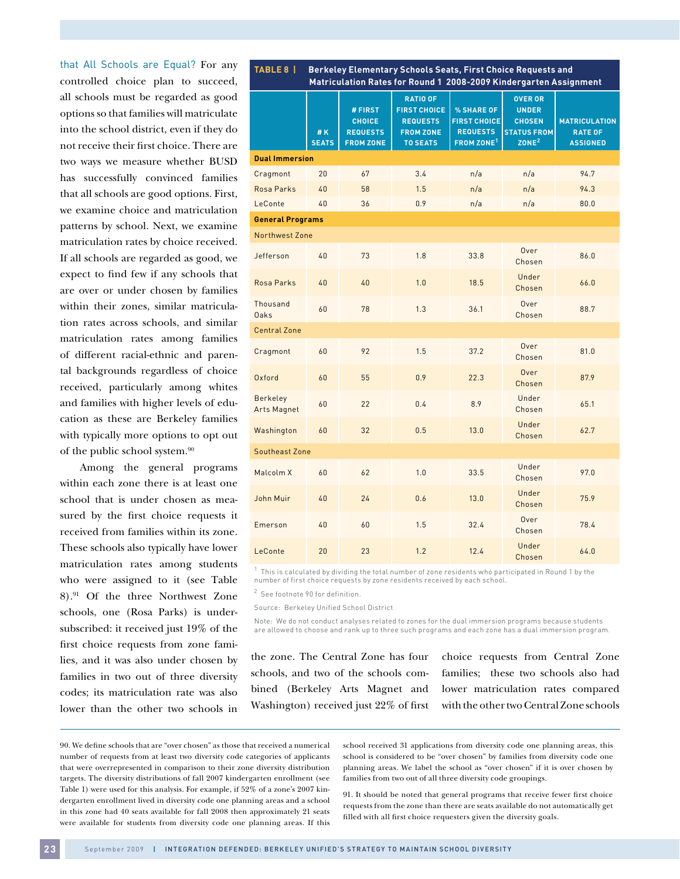that All Schools are Equal? For any controlled choice plan to succeed, all schools must be regarded as good options so that families will matriculate into the school district, even if they do not receive their first choice. There are two ways we measure whether BUSD has successfully convinced families that all schools are good options. First, we examine choice and matriculation patterns by school. Next, we examine matriculation rates by choice received. If all schools are regarded as good, we expect to find few if any schools that are over or under chosen by families within their zones, similar matriculation rates across schools, and similar matriculation rates among families of different racial-ethnic and parental backgrounds regardless of choice received, particularly among whites and families with higher levels of education as these are Berkeley families with typically more options to opt out of the public school system.[90]

Among the general programs within each zone there is at least one school that is under chosen as measured by the first choice requests it received from families within its zone. These schools also typically have lower matriculation rates among students who were assigned to it (see Table 8).[91] Of the three Northwest Zone schools, one (Rosa Parks) is undersubscribed: it received just 19% of the first choice requests from zone families, and it was also under chosen by families in two out of three diversity codes; its matriculation rate was also lower than the other two schools in the zone. The Central Zone has four schools, and two of the schools combined (Berkeley Arts Magnet and Washington) received just 22% of first choice requests from Central Zone families; these two schools also had lower matriculation rates compared with the other two Central Zone schools

**TABLE 8 | Berkeley Elementary Schools Seats, First Choice Requests and Matriculation Rates for Round 1 2008-2009 Kindergarten Assignment**

| | # K SEATS | # FIRST CHOICE REQUESTS FROM ZONE | RATIO OF FIRST CHOICE REQUESTS FROM ZONE TO SEATS | % SHARE OF FIRST CHOICE REQUESTS FROM ZONE[1] | OVER OR UNDER CHOSEN STATUS FROM ZONE[2] | MATRICULATION RATE OF ASSIGNED |
|---|---|---|---|---|---|---|
| **Dual Immersion** | | | | | | |
| Cragmont | 20 | 67 | 3.4 | n/a | n/a | 94.7 |
| Rosa Parks | 40 | 58 | 1.5 | n/a | n/a | 94.3 |
| LeConte | 40 | 36 | 0.9 | n/a | n/a | 80.0 |
| **General Programs** | | | | | | |
| Northwest Zone | | | | | | |
| Jefferson | 40 | 73 | 1.8 | 33.8 | Over Chosen | 86.0 |
| Rosa Parks | 40 | 40 | 1.0 | 18.5 | Under Chosen | 66.0 |
| Thousand Oaks | 60 | 78 | 1.3 | 36.1 | Over Chosen | 88.7 |
| Central Zone | | | | | | |
| Cragmont | 60 | 92 | 1.5 | 37.2 | Over Chosen | 81.0 |
| Oxford | 60 | 55 | 0.9 | 22.3 | Over Chosen | 87.9 |
| Berkeley Arts Magnet | 60 | 22 | 0.4 | 8.9 | Under Chosen | 65.1 |
| Washington | 60 | 32 | 0.5 | 13.0 | Under Chosen | 62.7 |
| Southeast Zone | | | | | | |
| Malcolm X | 60 | 62 | 1.0 | 33.5 | Under Chosen | 97.0 |
| John Muir | 40 | 24 | 0.6 | 13.0 | Under Chosen | 75.9 |
| Emerson | 40 | 60 | 1.5 | 32.4 | Over Chosen | 78.4 |
| LeConte | 20 | 23 | 1.2 | 12.4 | Under Chosen | 64.0 |

[1] This is calculated by dividing the total number of zone residents who participated in Round 1 by the number of first choice requests by zone residents received by each school.

[2] See footnote 90 for definition.

Source: Berkeley Unified School District

Note: We do not conduct analyses related to zones for the dual immersion programs because students are allowed to choose and rank up to three such programs and each zone has a dual immersion program.

---

90. We define schools that are "over chosen" as those that received a numerical number of requests from at least two diversity code categories of applicants that were overrepresented in comparison to their zone diversity distribution targets. The diversity distributions of fall 2007 kindergarten enrollment (see Table 1) were used for this analysis. For example, if 52% of a zone's 2007 kindergarten enrollment lived in diversity code one planning areas and a school in this zone had 40 seats available for fall 2008 then approximately 21 seats were available for students from diversity code one planning areas. If this school received 31 applications from diversity code one planning areas, this school is considered to be "over chosen" by families from diversity code one planning areas. We label the school as "over chosen" if it is over chosen by families from two out of all three diversity code groupings.

91. It should be noted that general programs that receive fewer first choice requests from the zone than there are seats available do not automatically get filled with all first choice requesters given the diversity goals.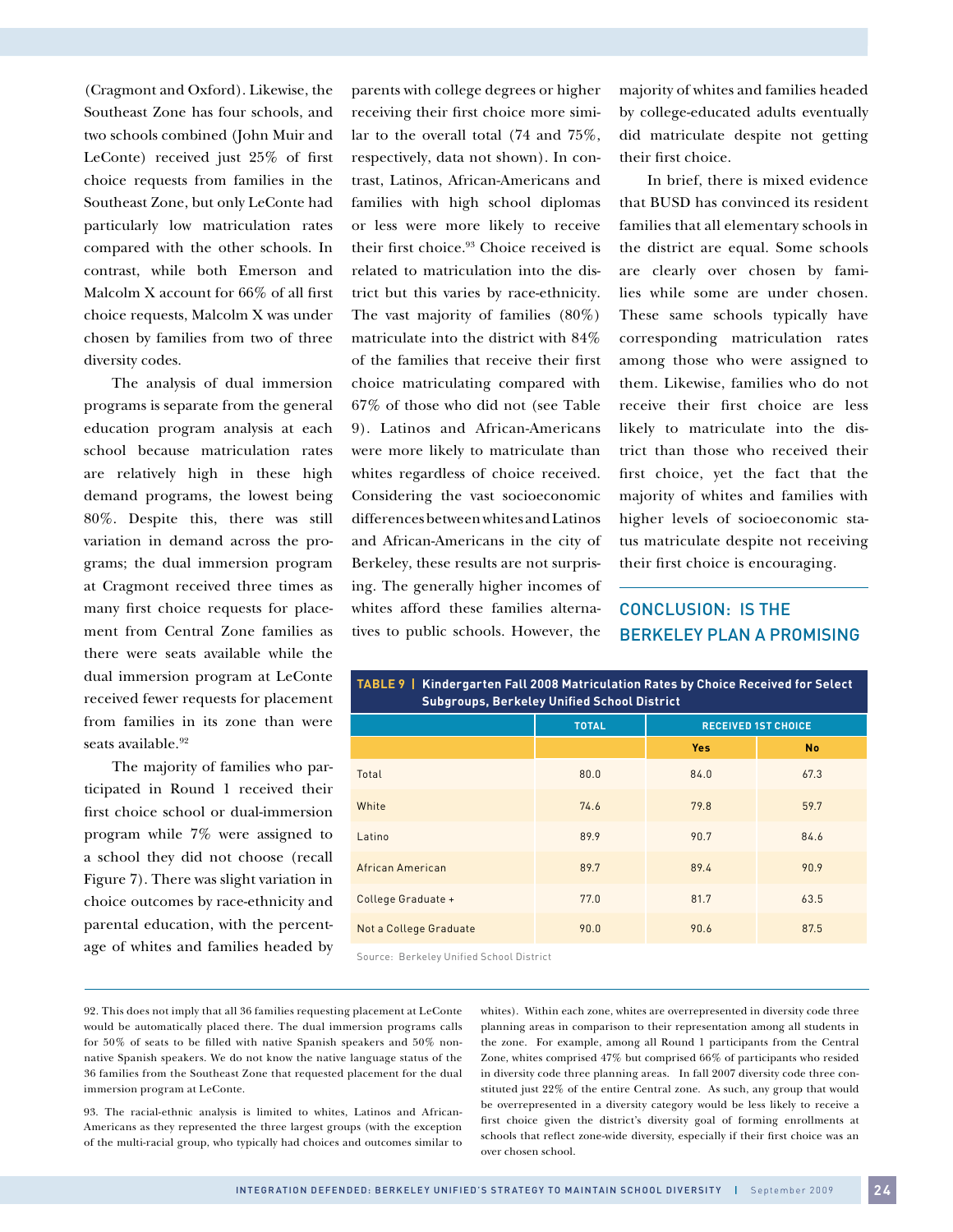(Cragmont and Oxford). Likewise, the Southeast Zone has four schools, and two schools combined (John Muir and LeConte) received just 25% of first choice requests from families in the Southeast Zone, but only LeConte had particularly low matriculation rates compared with the other schools. In contrast, while both Emerson and Malcolm X account for 66% of all first choice requests, Malcolm X was under chosen by families from two of three diversity codes.

The analysis of dual immersion programs is separate from the general education program analysis at each school because matriculation rates are relatively high in these high demand programs, the lowest being 80%. Despite this, there was still variation in demand across the programs; the dual immersion program at Cragmont received three times as many first choice requests for placement from Central Zone families as there were seats available while the dual immersion program at LeConte received fewer requests for placement from families in its zone than were seats available.[92]

The majority of families who participated in Round 1 received their first choice school or dual-immersion program while 7% were assigned to a school they did not choose (recall Figure 7). There was slight variation in choice outcomes by race-ethnicity and parental education, with the percentage of whites and families headed by parents with college degrees or higher receiving their first choice more similar to the overall total (74 and 75%, respectively, data not shown). In contrast, Latinos, African-Americans and families with high school diplomas or less were more likely to receive their first choice.[93] Choice received is related to matriculation into the district but this varies by race-ethnicity. The vast majority of families (80%) matriculate into the district with 84% of the families that receive their first choice matriculating compared with 67% of those who did not (see Table 9). Latinos and African-Americans were more likely to matriculate than whites regardless of choice received. Considering the vast socioeconomic differences between whites and Latinos and African-Americans in the city of Berkeley, these results are not surprising. The generally higher incomes of whites afford these families alternatives to public schools. However, the majority of whites and families headed by college-educated adults eventually did matriculate despite not getting their first choice.

In brief, there is mixed evidence that BUSD has convinced its resident families that all elementary schools in the district are equal. Some schools are clearly over chosen by families while some are under chosen. These same schools typically have corresponding matriculation rates among those who were assigned to them. Likewise, families who do not receive their first choice are less likely to matriculate into the district than those who received their first choice, yet the fact that the majority of whites and families with higher levels of socioeconomic status matriculate despite not receiving their first choice is encouraging.

**TABLE 9 | Kindergarten Fall 2008 Matriculation Rates by Choice Received for Select Subgroups, Berkeley Unified School District**

| | TOTAL | RECEIVED 1ST CHOICE | |
|---|---|---|---|
| | | Yes | No |
| Total | 80.0 | 84.0 | 67.3 |
| White | 74.6 | 79.8 | 59.7 |
| Latino | 89.9 | 90.7 | 84.6 |
| African American | 89.7 | 89.4 | 90.9 |
| College Graduate + | 77.0 | 81.7 | 63.5 |
| Not a College Graduate | 90.0 | 90.6 | 87.5 |

Source: Berkeley Unified School District

## CONCLUSION: IS THE BERKELEY PLAN A PROMISING

92. This does not imply that all 36 families requesting placement at LeConte would be automatically placed there. The dual immersion programs calls for 50% of seats to be filled with native Spanish speakers and 50% non-native Spanish speakers. We do not know the native language status of the 36 families from the Southeast Zone that requested placement for the dual immersion program at LeConte.

93. The racial-ethnic analysis is limited to whites, Latinos and African-Americans as they represented the three largest groups (with the exception of the multi-racial group, who typically had choices and outcomes similar to whites). Within each zone, whites are overrepresented in diversity code three planning areas in comparison to their representation among all students in the zone. For example, among all Round 1 participants from the Central Zone, whites comprised 47% but comprised 66% of participants who resided in diversity code three planning areas. In fall 2007 diversity code three constituted just 22% of the entire Central zone. As such, any group that would be overrepresented in a diversity category would be less likely to receive a first choice given the district's diversity goal of forming enrollments at schools that reflect zone-wide diversity, especially if their first choice was an over chosen school.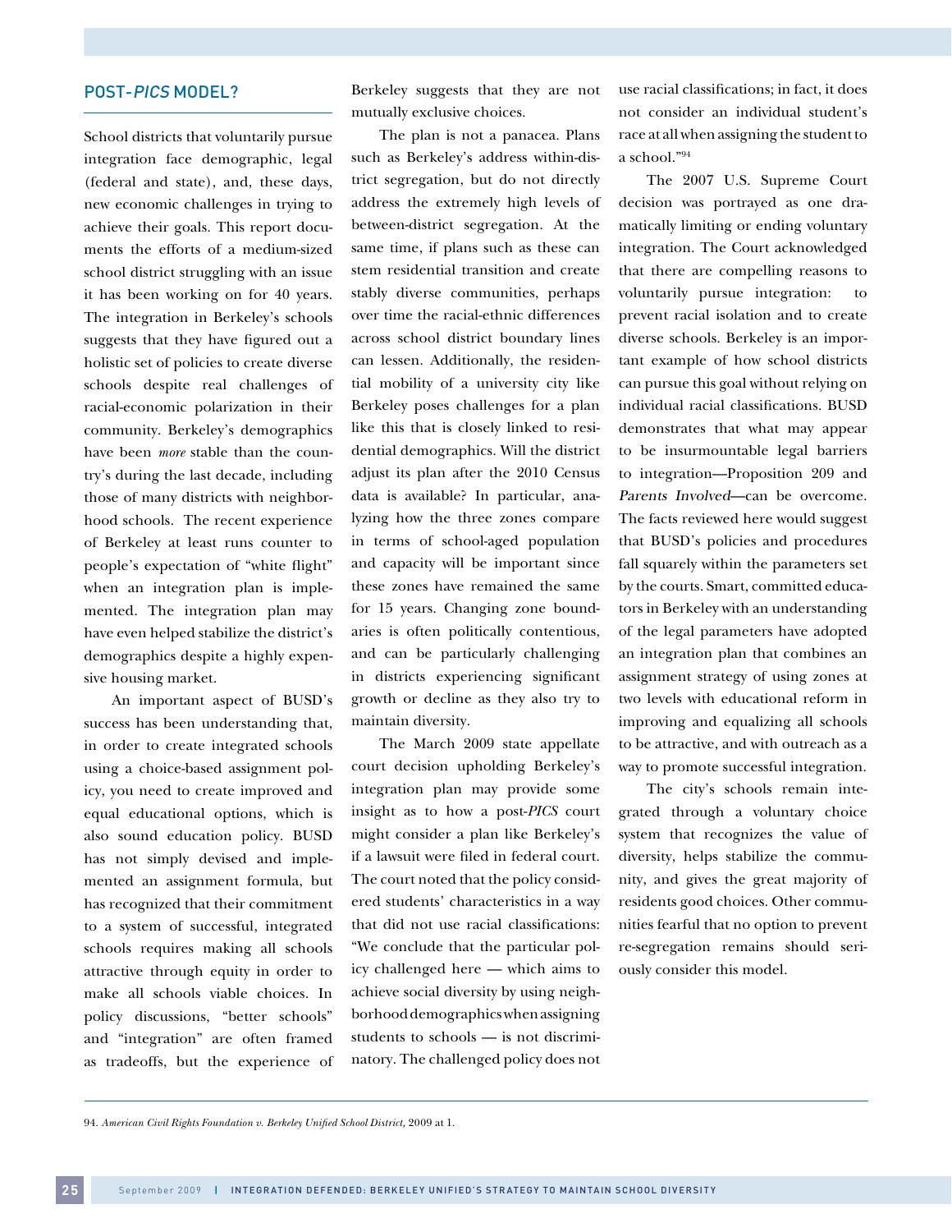## POST-*PICS* MODEL?

School districts that voluntarily pursue integration face demographic, legal (federal and state), and, these days, new economic challenges in trying to achieve their goals. This report documents the efforts of a medium-sized school district struggling with an issue it has been working on for 40 years. The integration in Berkeley's schools suggests that they have figured out a holistic set of policies to create diverse schools despite real challenges of racial-economic polarization in their community. Berkeley's demographics have been *more* stable than the country's during the last decade, including those of many districts with neighborhood schools. The recent experience of Berkeley at least runs counter to people's expectation of "white flight" when an integration plan is implemented. The integration plan may have even helped stabilize the district's demographics despite a highly expensive housing market.

An important aspect of BUSD's success has been understanding that, in order to create integrated schools using a choice-based assignment policy, you need to create improved and equal educational options, which is also sound education policy. BUSD has not simply devised and implemented an assignment formula, but has recognized that their commitment to a system of successful, integrated schools requires making all schools attractive through equity in order to make all schools viable choices. In policy discussions, "better schools" and "integration" are often framed as tradeoffs, but the experience of Berkeley suggests that they are not mutually exclusive choices.

The plan is not a panacea. Plans such as Berkeley's address within-district segregation, but do not directly address the extremely high levels of between-district segregation. At the same time, if plans such as these can stem residential transition and create stably diverse communities, perhaps over time the racial-ethnic differences across school district boundary lines can lessen. Additionally, the residential mobility of a university city like Berkeley poses challenges for a plan like this that is closely linked to residential demographics. Will the district adjust its plan after the 2010 Census data is available? In particular, analyzing how the three zones compare in terms of school-aged population and capacity will be important since these zones have remained the same for 15 years. Changing zone boundaries is often politically contentious, and can be particularly challenging in districts experiencing significant growth or decline as they also try to maintain diversity.

The March 2009 state appellate court decision upholding Berkeley's integration plan may provide some insight as to how a post-*PICS* court might consider a plan like Berkeley's if a lawsuit were filed in federal court. The court noted that the policy considered students' characteristics in a way that did not use racial classifications: "We conclude that the particular policy challenged here — which aims to achieve social diversity by using neighborhood demographics when assigning students to schools — is not discriminatory. The challenged policy does not use racial classifications; in fact, it does not consider an individual student's race at all when assigning the student to a school."[94]

The 2007 U.S. Supreme Court decision was portrayed as one dramatically limiting or ending voluntary integration. The Court acknowledged that there are compelling reasons to voluntarily pursue integration: to prevent racial isolation and to create diverse schools. Berkeley is an important example of how school districts can pursue this goal without relying on individual racial classifications. BUSD demonstrates that what may appear to be insurmountable legal barriers to integration—Proposition 209 and *Parents Involved*—can be overcome. The facts reviewed here would suggest that BUSD's policies and procedures fall squarely within the parameters set by the courts. Smart, committed educators in Berkeley with an understanding of the legal parameters have adopted an integration plan that combines an assignment strategy of using zones at two levels with educational reform in improving and equalizing all schools to be attractive, and with outreach as a way to promote successful integration.

The city's schools remain integrated through a voluntary choice system that recognizes the value of diversity, helps stabilize the community, and gives the great majority of residents good choices. Other communities fearful that no option to prevent re-segregation remains should seriously consider this model.

---

94. *American Civil Rights Foundation v. Berkeley Unified School District,* 2009 at 1.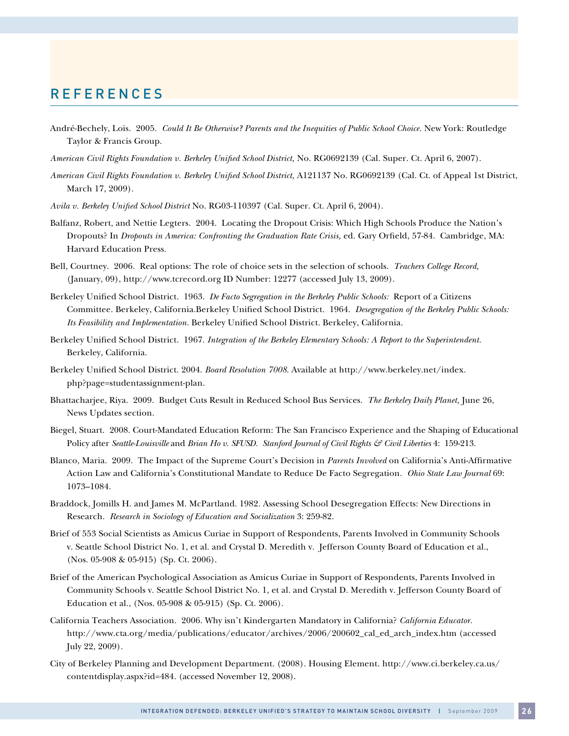# REFERENCES

André-Bechely, Lois. 2005. *Could It Be Otherwise? Parents and the Inequities of Public School Choice.* New York: Routledge Taylor & Francis Group.

*American Civil Rights Foundation v. Berkeley Unified School District,* No. RG0692139 (Cal. Super. Ct. April 6, 2007).

*American Civil Rights Foundation v. Berkeley Unified School District,* A121137 No. RG0692139 (Cal. Ct. of Appeal 1st District, March 17, 2009).

*Avila v. Berkeley Unified School District* No. RG03-110397 (Cal. Super. Ct. April 6, 2004).

Balfanz, Robert, and Nettie Legters. 2004. Locating the Dropout Crisis: Which High Schools Produce the Nation's Dropouts? In *Dropouts in America: Confronting the Graduation Rate Crisis,* ed. Gary Orfield, 57-84. Cambridge, MA: Harvard Education Press.

Bell, Courtney. 2006. Real options: The role of choice sets in the selection of schools. *Teachers College Record,* (January, 09), http://www.tcrecord.org ID Number: 12277 (accessed July 13, 2009).

Berkeley Unified School District. 1963. *De Facto Segregation in the Berkeley Public Schools:* Report of a Citizens Committee. Berkeley, California.Berkeley Unified School District. 1964. *Desegregation of the Berkeley Public Schools: Its Feasibility and Implementation.* Berkeley Unified School District. Berkeley, California.

Berkeley Unified School District. 1967. *Integration of the Berkeley Elementary Schools: A Report to the Superintendent.* Berkeley, California.

Berkeley Unified School District. 2004. *Board Resolution 7008.* Available at http://www.berkeley.net/index.php?page=studentassignment-plan.

Bhattacharjee, Riya. 2009. Budget Cuts Result in Reduced School Bus Services. *The Berkeley Daily Planet,* June 26, News Updates section.

Biegel, Stuart. 2008. Court-Mandated Education Reform: The San Francisco Experience and the Shaping of Educational Policy after *Seattle-Louisville* and *Brian Ho v. SFUSD. Stanford Journal of Civil Rights & Civil Liberties* 4: 159-213.

Blanco, Maria. 2009. The Impact of the Supreme Court's Decision in *Parents Involved* on California's Anti-Affirmative Action Law and California's Constitutional Mandate to Reduce De Facto Segregation. *Ohio State Law Journal* 69: 1073–1084.

Braddock, Jomills H. and James M. McPartland. 1982. Assessing School Desegregation Effects: New Directions in Research. *Research in Sociology of Education and Socialization* 3: 259-82.

Brief of 553 Social Scientists as Amicus Curiae in Support of Respondents, Parents Involved in Community Schools v. Seattle School District No. 1, et al. and Crystal D. Meredith v. Jefferson County Board of Education et al., (Nos. 05-908 & 05-915) (Sp. Ct. 2006).

Brief of the American Psychological Association as Amicus Curiae in Support of Respondents, Parents Involved in Community Schools v. Seattle School District No. 1, et al. and Crystal D. Meredith v. Jefferson County Board of Education et al., (Nos. 05-908 & 05-915) (Sp. Ct. 2006).

California Teachers Association. 2006. Why isn't Kindergarten Mandatory in California? *California Educator.* http://www.cta.org/media/publications/educator/archives/2006/200602_cal_ed_arch_index.htm (accessed July 22, 2009).

City of Berkeley Planning and Development Department. (2008). Housing Element. http://www.ci.berkeley.ca.us/contentdisplay.aspx?id=484. (accessed November 12, 2008).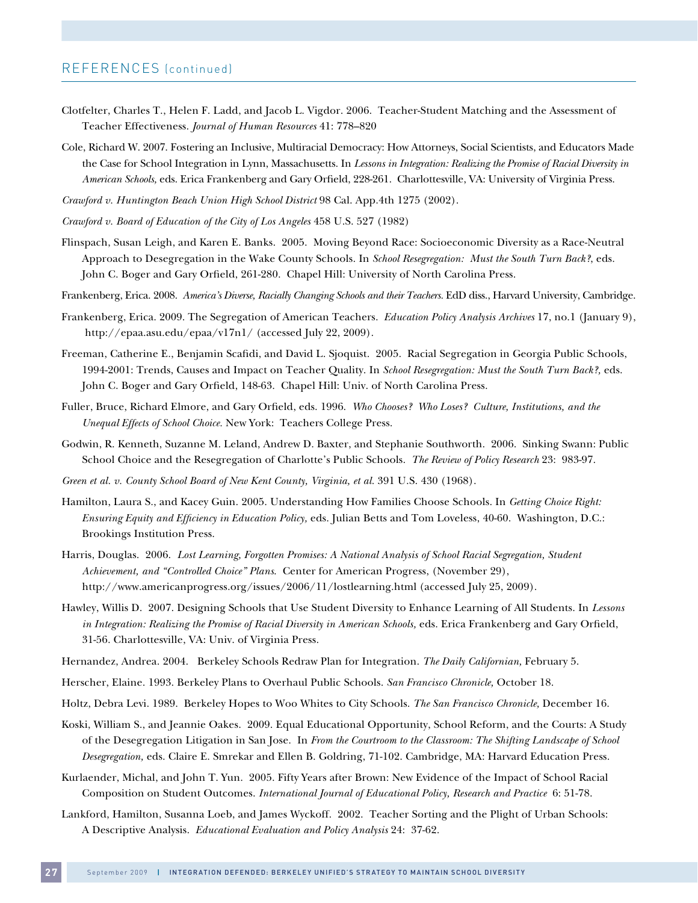## REFERENCES (continued)

Clotfelter, Charles T., Helen F. Ladd, and Jacob L. Vigdor. 2006. Teacher-Student Matching and the Assessment of Teacher Effectiveness. *Journal of Human Resources* 41: 778–820

Cole, Richard W. 2007. Fostering an Inclusive, Multiracial Democracy: How Attorneys, Social Scientists, and Educators Made the Case for School Integration in Lynn, Massachusetts. In *Lessons in Integration: Realizing the Promise of Racial Diversity in American Schools,* eds. Erica Frankenberg and Gary Orfield, 228-261. Charlottesville, VA: University of Virginia Press.

*Crawford v. Huntington Beach Union High School District* 98 Cal. App.4th 1275 (2002).

*Crawford v. Board of Education of the City of Los Angeles* 458 U.S. 527 (1982)

Flinspach, Susan Leigh, and Karen E. Banks. 2005. Moving Beyond Race: Socioeconomic Diversity as a Race-Neutral Approach to Desegregation in the Wake County Schools. In *School Resegregation: Must the South Turn Back?*, eds. John C. Boger and Gary Orfield, 261-280. Chapel Hill: University of North Carolina Press.

Frankenberg, Erica. 2008. *America's Diverse, Racially Changing Schools and their Teachers*. EdD diss., Harvard University, Cambridge.

Frankenberg, Erica. 2009. The Segregation of American Teachers. *Education Policy Analysis Archives* 17, no.1 (January 9), http://epaa.asu.edu/epaa/v17n1/ (accessed July 22, 2009).

Freeman, Catherine E., Benjamin Scafidi, and David L. Sjoquist. 2005. Racial Segregation in Georgia Public Schools, 1994-2001: Trends, Causes and Impact on Teacher Quality. In *School Resegregation: Must the South Turn Back?,* eds. John C. Boger and Gary Orfield, 148-63. Chapel Hill: Univ. of North Carolina Press.

Fuller, Bruce, Richard Elmore, and Gary Orfield, eds. 1996. *Who Chooses? Who Loses? Culture, Institutions, and the Unequal Effects of School Choice*. New York: Teachers College Press.

Godwin, R. Kenneth, Suzanne M. Leland, Andrew D. Baxter, and Stephanie Southworth. 2006. Sinking Swann: Public School Choice and the Resegregation of Charlotte's Public Schools. *The Review of Policy Research* 23: 983-97.

*Green et al. v. County School Board of New Kent County, Virginia, et al.* 391 U.S. 430 (1968).

Hamilton, Laura S., and Kacey Guin. 2005. Understanding How Families Choose Schools. In *Getting Choice Right: Ensuring Equity and Efficiency in Education Policy,* eds. Julian Betts and Tom Loveless, 40-60. Washington, D.C.: Brookings Institution Press.

Harris, Douglas. 2006. *Lost Learning, Forgotten Promises: A National Analysis of School Racial Segregation, Student Achievement, and "Controlled Choice" Plans*. Center for American Progress, (November 29), http://www.americanprogress.org/issues/2006/11/lostlearning.html (accessed July 25, 2009).

Hawley, Willis D. 2007. Designing Schools that Use Student Diversity to Enhance Learning of All Students. In *Lessons in Integration: Realizing the Promise of Racial Diversity in American Schools,* eds. Erica Frankenberg and Gary Orfield, 31-56. Charlottesville, VA: Univ. of Virginia Press.

Hernandez, Andrea. 2004. Berkeley Schools Redraw Plan for Integration. *The Daily Californian,* February 5.

Herscher, Elaine. 1993. Berkeley Plans to Overhaul Public Schools. *San Francisco Chronicle,* October 18.

Holtz, Debra Levi. 1989. Berkeley Hopes to Woo Whites to City Schools. *The San Francisco Chronicle,* December 16.

Koski, William S., and Jeannie Oakes. 2009. Equal Educational Opportunity, School Reform, and the Courts: A Study of the Desegregation Litigation in San Jose. In *From the Courtroom to the Classroom: The Shifting Landscape of School Desegregation,* eds. Claire E. Smrekar and Ellen B. Goldring, 71-102. Cambridge, MA: Harvard Education Press.

Kurlaender, Michal, and John T. Yun. 2005. Fifty Years after Brown: New Evidence of the Impact of School Racial Composition on Student Outcomes. *International Journal of Educational Policy, Research and Practice* 6: 51-78.

Lankford, Hamilton, Susanna Loeb, and James Wyckoff. 2002. Teacher Sorting and the Plight of Urban Schools: A Descriptive Analysis. *Educational Evaluation and Policy Analysis* 24: 37-62.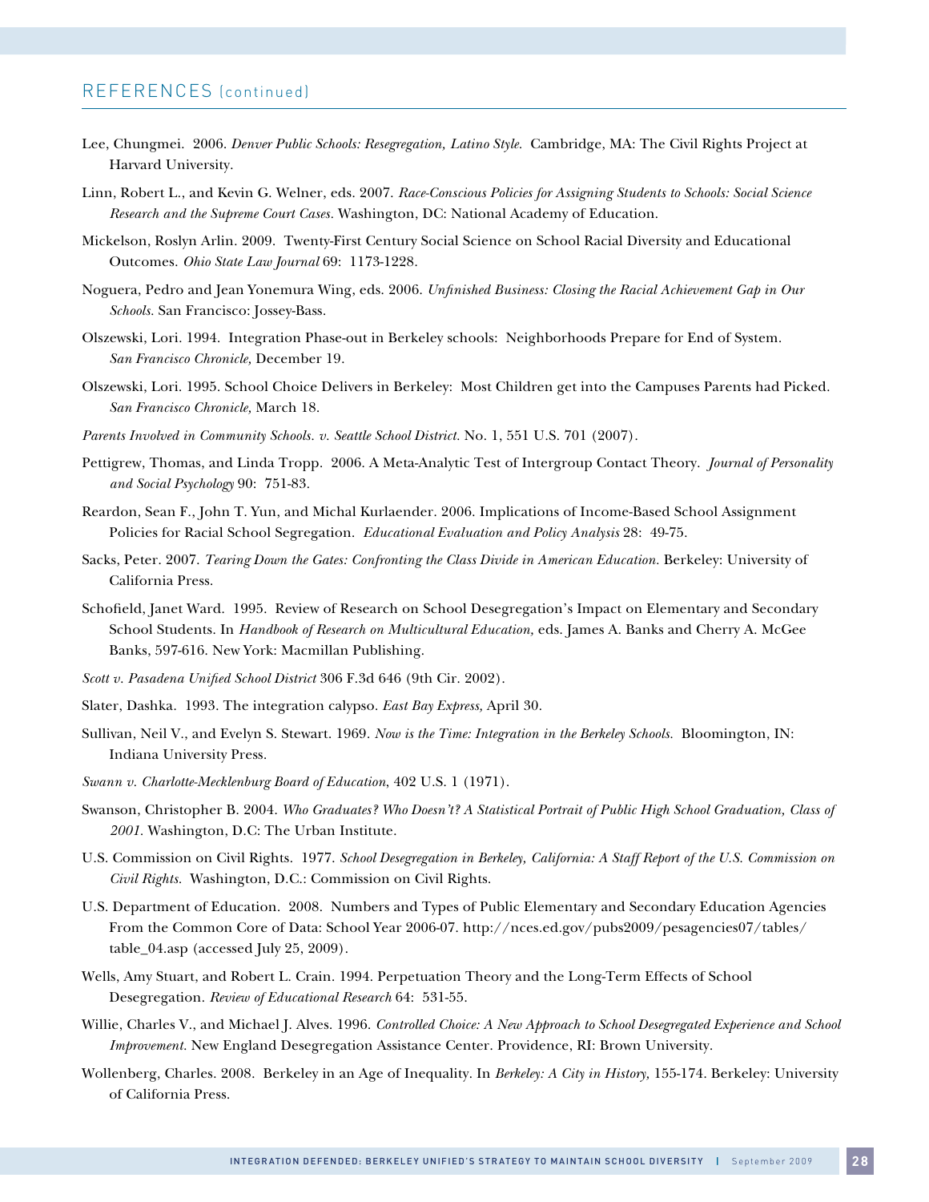## REFERENCES (continued)

Lee, Chungmei. 2006. *Denver Public Schools: Resegregation, Latino Style.* Cambridge, MA: The Civil Rights Project at Harvard University.

Linn, Robert L., and Kevin G. Welner, eds. 2007. *Race-Conscious Policies for Assigning Students to Schools: Social Science Research and the Supreme Court Cases.* Washington, DC: National Academy of Education.

Mickelson, Roslyn Arlin. 2009. Twenty-First Century Social Science on School Racial Diversity and Educational Outcomes. *Ohio State Law Journal* 69: 1173-1228.

Noguera, Pedro and Jean Yonemura Wing, eds. 2006. *Unfinished Business: Closing the Racial Achievement Gap in Our Schools.* San Francisco: Jossey-Bass.

Olszewski, Lori. 1994. Integration Phase-out in Berkeley schools: Neighborhoods Prepare for End of System. *San Francisco Chronicle,* December 19.

Olszewski, Lori. 1995. School Choice Delivers in Berkeley: Most Children get into the Campuses Parents had Picked. *San Francisco Chronicle,* March 18.

*Parents Involved in Community Schools. v. Seattle School District.* No. 1, 551 U.S. 701 (2007).

Pettigrew, Thomas, and Linda Tropp. 2006. A Meta-Analytic Test of Intergroup Contact Theory. *Journal of Personality and Social Psychology* 90: 751-83.

Reardon, Sean F., John T. Yun, and Michal Kurlaender. 2006. Implications of Income-Based School Assignment Policies for Racial School Segregation. *Educational Evaluation and Policy Analysis* 28: 49-75.

Sacks, Peter. 2007. *Tearing Down the Gates: Confronting the Class Divide in American Education.* Berkeley: University of California Press.

Schofield, Janet Ward. 1995. Review of Research on School Desegregation's Impact on Elementary and Secondary School Students. In *Handbook of Research on Multicultural Education,* eds. James A. Banks and Cherry A. McGee Banks, 597-616. New York: Macmillan Publishing.

*Scott v. Pasadena Unified School District* 306 F.3d 646 (9th Cir. 2002).

Slater, Dashka. 1993. The integration calypso. *East Bay Express,* April 30.

Sullivan, Neil V., and Evelyn S. Stewart. 1969. *Now is the Time: Integration in the Berkeley Schools.* Bloomington, IN: Indiana University Press.

*Swann v. Charlotte-Mecklenburg Board of Education*, 402 U.S. 1 (1971).

Swanson, Christopher B. 2004. *Who Graduates? Who Doesn't? A Statistical Portrait of Public High School Graduation, Class of 2001.* Washington, D.C: The Urban Institute.

U.S. Commission on Civil Rights. 1977. *School Desegregation in Berkeley, California: A Staff Report of the U.S. Commission on Civil Rights.* Washington, D.C.: Commission on Civil Rights.

U.S. Department of Education. 2008. Numbers and Types of Public Elementary and Secondary Education Agencies From the Common Core of Data: School Year 2006-07. http://nces.ed.gov/pubs2009/pesagencies07/tables/table_04.asp (accessed July 25, 2009).

Wells, Amy Stuart, and Robert L. Crain. 1994. Perpetuation Theory and the Long-Term Effects of School Desegregation. *Review of Educational Research* 64: 531-55.

Willie, Charles V., and Michael J. Alves. 1996. *Controlled Choice: A New Approach to School Desegregated Experience and School Improvement.* New England Desegregation Assistance Center. Providence, RI: Brown University.

Wollenberg, Charles. 2008. Berkeley in an Age of Inequality. In *Berkeley: A City in History,* 155-174. Berkeley: University of California Press.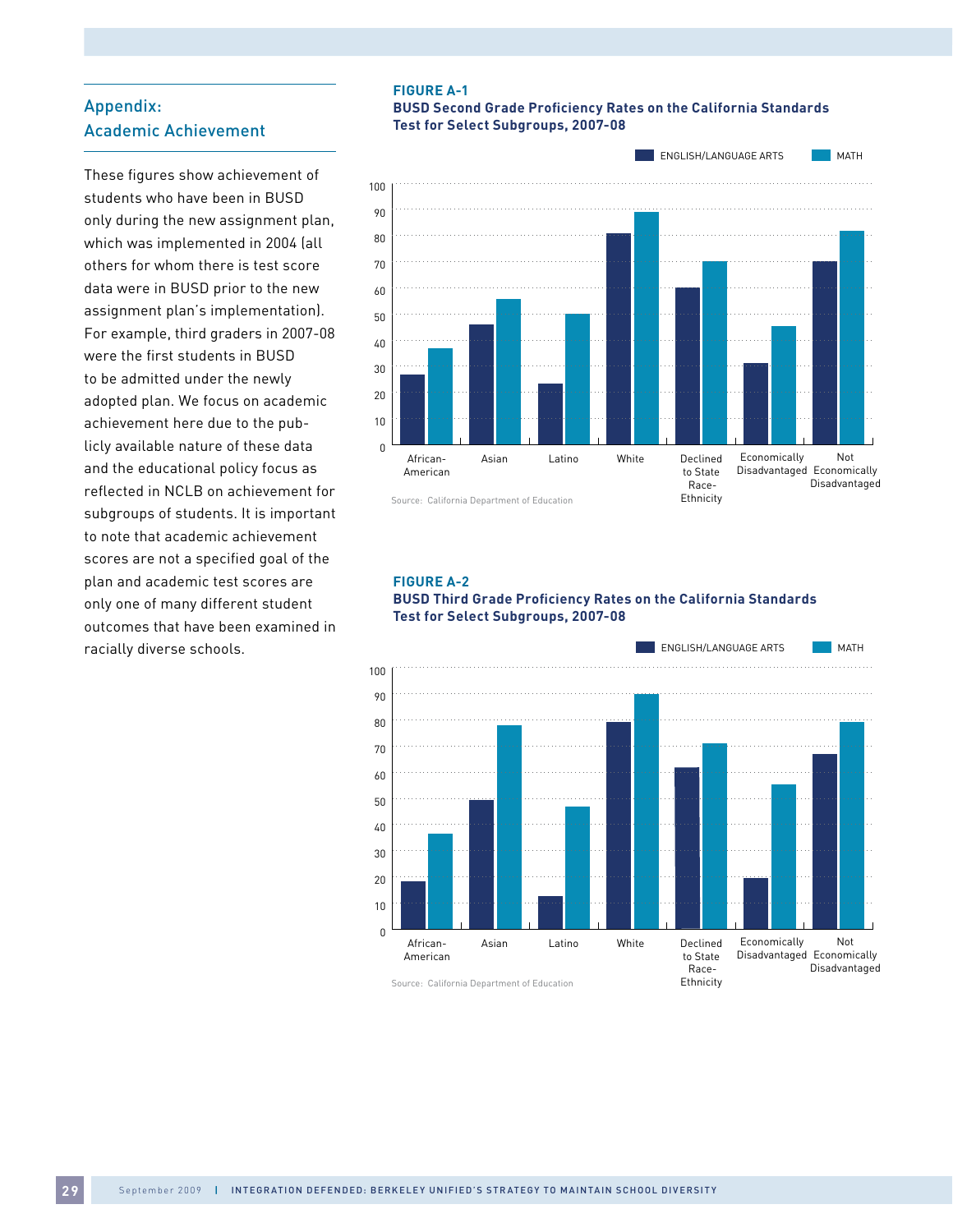## Appendix: Academic Achievement

These figures show achievement of students who have been in BUSD only during the new assignment plan, which was implemented in 2004 (all others for whom there is test score data were in BUSD prior to the new assignment plan's implementation). For example, third graders in 2007-08 were the first students in BUSD to be admitted under the newly adopted plan. We focus on academic achievement here due to the publicly available nature of these data and the educational policy focus as reflected in NCLB on achievement for subgroups of students. It is important to note that academic achievement scores are not a specified goal of the plan and academic test scores are only one of many different student outcomes that have been examined in racially diverse schools.

**FIGURE A-1**

**BUSD Second Grade Proficiency Rates on the California Standards Test for Select Subgroups, 2007-08**

Source: California Department of Education

**FIGURE A-2**

**BUSD Third Grade Proficiency Rates on the California Standards Test for Select Subgroups, 2007-08**

Source: California Department of Education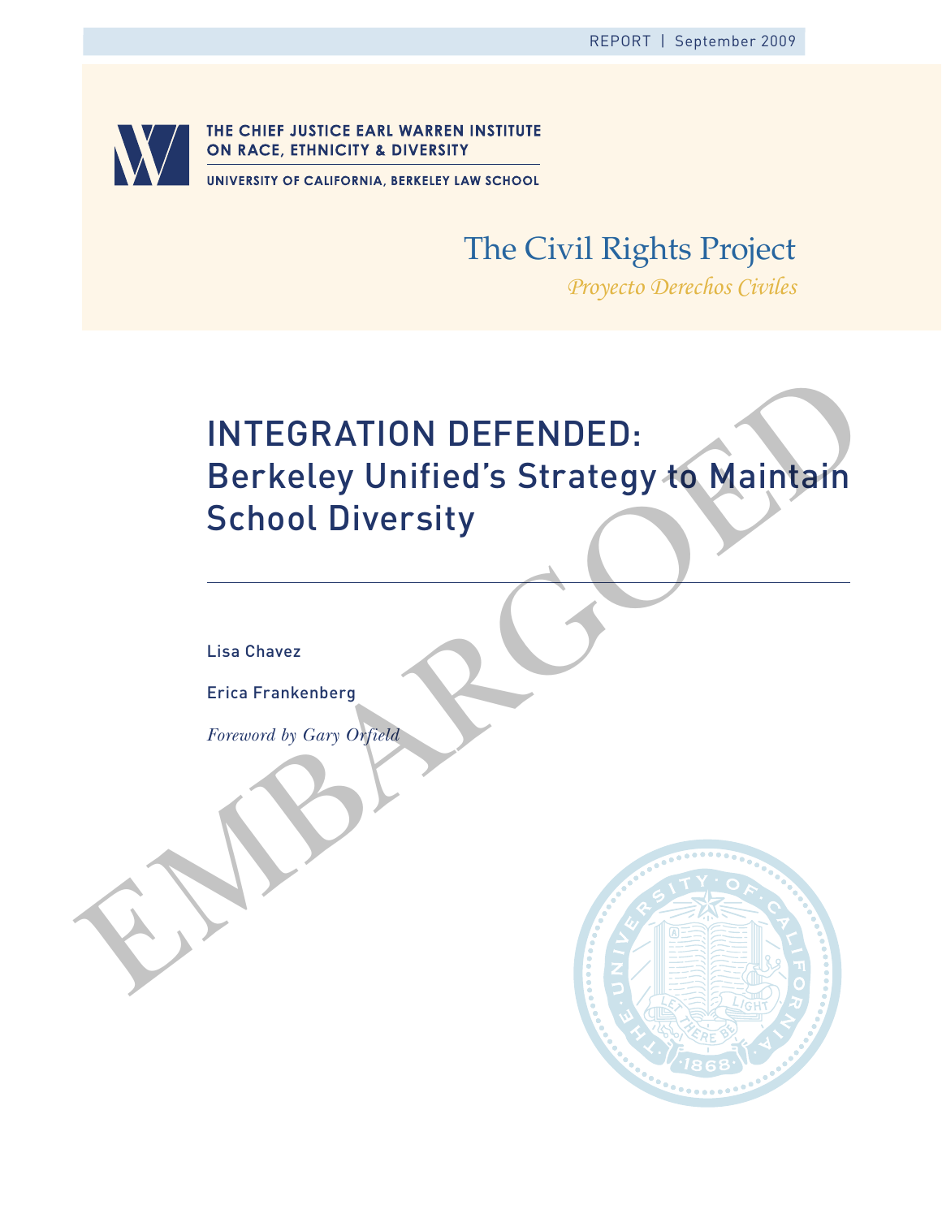REPORT | September 2009

THE CHIEF JUSTICE EARL WARREN INSTITUTE ON RACE, ETHNICITY & DIVERSITY

UNIVERSITY OF CALIFORNIA, BERKELEY LAW SCHOOL

The Civil Rights Project

*Proyecto Derechos Civiles*

# INTEGRATION DEFENDED: Berkeley Unified's Strategy to Maintain School Diversity

Lisa Chavez

Erica Frankenberg

*Foreword by Gary Orfield*

EMBARGOED